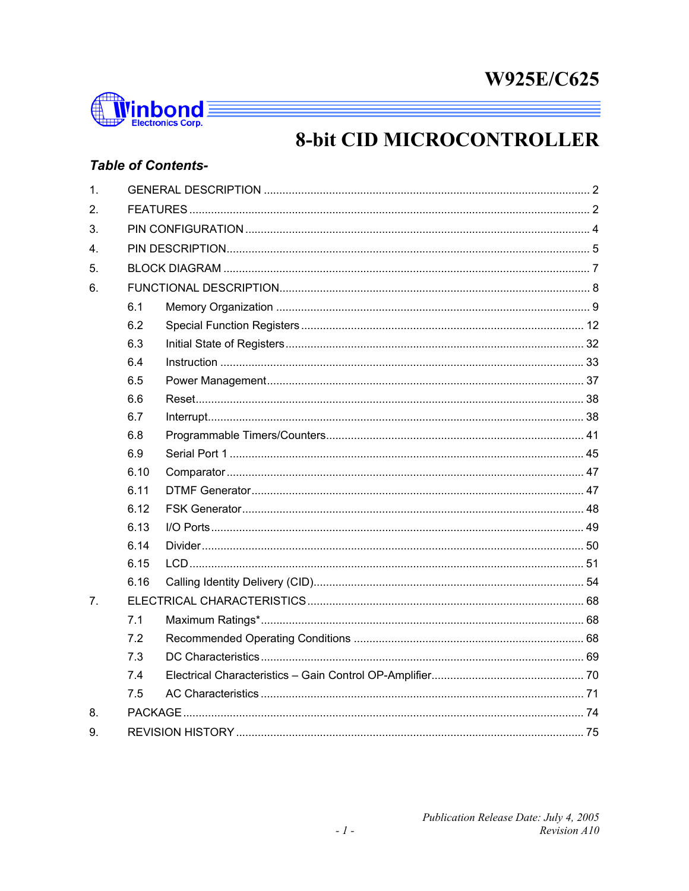# W925E/C625

# 8-bit CID MICROCONTROLLER

### *Table of Contents-*

1. GENERAL DESCRIPTION ........................................ 2
2. FEATURES ........................................ 2
3. PIN CONFIGURATION ........................................ 4
4. PIN DESCRIPTION ........................................ 5
5. BLOCK DIAGRAM ........................................ 7
6. FUNCTIONAL DESCRIPTION ........................................ 8
   - 6.1 Memory Organization ........................................ 9
   - 6.2 Special Function Registers ........................................ 12
   - 6.3 Initial State of Registers ........................................ 32
   - 6.4 Instruction ........................................ 33
   - 6.5 Power Management ........................................ 37
   - 6.6 Reset ........................................ 38
   - 6.7 Interrupt ........................................ 38
   - 6.8 Programmable Timers/Counters ........................................ 41
   - 6.9 Serial Port 1 ........................................ 45
   - 6.10 Comparator ........................................ 47
   - 6.11 DTMF Generator ........................................ 47
   - 6.12 FSK Generator ........................................ 48
   - 6.13 I/O Ports ........................................ 49
   - 6.14 Divider ........................................ 50
   - 6.15 LCD ........................................ 51
   - 6.16 Calling Identity Delivery (CID) ........................................ 54
7. ELECTRICAL CHARACTERISTICS ........................................ 68
   - 7.1 Maximum Ratings* ........................................ 68
   - 7.2 Recommended Operating Conditions ........................................ 68
   - 7.3 DC Characteristics ........................................ 69
   - 7.4 Electrical Characteristics – Gain Control OP-Amplifier ........................................ 70
   - 7.5 AC Characteristics ........................................ 71
8. PACKAGE ........................................ 74
9. REVISION HISTORY ........................................ 75

*Publication Release Date: July 4, 2005*
*Revision A10*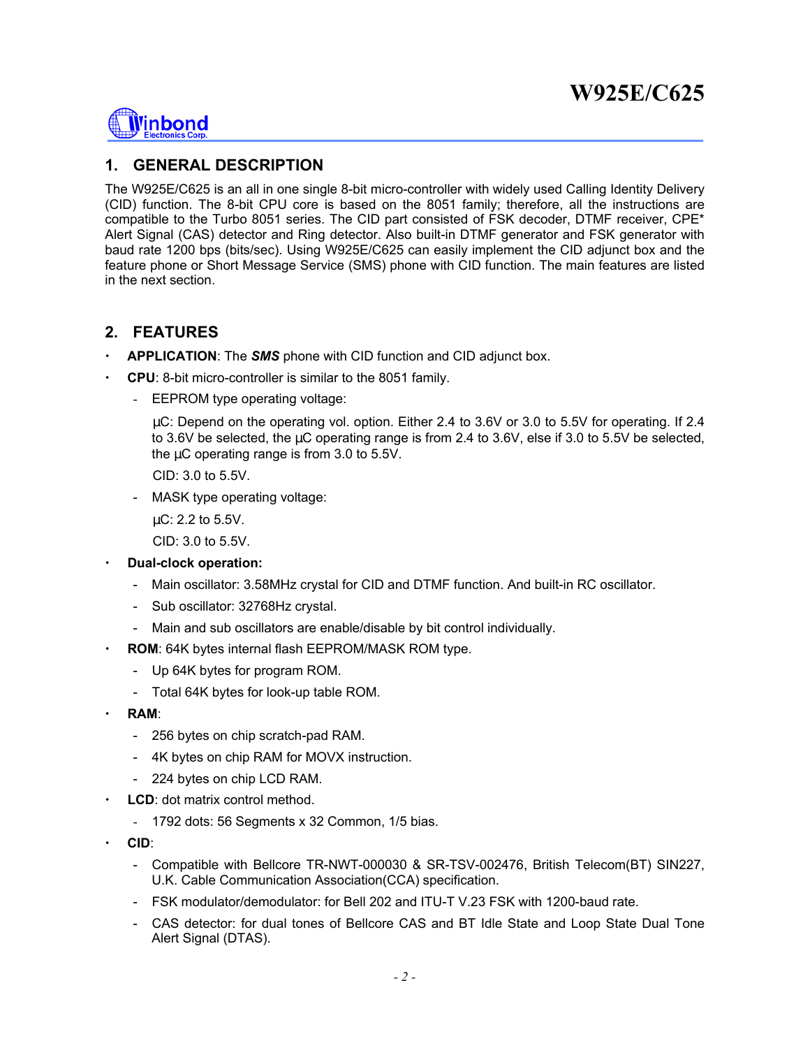## 1. GENERAL DESCRIPTION

The W925E/C625 is an all in one single 8-bit micro-controller with widely used Calling Identity Delivery (CID) function. The 8-bit CPU core is based on the 8051 family; therefore, all the instructions are compatible to the Turbo 8051 series. The CID part consisted of FSK decoder, DTMF receiver, CPE* Alert Signal (CAS) detector and Ring detector. Also built-in DTMF generator and FSK generator with baud rate 1200 bps (bits/sec). Using W925E/C625 can easily implement the CID adjunct box and the feature phone or Short Message Service (SMS) phone with CID function. The main features are listed in the next section.

## 2. FEATURES

- **APPLICATION**: The ***SMS*** phone with CID function and CID adjunct box.
- **CPU**: 8-bit micro-controller is similar to the 8051 family.
  - EEPROM type operating voltage:

    µC: Depend on the operating vol. option. Either 2.4 to 3.6V or 3.0 to 5.5V for operating. If 2.4 to 3.6V be selected, the µC operating range is from 2.4 to 3.6V, else if 3.0 to 5.5V be selected, the µC operating range is from 3.0 to 5.5V.

    CID: 3.0 to 5.5V.
  - MASK type operating voltage:

    µC: 2.2 to 5.5V.

    CID: 3.0 to 5.5V.
- **Dual-clock operation:**
  - Main oscillator: 3.58MHz crystal for CID and DTMF function. And built-in RC oscillator.
  - Sub oscillator: 32768Hz crystal.
  - Main and sub oscillators are enable/disable by bit control individually.
- **ROM**: 64K bytes internal flash EEPROM/MASK ROM type.
  - Up 64K bytes for program ROM.
  - Total 64K bytes for look-up table ROM.
- **RAM**:
  - 256 bytes on chip scratch-pad RAM.
  - 4K bytes on chip RAM for MOVX instruction.
  - 224 bytes on chip LCD RAM.
- **LCD**: dot matrix control method.
  - 1792 dots: 56 Segments x 32 Common, 1/5 bias.
- **CID**:
  - Compatible with Bellcore TR-NWT-000030 & SR-TSV-002476, British Telecom(BT) SIN227, U.K. Cable Communication Association(CCA) specification.
  - FSK modulator/demodulator: for Bell 202 and ITU-T V.23 FSK with 1200-baud rate.
  - CAS detector: for dual tones of Bellcore CAS and BT Idle State and Loop State Dual Tone Alert Signal (DTAS).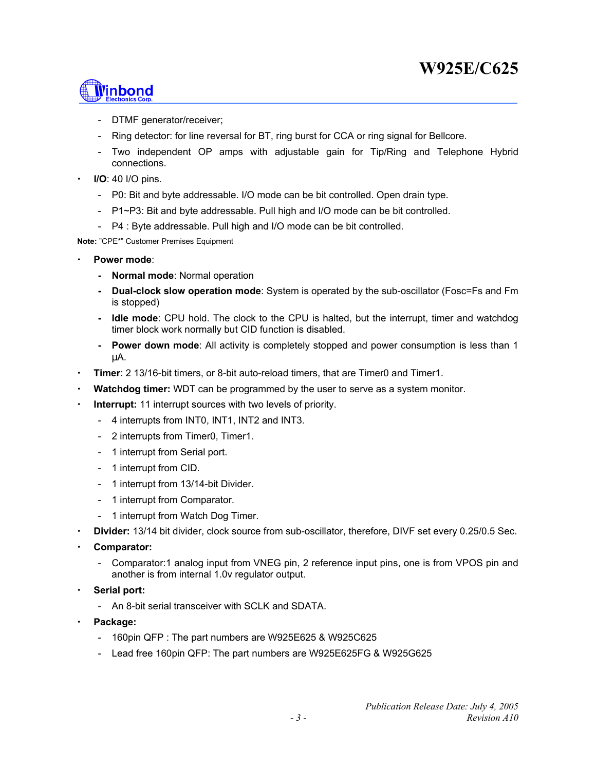- DTMF generator/receiver;
   - Ring detector: for line reversal for BT, ring burst for CCA or ring signal for Bellcore.
   - Two independent OP amps with adjustable gain for Tip/Ring and Telephone Hybrid connections.
- **I/O**: 40 I/O pins.
   - P0: Bit and byte addressable. I/O mode can be bit controlled. Open drain type.
   - P1~P3: Bit and byte addressable. Pull high and I/O mode can be bit controlled.
   - P4 : Byte addressable. Pull high and I/O mode can be bit controlled.

**Note:** "CPE*" Customer Premises Equipment

- **Power mode**:
   - **Normal mode**: Normal operation
   - **Dual-clock slow operation mode**: System is operated by the sub-oscillator (Fosc=Fs and Fm is stopped)
   - **Idle mode**: CPU hold. The clock to the CPU is halted, but the interrupt, timer and watchdog timer block work normally but CID function is disabled.
   - **Power down mode**: All activity is completely stopped and power consumption is less than 1 µA.
- **Timer**: 2 13/16-bit timers, or 8-bit auto-reload timers, that are Timer0 and Timer1.
- **Watchdog timer:** WDT can be programmed by the user to serve as a system monitor.
- **Interrupt:** 11 interrupt sources with two levels of priority.
   - 4 interrupts from INT0, INT1, INT2 and INT3.
   - 2 interrupts from Timer0, Timer1.
   - 1 interrupt from Serial port.
   - 1 interrupt from CID.
   - 1 interrupt from 13/14-bit Divider.
   - 1 interrupt from Comparator.
   - 1 interrupt from Watch Dog Timer.
- **Divider:** 13/14 bit divider, clock source from sub-oscillator, therefore, DIVF set every 0.25/0.5 Sec.
- **Comparator:**
   - Comparator:1 analog input from VNEG pin, 2 reference input pins, one is from VPOS pin and another is from internal 1.0v regulator output.
- **Serial port:**
   - An 8-bit serial transceiver with SCLK and SDATA.
- **Package:**
   - 160pin QFP : The part numbers are W925E625 & W925C625
   - Lead free 160pin QFP: The part numbers are W925E625FG & W925G625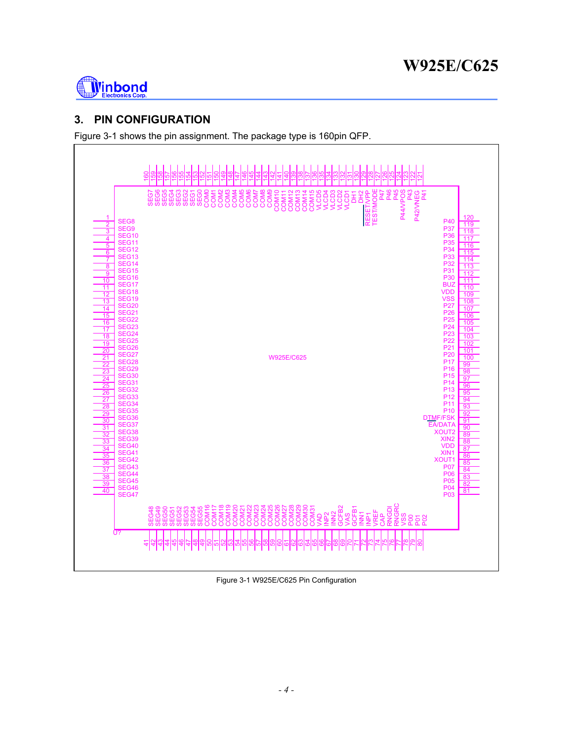## 3. PIN CONFIGURATION

Figure 3-1 shows the pin assignment. The package type is 160pin QFP.

| Pin | Name | Pin | Name | Pin | Name | Pin | Name |
|---|---|---|---|---|---|---|---|
| 1 | SEG8 | 41 | SEG48 | 81 | P03 | 121 | P41 |
| 2 | SEG9 | 42 | SEG49 | 82 | P04 | 122 | P42/VNEG |
| 3 | SEG10 | 43 | SEG50 | 83 | P05 | 123 | P43 |
| 4 | SEG11 | 44 | SEG51 | 84 | P06 | 124 | P44/VPOS |
| 5 | SEG12 | 45 | SEG52 | 85 | P07 | 125 | P45 |
| 6 | SEG13 | 46 | SEG53 | 86 | XOUT1 | 126 | P46 |
| 7 | SEG14 | 47 | SEG54 | 87 | XIN1 | 127 | P47 |
| 8 | SEG15 | 48 | SEG55 | 88 | VDD | 128 | TEST/MODE |
| 9 | SEG16 | 49 | COM16 | 89 | XIN2 | 129 | RESET/VPP |
| 10 | SEG17 | 50 | COM17 | 90 | XOUT2 | 130 | DH2 |
| 11 | SEG18 | 51 | COM18 | 91 | EA/DATA | 131 | DH1 |
| 12 | SEG19 | 52 | COM19 | 92 | DTMF/FSK | 132 | VLCD1 |
| 13 | SEG20 | 53 | COM20 | 93 | P10 | 133 | VLCD2 |
| 14 | SEG21 | 54 | COM21 | 94 | P11 | 134 | VLCD3 |
| 15 | SEG22 | 55 | COM22 | 95 | P12 | 135 | VLCD4 |
| 16 | SEG23 | 56 | COM23 | 96 | P13 | 136 | VLCD5 |
| 17 | SEG24 | 57 | COM24 | 97 | P14 | 137 | COM15 |
| 18 | SEG25 | 58 | COM25 | 98 | P15 | 138 | COM14 |
| 19 | SEG26 | 59 | COM26 | 99 | P16 | 139 | COM13 |
| 20 | SEG27 | 60 | COM27 | 100 | P17 | 140 | COM12 |
| 21 | SEG28 | 61 | COM28 | 101 | P20 | 141 | COM11 |
| 22 | SEG29 | 62 | COM29 | 102 | P21 | 142 | COM10 |
| 23 | SEG30 | 63 | COM30 | 103 | P22 | 143 | COM9 |
| 24 | SEG31 | 64 | COM31 | 104 | P23 | 144 | COM8 |
| 25 | SEG32 | 65 | VAD | 105 | P24 | 145 | COM7 |
| 26 | SEG33 | 66 | INP2 | 106 | P25 | 146 | COM6 |
| 27 | SEG34 | 67 | INN2 | 107 | P26 | 147 | COM5 |
| 28 | SEG35 | 68 | GCFB2 | 108 | P27 | 148 | COM4 |
| 29 | SEG36 | 69 | VAS | 109 | VSS | 149 | COM3 |
| 30 | SEG37 | 70 | GCFB1 | 110 | VDD | 150 | COM2 |
| 31 | SEG38 | 71 | INN1 | 111 | BUZ | 151 | COM1 |
| 32 | SEG39 | 72 | INP1 | 112 | P30 | 152 | COM0 |
| 33 | SEG40 | 73 | VREF | 113 | P31 | 153 | SEG0 |
| 34 | SEG41 | 74 | CAP | 114 | P32 | 154 | SEG1 |
| 35 | SEG42 | 75 | RNGDI | 115 | P33 | 155 | SEG2 |
| 36 | SEG43 | 76 | RNGRC | 116 | P34 | 156 | SEG3 |
| 37 | SEG44 | 77 | VSS | 117 | P35 | 157 | SEG4 |
| 38 | SEG45 | 78 | P00 | 118 | P36 | 158 | SEG5 |
| 39 | SEG46 | 79 | P01 | 119 | P37 | 159 | SEG6 |
| 40 | SEG47 | 80 | P02 | 120 | P40 | 160 | SEG7 |

Figure 3-1 W925E/C625 Pin Configuration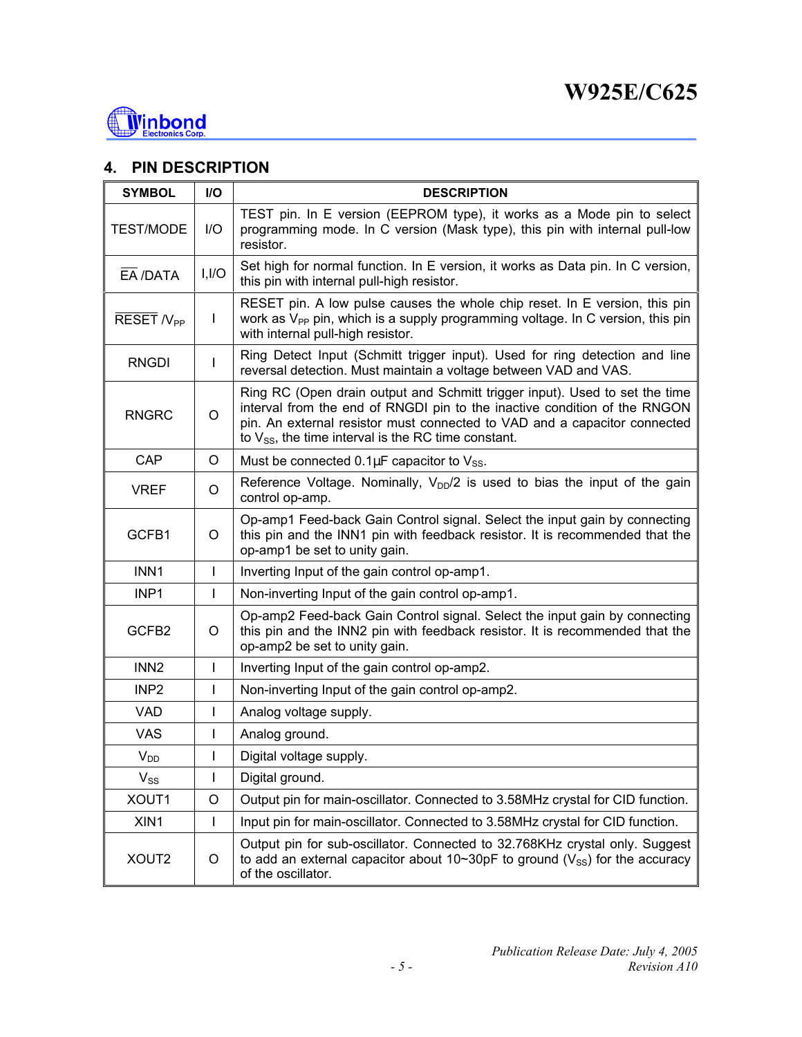## 4. PIN DESCRIPTION

| SYMBOL | I/O | DESCRIPTION |
|---|---|---|
| TEST/MODE | I/O | TEST pin. In E version (EEPROM type), it works as a Mode pin to select programming mode. In C version (Mask type), this pin with internal pull-low resistor. |
| $\overline{EA}$ /DATA | I,I/O | Set high for normal function. In E version, it works as Data pin. In C version, this pin with internal pull-high resistor. |
| $\overline{RESET}$ /$V_{PP}$ | I | RESET pin. A low pulse causes the whole chip reset. In E version, this pin work as $V_{PP}$ pin, which is a supply programming voltage. In C version, this pin with internal pull-high resistor. |
| RNGDI | I | Ring Detect Input (Schmitt trigger input). Used for ring detection and line reversal detection. Must maintain a voltage between VAD and VAS. |
| RNGRC | O | Ring RC (Open drain output and Schmitt trigger input). Used to set the time interval from the end of RNGDI pin to the inactive condition of the RNGON pin. An external resistor must connected to VAD and a capacitor connected to $V_{SS}$, the time interval is the RC time constant. |
| CAP | O | Must be connected 0.1µF capacitor to $V_{SS}$. |
| VREF | O | Reference Voltage. Nominally, $V_{DD}/2$ is used to bias the input of the gain control op-amp. |
| GCFB1 | O | Op-amp1 Feed-back Gain Control signal. Select the input gain by connecting this pin and the INN1 pin with feedback resistor. It is recommended that the op-amp1 be set to unity gain. |
| INN1 | I | Inverting Input of the gain control op-amp1. |
| INP1 | I | Non-inverting Input of the gain control op-amp1. |
| GCFB2 | O | Op-amp2 Feed-back Gain Control signal. Select the input gain by connecting this pin and the INN2 pin with feedback resistor. It is recommended that the op-amp2 be set to unity gain. |
| INN2 | I | Inverting Input of the gain control op-amp2. |
| INP2 | I | Non-inverting Input of the gain control op-amp2. |
| VAD | I | Analog voltage supply. |
| VAS | I | Analog ground. |
| $V_{DD}$ | I | Digital voltage supply. |
| $V_{SS}$ | I | Digital ground. |
| XOUT1 | O | Output pin for main-oscillator. Connected to 3.58MHz crystal for CID function. |
| XIN1 | I | Input pin for main-oscillator. Connected to 3.58MHz crystal for CID function. |
| XOUT2 | O | Output pin for sub-oscillator. Connected to 32.768KHz crystal only. Suggest to add an external capacitor about 10~30pF to ground ($V_{SS}$) for the accuracy of the oscillator. |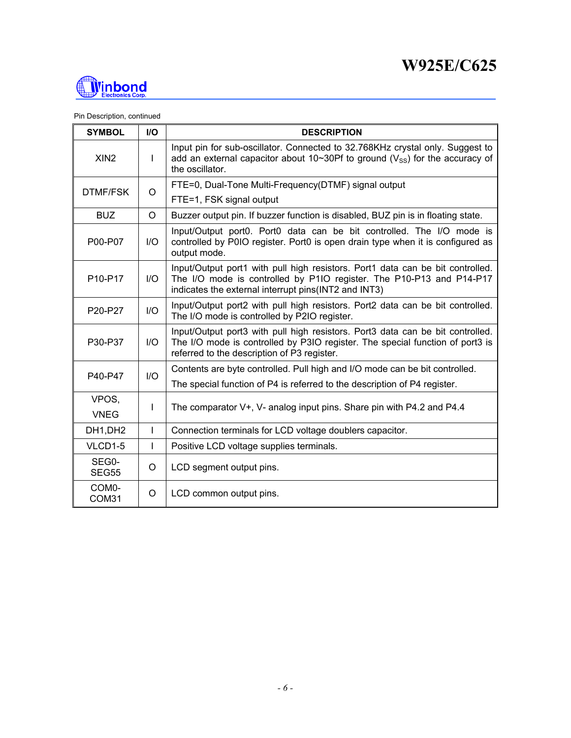Pin Description, continued

| SYMBOL | I/O | DESCRIPTION |
|---|---|---|
| XIN2 | I | Input pin for sub-oscillator. Connected to 32.768KHz crystal only. Suggest to add an external capacitor about 10~30Pf to ground ($V_{SS}$) for the accuracy of the oscillator. |
| DTMF/FSK | O | FTE=0, Dual-Tone Multi-Frequency(DTMF) signal output<br>FTE=1, FSK signal output |
| BUZ | O | Buzzer output pin. If buzzer function is disabled, BUZ pin is in floating state. |
| P00-P07 | I/O | Input/Output port0. Port0 data can be bit controlled. The I/O mode is controlled by P0IO register. Port0 is open drain type when it is configured as output mode. |
| P10-P17 | I/O | Input/Output port1 with pull high resistors. Port1 data can be bit controlled. The I/O mode is controlled by P1IO register. The P10-P13 and P14-P17 indicates the external interrupt pins(INT2 and INT3) |
| P20-P27 | I/O | Input/Output port2 with pull high resistors. Port2 data can be bit controlled. The I/O mode is controlled by P2IO register. |
| P30-P37 | I/O | Input/Output port3 with pull high resistors. Port3 data can be bit controlled. The I/O mode is controlled by P3IO register. The special function of port3 is referred to the description of P3 register. |
| P40-P47 | I/O | Contents are byte controlled. Pull high and I/O mode can be bit controlled.<br>The special function of P4 is referred to the description of P4 register. |
| VPOS, VNEG | I | The comparator V+, V- analog input pins. Share pin with P4.2 and P4.4 |
| DH1,DH2 | I | Connection terminals for LCD voltage doublers capacitor. |
| VLCD1-5 | I | Positive LCD voltage supplies terminals. |
| SEG0-SEG55 | O | LCD segment output pins. |
| COM0-COM31 | O | LCD common output pins. |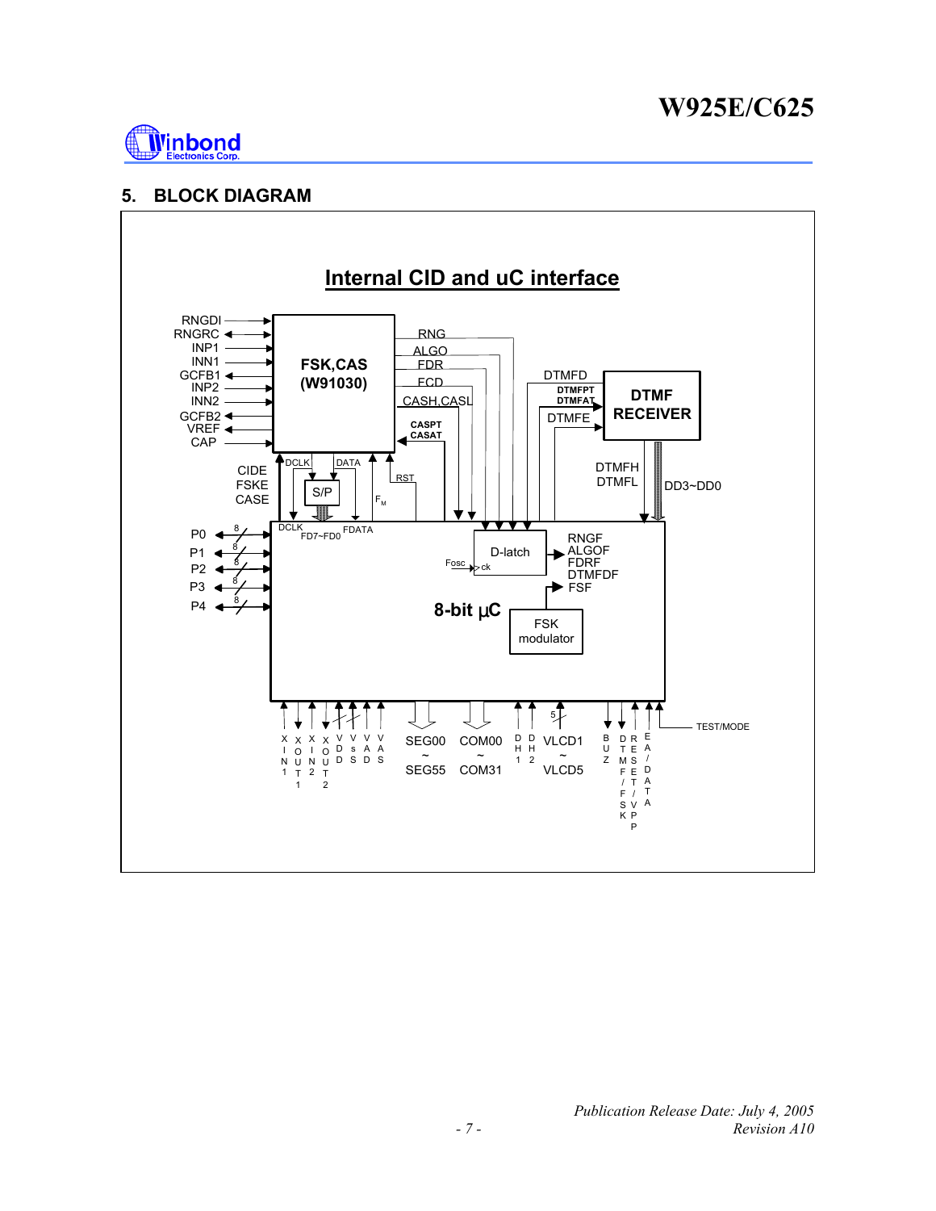## 5. BLOCK DIAGRAM

Internal CID and uC interface

RNGDI
RNGRC
INP1
INN1
GCFB1
INP2
INN2
GCFB2
VREF
CAP

FSK,CAS
(W91030)

RNG
ALGO
FDR
FCD
CASH,CASL
CASPT
CASAT

DTMFD
DTMFPT
DTMFAT
DTMFE

DTMF
RECEIVER

DTMFH
DTMFL
DD3~DD0

DCLK
DATA
S/P
RST
$F_M$

CIDE
FSKE
CASE

DCLK
FD7~FD0
FDATA

P0
P1
P2
P3
P4

D-latch
Fosc
ck

RNGF
ALGOF
FDRF
DTMFDF
FSF

8-bit µC

FSK
modulator

XIN1
XOUT1
XIN2
XOUT2
VDD
VSS
VAD
VAS

SEG00 ~ SEG55
COM00 ~ COM31

DH1
DH2

VLCD1 ~ VLCD5

BUZ
DTMF/FSK
RESET/VPP
EA/DATA
TEST/MODE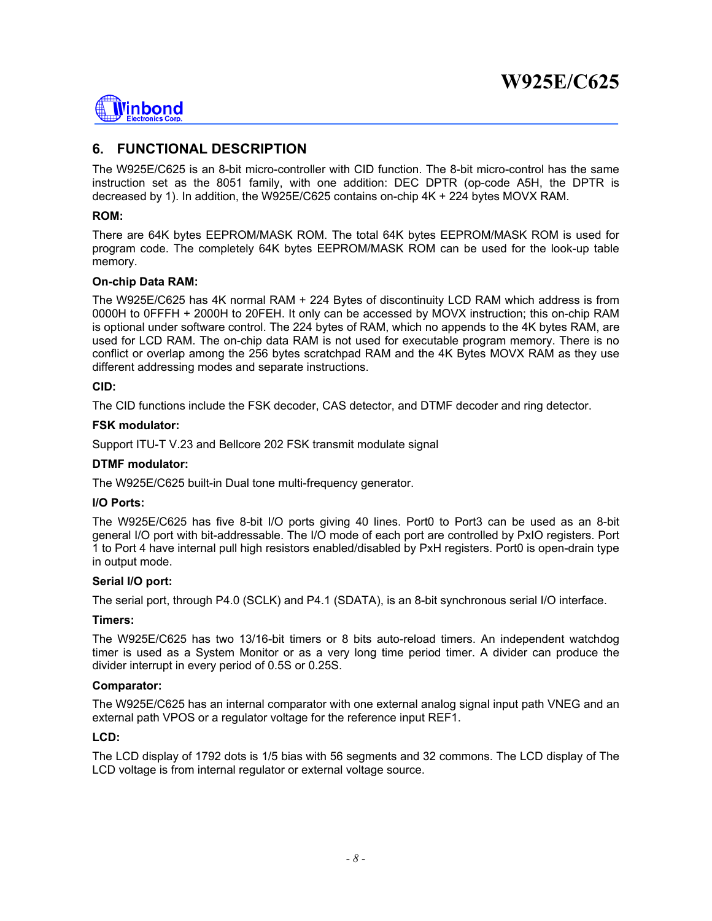## 6. FUNCTIONAL DESCRIPTION

The W925E/C625 is an 8-bit micro-controller with CID function. The 8-bit micro-control has the same instruction set as the 8051 family, with one addition: DEC DPTR (op-code A5H, the DPTR is decreased by 1). In addition, the W925E/C625 contains on-chip 4K + 224 bytes MOVX RAM.

**ROM:**

There are 64K bytes EEPROM/MASK ROM. The total 64K bytes EEPROM/MASK ROM is used for program code. The completely 64K bytes EEPROM/MASK ROM can be used for the look-up table memory.

**On-chip Data RAM:**

The W925E/C625 has 4K normal RAM + 224 Bytes of discontinuity LCD RAM which address is from 0000H to 0FFFH + 2000H to 20FEH. It only can be accessed by MOVX instruction; this on-chip RAM is optional under software control. The 224 bytes of RAM, which no appends to the 4K bytes RAM, are used for LCD RAM. The on-chip data RAM is not used for executable program memory. There is no conflict or overlap among the 256 bytes scratchpad RAM and the 4K Bytes MOVX RAM as they use different addressing modes and separate instructions.

**CID:**

The CID functions include the FSK decoder, CAS detector, and DTMF decoder and ring detector.

**FSK modulator:**

Support ITU-T V.23 and Bellcore 202 FSK transmit modulate signal

**DTMF modulator:**

The W925E/C625 built-in Dual tone multi-frequency generator.

**I/O Ports:**

The W925E/C625 has five 8-bit I/O ports giving 40 lines. Port0 to Port3 can be used as an 8-bit general I/O port with bit-addressable. The I/O mode of each port are controlled by PxIO registers. Port 1 to Port 4 have internal pull high resistors enabled/disabled by PxH registers. Port0 is open-drain type in output mode.

**Serial I/O port:**

The serial port, through P4.0 (SCLK) and P4.1 (SDATA), is an 8-bit synchronous serial I/O interface.

**Timers:**

The W925E/C625 has two 13/16-bit timers or 8 bits auto-reload timers. An independent watchdog timer is used as a System Monitor or as a very long time period timer. A divider can produce the divider interrupt in every period of 0.5S or 0.25S.

**Comparator:**

The W925E/C625 has an internal comparator with one external analog signal input path VNEG and an external path VPOS or a regulator voltage for the reference input REF1.

**LCD:**

The LCD display of 1792 dots is 1/5 bias with 56 segments and 32 commons. The LCD display of The LCD voltage is from internal regulator or external voltage source.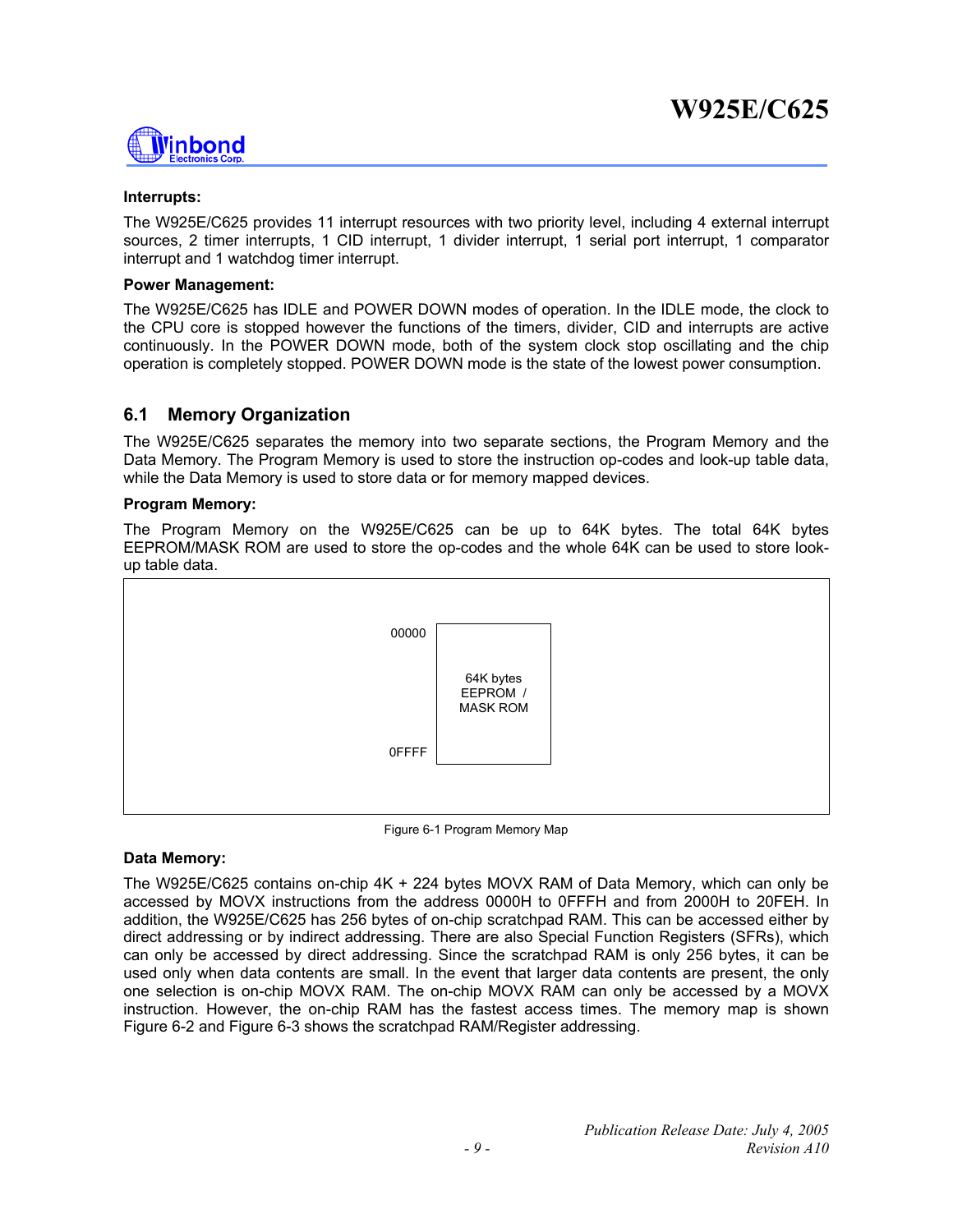**Interrupts:**

The W925E/C625 provides 11 interrupt resources with two priority level, including 4 external interrupt sources, 2 timer interrupts, 1 CID interrupt, 1 divider interrupt, 1 serial port interrupt, 1 comparator interrupt and 1 watchdog timer interrupt.

**Power Management:**

The W925E/C625 has IDLE and POWER DOWN modes of operation. In the IDLE mode, the clock to the CPU core is stopped however the functions of the timers, divider, CID and interrupts are active continuously. In the POWER DOWN mode, both of the system clock stop oscillating and the chip operation is completely stopped. POWER DOWN mode is the state of the lowest power consumption.

## 6.1 Memory Organization

The W925E/C625 separates the memory into two separate sections, the Program Memory and the Data Memory. The Program Memory is used to store the instruction op-codes and look-up table data, while the Data Memory is used to store data or for memory mapped devices.

**Program Memory:**

The Program Memory on the W925E/C625 can be up to 64K bytes. The total 64K bytes EEPROM/MASK ROM are used to store the op-codes and the whole 64K can be used to store look-up table data.

```
00000  +--------------+
       |              |
       |  64K bytes   |
       |  EEPROM /    |
       |  MASK ROM    |
       |              |
0FFFF  +--------------+
```

Figure 6-1 Program Memory Map

**Data Memory:**

The W925E/C625 contains on-chip 4K + 224 bytes MOVX RAM of Data Memory, which can only be accessed by MOVX instructions from the address 0000H to 0FFFH and from 2000H to 20FEH. In addition, the W925E/C625 has 256 bytes of on-chip scratchpad RAM. This can be accessed either by direct addressing or by indirect addressing. There are also Special Function Registers (SFRs), which can only be accessed by direct addressing. Since the scratchpad RAM is only 256 bytes, it can be used only when data contents are small. In the event that larger data contents are present, the only one selection is on-chip MOVX RAM. The on-chip MOVX RAM can only be accessed by a MOVX instruction. However, the on-chip RAM has the fastest access times. The memory map is shown Figure 6-2 and Figure 6-3 shows the scratchpad RAM/Register addressing.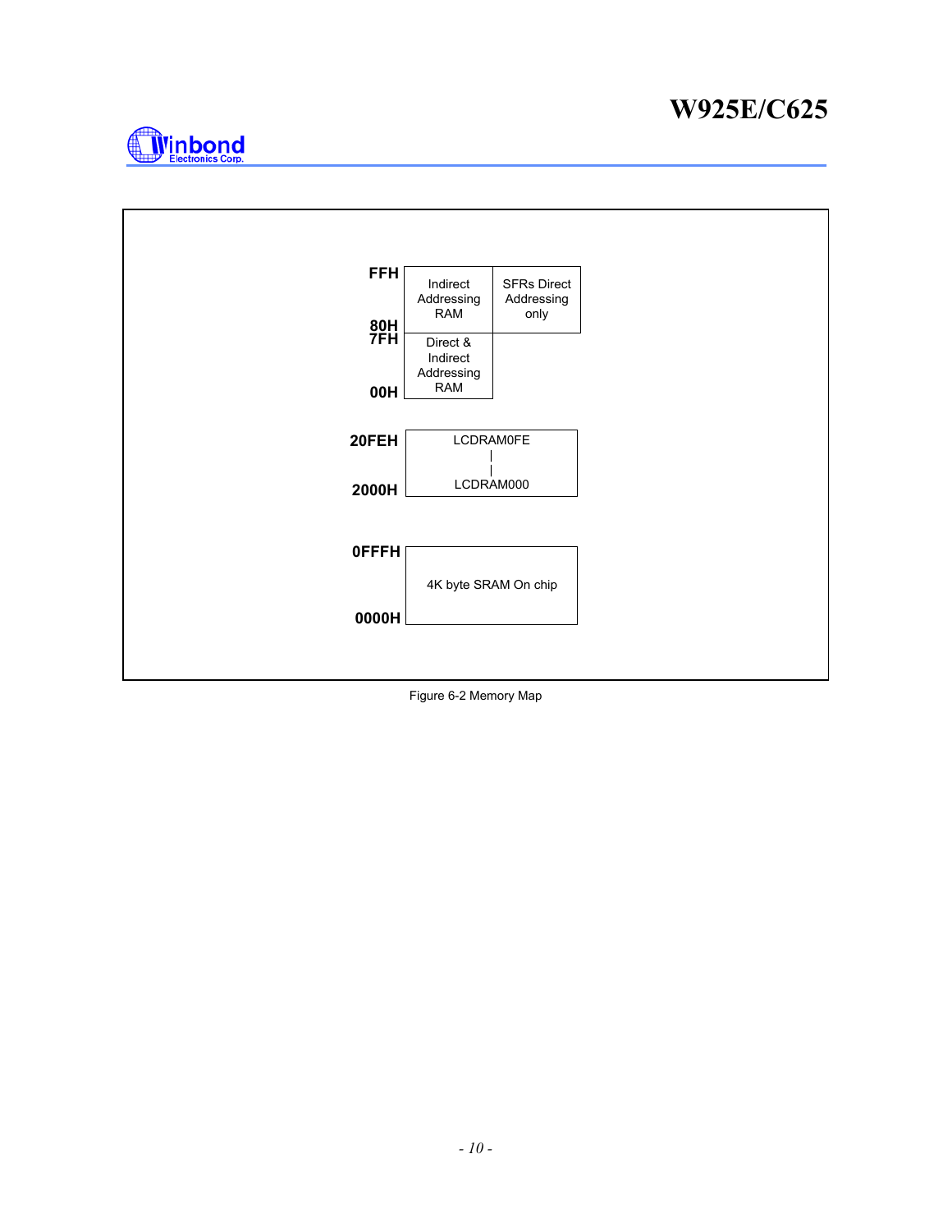| Address | | |
|---|---|---|
| FFH – 80H | Indirect Addressing RAM | SFRs Direct Addressing only |
| 7FH – 00H | Direct & Indirect Addressing RAM | |

| Address | |
|---|---|
| 20FEH – 2000H | LCDRAM0FE ... LCDRAM000 |

| Address | |
|---|---|
| 0FFFH – 0000H | 4K byte SRAM On chip |

Figure 6-2 Memory Map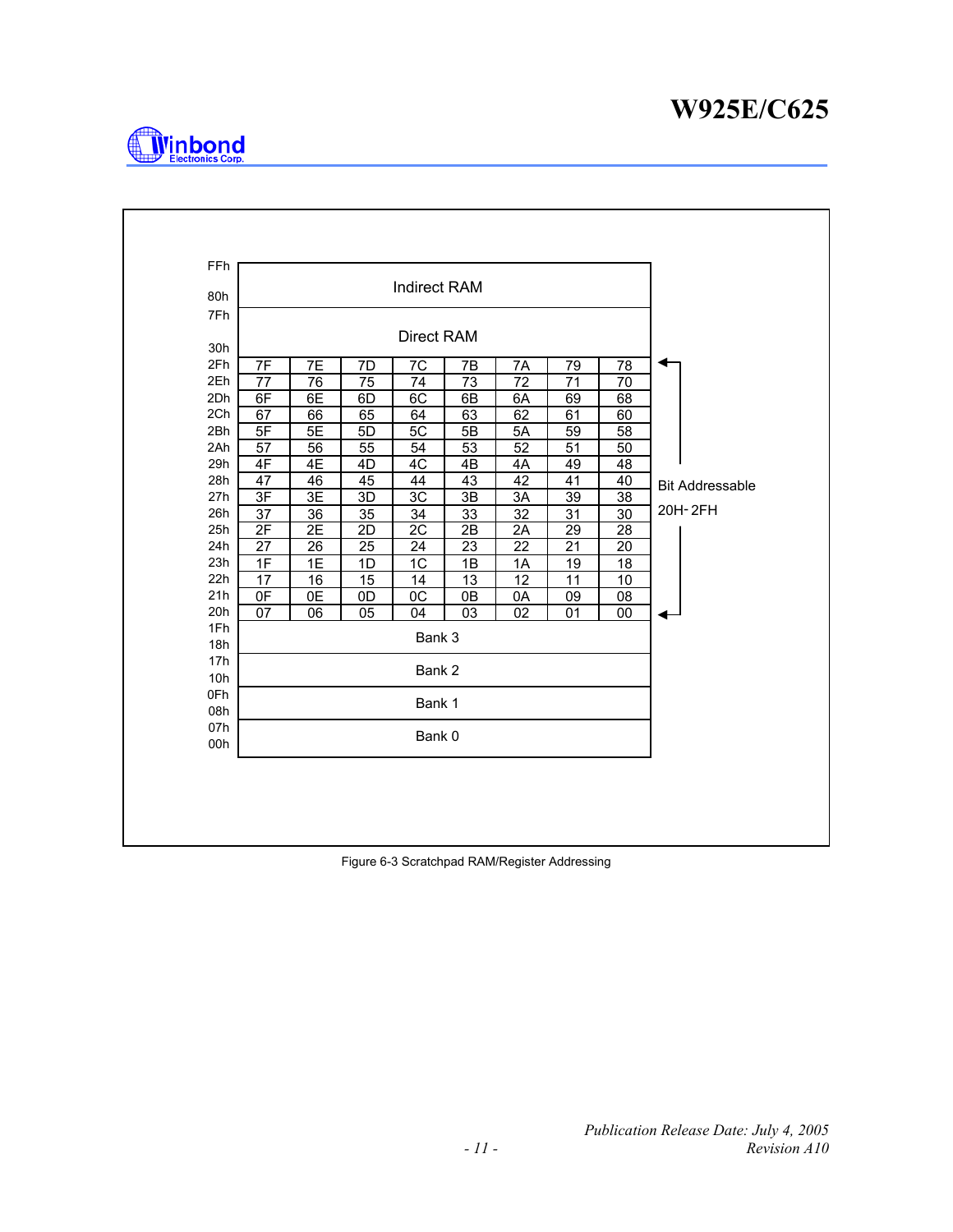| Address | | | | | | | | |
|---|---|---|---|---|---|---|---|---|
| FFh – 80h | Indirect RAM | | | | | | | |
| 7Fh – 30h | Direct RAM | | | | | | | |
| 2Fh | 7F | 7E | 7D | 7C | 7B | 7A | 79 | 78 |
| 2Eh | 77 | 76 | 75 | 74 | 73 | 72 | 71 | 70 |
| 2Dh | 6F | 6E | 6D | 6C | 6B | 6A | 69 | 68 |
| 2Ch | 67 | 66 | 65 | 64 | 63 | 62 | 61 | 60 |
| 2Bh | 5F | 5E | 5D | 5C | 5B | 5A | 59 | 58 |
| 2Ah | 57 | 56 | 55 | 54 | 53 | 52 | 51 | 50 |
| 29h | 4F | 4E | 4D | 4C | 4B | 4A | 49 | 48 |
| 28h | 47 | 46 | 45 | 44 | 43 | 42 | 41 | 40 |
| 27h | 3F | 3E | 3D | 3C | 3B | 3A | 39 | 38 |
| 26h | 37 | 36 | 35 | 34 | 33 | 32 | 31 | 30 |
| 25h | 2F | 2E | 2D | 2C | 2B | 2A | 29 | 28 |
| 24h | 27 | 26 | 25 | 24 | 23 | 22 | 21 | 20 |
| 23h | 1F | 1E | 1D | 1C | 1B | 1A | 19 | 18 |
| 22h | 17 | 16 | 15 | 14 | 13 | 12 | 11 | 10 |
| 21h | 0F | 0E | 0D | 0C | 0B | 0A | 09 | 08 |
| 20h | 07 | 06 | 05 | 04 | 03 | 02 | 01 | 00 |
| 1Fh – 18h | Bank 3 | | | | | | | |
| 17h – 10h | Bank 2 | | | | | | | |
| 0Fh – 08h | Bank 1 | | | | | | | |
| 07h – 00h | Bank 0 | | | | | | | |

Bit Addressable 20H- 2FH

Figure 6-3 Scratchpad RAM/Register Addressing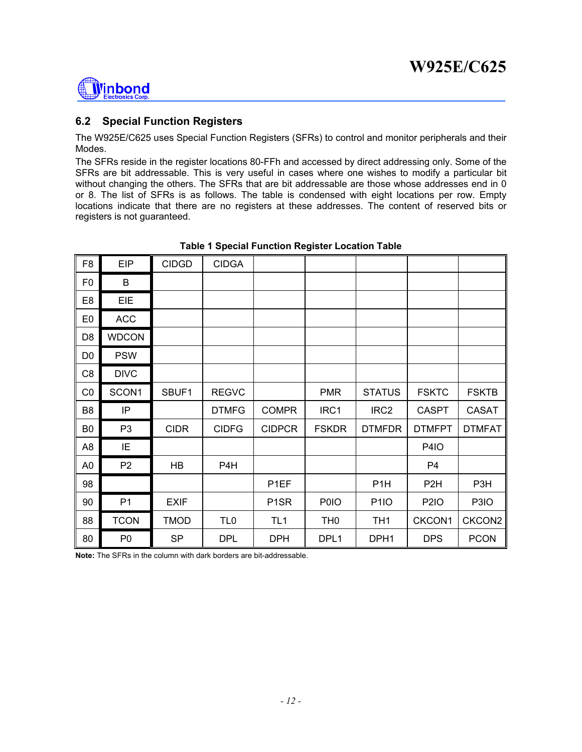## 6.2 Special Function Registers

The W925E/C625 uses Special Function Registers (SFRs) to control and monitor peripherals and their Modes.

The SFRs reside in the register locations 80-FFh and accessed by direct addressing only. Some of the SFRs are bit addressable. This is very useful in cases where one wishes to modify a particular bit without changing the others. The SFRs that are bit addressable are those whose addresses end in 0 or 8. The list of SFRs is as follows. The table is condensed with eight locations per row. Empty locations indicate that there are no registers at these addresses. The content of reserved bits or registers is not guaranteed.

**Table 1 Special Function Register Location Table**

| | | | | | | | | |
|---|---|---|---|---|---|---|---|---|
| F8 | EIP | CIDGD | CIDGA | | | | | |
| F0 | B | | | | | | | |
| E8 | EIE | | | | | | | |
| E0 | ACC | | | | | | | |
| D8 | WDCON | | | | | | | |
| D0 | PSW | | | | | | | |
| C8 | DIVC | | | | | | | |
| C0 | SCON1 | SBUF1 | REGVC | | PMR | STATUS | FSKTC | FSKTB |
| B8 | IP | | DTMFG | COMPR | IRC1 | IRC2 | CASPT | CASAT |
| B0 | P3 | CIDR | CIDFG | CIDPCR | FSKDR | DTMFDR | DTMFPT | DTMFAT |
| A8 | IE | | | | | | P4IO | |
| A0 | P2 | HB | P4H | | | | P4 | |
| 98 | | | | P1EF | | P1H | P2H | P3H |
| 90 | P1 | EXIF | | P1SR | P0IO | P1IO | P2IO | P3IO |
| 88 | TCON | TMOD | TL0 | TL1 | TH0 | TH1 | CKCON1 | CKCON2 |
| 80 | P0 | SP | DPL | DPH | DPL1 | DPH1 | DPS | PCON |

**Note:** The SFRs in the column with dark borders are bit-addressable.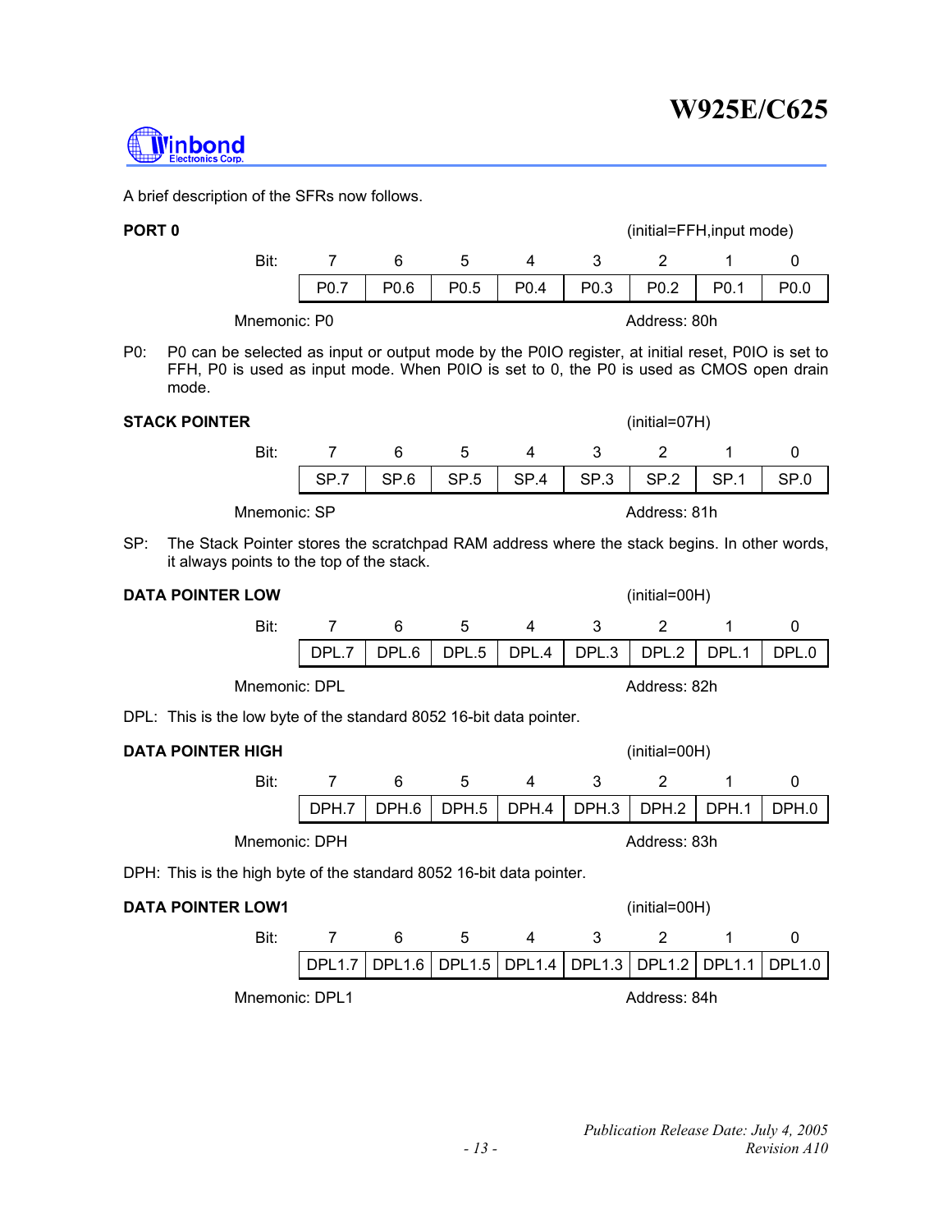A brief description of the SFRs now follows.

**PORT 0** (initial=FFH,input mode)

| Bit: | 7 | 6 | 5 | 4 | 3 | 2 | 1 | 0 |
|---|---|---|---|---|---|---|---|---|
| | P0.7 | P0.6 | P0.5 | P0.4 | P0.3 | P0.2 | P0.1 | P0.0 |

Mnemonic: P0 Address: 80h

P0: P0 can be selected as input or output mode by the P0IO register, at initial reset, P0IO is set to FFH, P0 is used as input mode. When P0IO is set to 0, the P0 is used as CMOS open drain mode.

**STACK POINTER** (initial=07H)

| Bit: | 7 | 6 | 5 | 4 | 3 | 2 | 1 | 0 |
|---|---|---|---|---|---|---|---|---|
| | SP.7 | SP.6 | SP.5 | SP.4 | SP.3 | SP.2 | SP.1 | SP.0 |

Mnemonic: SP Address: 81h

SP: The Stack Pointer stores the scratchpad RAM address where the stack begins. In other words, it always points to the top of the stack.

**DATA POINTER LOW** (initial=00H)

| Bit: | 7 | 6 | 5 | 4 | 3 | 2 | 1 | 0 |
|---|---|---|---|---|---|---|---|---|
| | DPL.7 | DPL.6 | DPL.5 | DPL.4 | DPL.3 | DPL.2 | DPL.1 | DPL.0 |

Mnemonic: DPL Address: 82h

DPL: This is the low byte of the standard 8052 16-bit data pointer.

**DATA POINTER HIGH** (initial=00H)

| Bit: | 7 | 6 | 5 | 4 | 3 | 2 | 1 | 0 |
|---|---|---|---|---|---|---|---|---|
| | DPH.7 | DPH.6 | DPH.5 | DPH.4 | DPH.3 | DPH.2 | DPH.1 | DPH.0 |

Mnemonic: DPH Address: 83h

DPH: This is the high byte of the standard 8052 16-bit data pointer.

**DATA POINTER LOW1** (initial=00H)

| Bit: | 7 | 6 | 5 | 4 | 3 | 2 | 1 | 0 |
|---|---|---|---|---|---|---|---|---|
| | DPL1.7 | DPL1.6 | DPL1.5 | DPL1.4 | DPL1.3 | DPL1.2 | DPL1.1 | DPL1.0 |

Mnemonic: DPL1 Address: 84h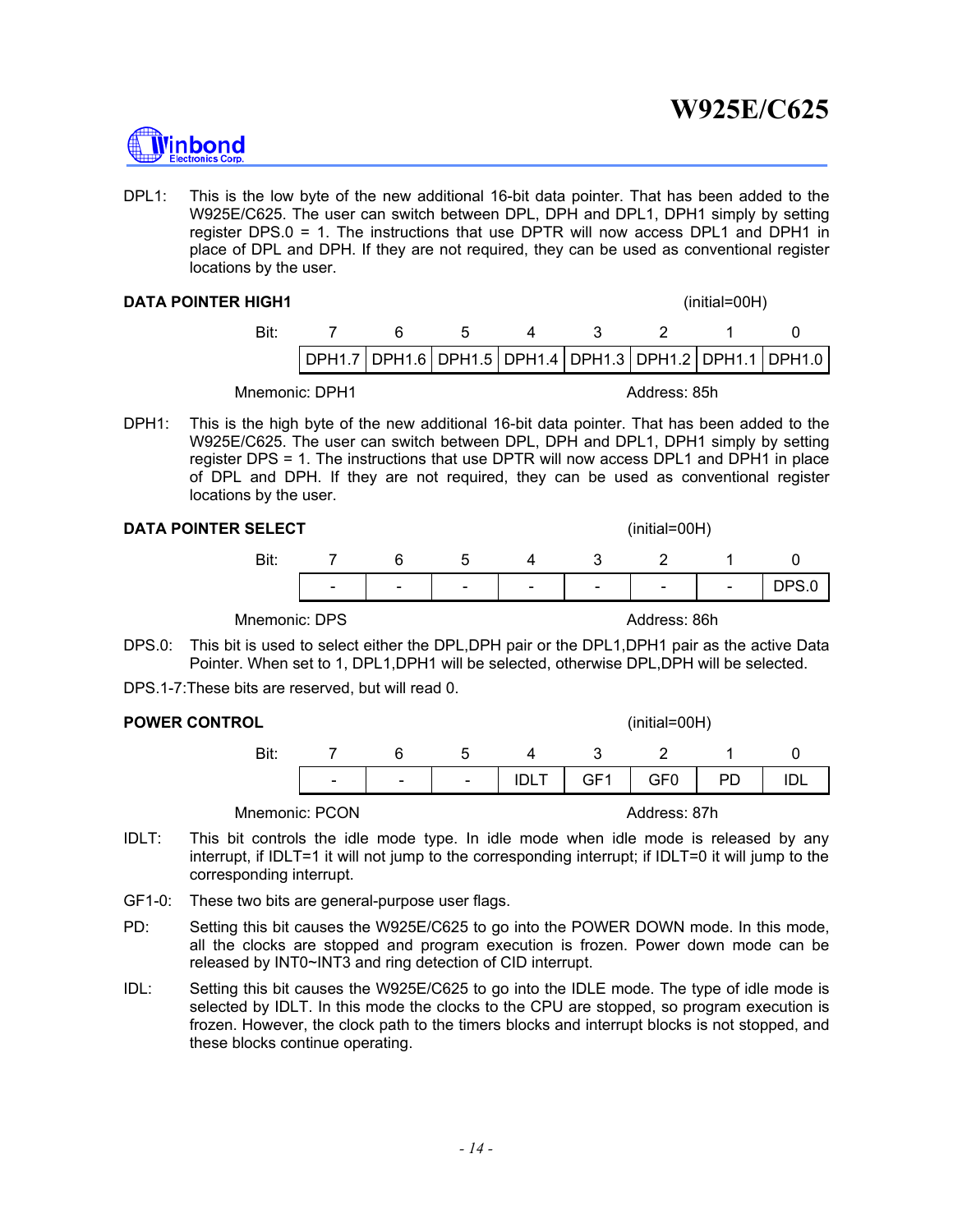DPL1: This is the low byte of the new additional 16-bit data pointer. That has been added to the W925E/C625. The user can switch between DPL, DPH and DPL1, DPH1 simply by setting register DPS.0 = 1. The instructions that use DPTR will now access DPL1 and DPH1 in place of DPL and DPH. If they are not required, they can be used as conventional register locations by the user.

**DATA POINTER HIGH1** (initial=00H)

| Bit: | 7 | 6 | 5 | 4 | 3 | 2 | 1 | 0 |
|---|---|---|---|---|---|---|---|---|
| | DPH1.7 | DPH1.6 | DPH1.5 | DPH1.4 | DPH1.3 | DPH1.2 | DPH1.1 | DPH1.0 |

Mnemonic: DPH1 Address: 85h

DPH1: This is the high byte of the new additional 16-bit data pointer. That has been added to the W925E/C625. The user can switch between DPL, DPH and DPL1, DPH1 simply by setting register DPS = 1. The instructions that use DPTR will now access DPL1 and DPH1 in place of DPL and DPH. If they are not required, they can be used as conventional register locations by the user.

**DATA POINTER SELECT** (initial=00H)

| Bit: | 7 | 6 | 5 | 4 | 3 | 2 | 1 | 0 |
|---|---|---|---|---|---|---|---|---|
| | - | - | - | - | - | - | - | DPS.0 |

Mnemonic: DPS Address: 86h

DPS.0: This bit is used to select either the DPL,DPH pair or the DPL1,DPH1 pair as the active Data Pointer. When set to 1, DPL1,DPH1 will be selected, otherwise DPL,DPH will be selected.

DPS.1-7: These bits are reserved, but will read 0.

**POWER CONTROL** (initial=00H)

| Bit: | 7 | 6 | 5 | 4 | 3 | 2 | 1 | 0 |
|---|---|---|---|---|---|---|---|---|
| | - | - | - | IDLT | GF1 | GF0 | PD | IDL |

Mnemonic: PCON Address: 87h

IDLT: This bit controls the idle mode type. In idle mode when idle mode is released by any interrupt, if IDLT=1 it will not jump to the corresponding interrupt; if IDLT=0 it will jump to the corresponding interrupt.

GF1-0: These two bits are general-purpose user flags.

PD: Setting this bit causes the W925E/C625 to go into the POWER DOWN mode. In this mode, all the clocks are stopped and program execution is frozen. Power down mode can be released by INT0~INT3 and ring detection of CID interrupt.

IDL: Setting this bit causes the W925E/C625 to go into the IDLE mode. The type of idle mode is selected by IDLT. In this mode the clocks to the CPU are stopped, so program execution is frozen. However, the clock path to the timers blocks and interrupt blocks is not stopped, and these blocks continue operating.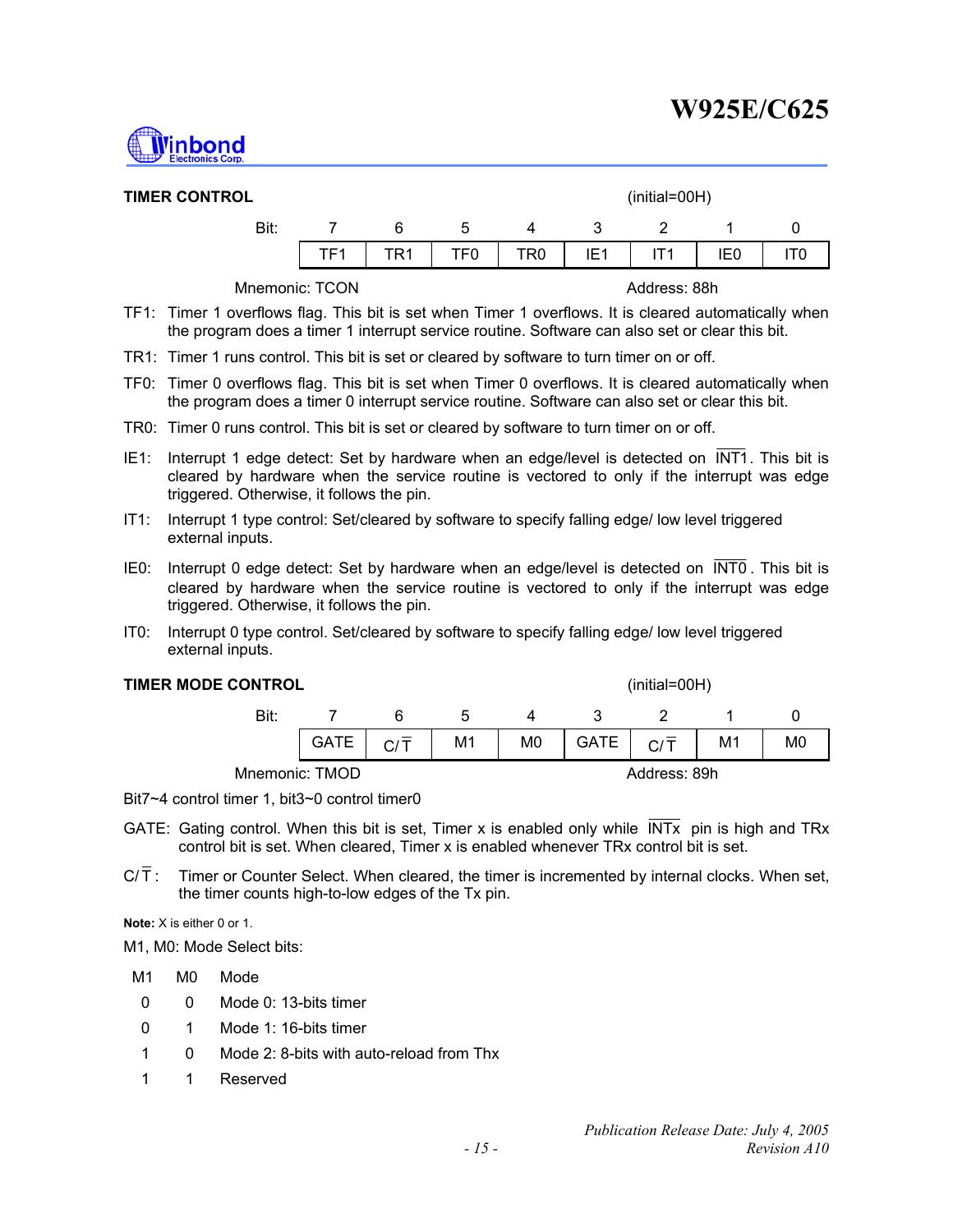**TIMER CONTROL** (initial=00H)

| Bit: | 7 | 6 | 5 | 4 | 3 | 2 | 1 | 0 |
|---|---|---|---|---|---|---|---|---|
| | TF1 | TR1 | TF0 | TR0 | IE1 | IT1 | IE0 | IT0 |

Mnemonic: TCON Address: 88h

TF1: Timer 1 overflows flag. This bit is set when Timer 1 overflows. It is cleared automatically when the program does a timer 1 interrupt service routine. Software can also set or clear this bit.

TR1: Timer 1 runs control. This bit is set or cleared by software to turn timer on or off.

TF0: Timer 0 overflows flag. This bit is set when Timer 0 overflows. It is cleared automatically when the program does a timer 0 interrupt service routine. Software can also set or clear this bit.

TR0: Timer 0 runs control. This bit is set or cleared by software to turn timer on or off.

IE1: Interrupt 1 edge detect: Set by hardware when an edge/level is detected on $\overline{\text{INT1}}$. This bit is cleared by hardware when the service routine is vectored to only if the interrupt was edge triggered. Otherwise, it follows the pin.

IT1: Interrupt 1 type control: Set/cleared by software to specify falling edge/ low level triggered external inputs.

IE0: Interrupt 0 edge detect: Set by hardware when an edge/level is detected on $\overline{\text{INT0}}$. This bit is cleared by hardware when the service routine is vectored to only if the interrupt was edge triggered. Otherwise, it follows the pin.

IT0: Interrupt 0 type control. Set/cleared by software to specify falling edge/ low level triggered external inputs.

**TIMER MODE CONTROL** (initial=00H)

| Bit: | 7 | 6 | 5 | 4 | 3 | 2 | 1 | 0 |
|---|---|---|---|---|---|---|---|---|
| | GATE | C/$\overline{\text{T}}$ | M1 | M0 | GATE | C/$\overline{\text{T}}$ | M1 | M0 |

Mnemonic: TMOD Address: 89h

Bit7~4 control timer 1, bit3~0 control timer0

GATE: Gating control. When this bit is set, Timer x is enabled only while $\overline{\text{INTx}}$ pin is high and TRx control bit is set. When cleared, Timer x is enabled whenever TRx control bit is set.

C/$\overline{\text{T}}$: Timer or Counter Select. When cleared, the timer is incremented by internal clocks. When set, the timer counts high-to-low edges of the Tx pin.

**Note:** X is either 0 or 1.

M1, M0: Mode Select bits:

| M1 | M0 | Mode |
|---|---|---|
| 0 | 0 | Mode 0: 13-bits timer |
| 0 | 1 | Mode 1: 16-bits timer |
| 1 | 0 | Mode 2: 8-bits with auto-reload from Thx |
| 1 | 1 | Reserved |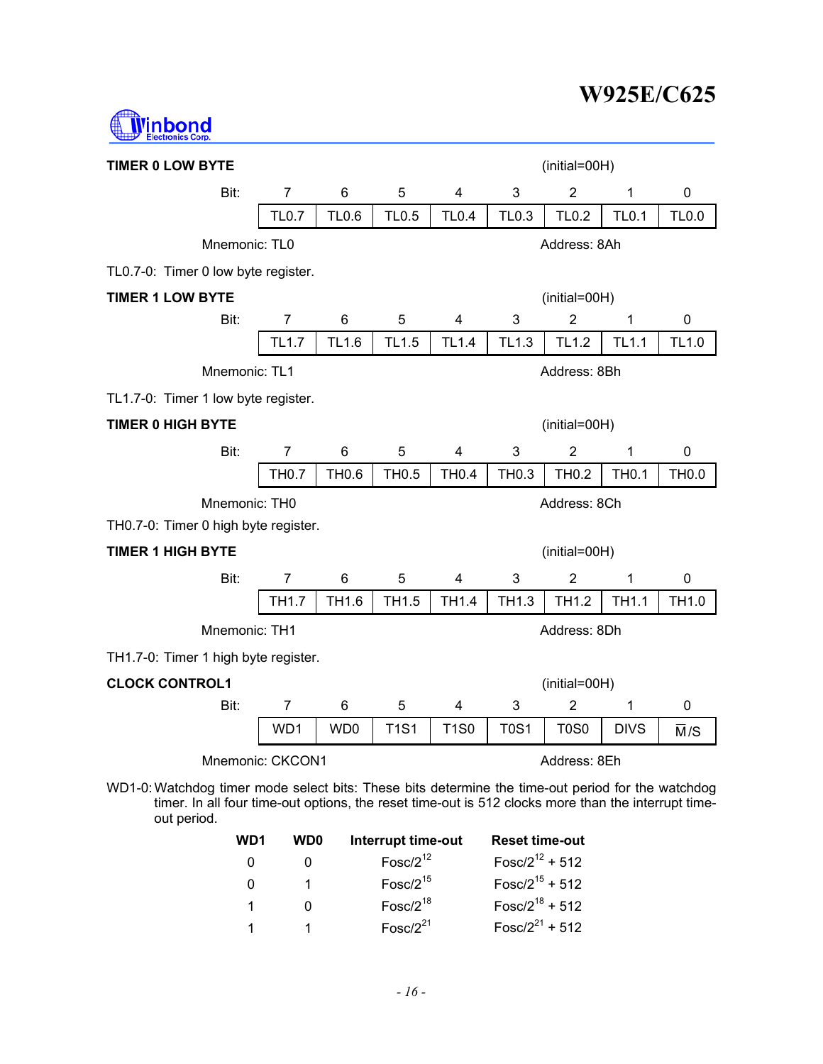**TIMER 0 LOW BYTE** (initial=00H)

| Bit: | 7 | 6 | 5 | 4 | 3 | 2 | 1 | 0 |
|---|---|---|---|---|---|---|---|---|
| | TL0.7 | TL0.6 | TL0.5 | TL0.4 | TL0.3 | TL0.2 | TL0.1 | TL0.0 |

Mnemonic: TL0 Address: 8Ah

TL0.7-0: Timer 0 low byte register.

**TIMER 1 LOW BYTE** (initial=00H)

| Bit: | 7 | 6 | 5 | 4 | 3 | 2 | 1 | 0 |
|---|---|---|---|---|---|---|---|---|
| | TL1.7 | TL1.6 | TL1.5 | TL1.4 | TL1.3 | TL1.2 | TL1.1 | TL1.0 |

Mnemonic: TL1 Address: 8Bh

TL1.7-0: Timer 1 low byte register.

**TIMER 0 HIGH BYTE** (initial=00H)

| Bit: | 7 | 6 | 5 | 4 | 3 | 2 | 1 | 0 |
|---|---|---|---|---|---|---|---|---|
| | TH0.7 | TH0.6 | TH0.5 | TH0.4 | TH0.3 | TH0.2 | TH0.1 | TH0.0 |

Mnemonic: TH0 Address: 8Ch

TH0.7-0: Timer 0 high byte register.

**TIMER 1 HIGH BYTE** (initial=00H)

| Bit: | 7 | 6 | 5 | 4 | 3 | 2 | 1 | 0 |
|---|---|---|---|---|---|---|---|---|
| | TH1.7 | TH1.6 | TH1.5 | TH1.4 | TH1.3 | TH1.2 | TH1.1 | TH1.0 |

Mnemonic: TH1 Address: 8Dh

TH1.7-0: Timer 1 high byte register.

**CLOCK CONTROL1** (initial=00H)

| Bit: | 7 | 6 | 5 | 4 | 3 | 2 | 1 | 0 |
|---|---|---|---|---|---|---|---|---|
| | WD1 | WD0 | T1S1 | T1S0 | T0S1 | T0S0 | DIVS | $\overline{M}$/S |

Mnemonic: CKCON1 Address: 8Eh

WD1-0: Watchdog timer mode select bits: These bits determine the time-out period for the watchdog timer. In all four time-out options, the reset time-out is 512 clocks more than the interrupt time-out period.

| WD1 | WD0 | Interrupt time-out | Reset time-out |
|---|---|---|---|
| 0 | 0 | $Fosc/2^{12}$ | $Fosc/2^{12} + 512$ |
| 0 | 1 | $Fosc/2^{15}$ | $Fosc/2^{15} + 512$ |
| 1 | 0 | $Fosc/2^{18}$ | $Fosc/2^{18} + 512$ |
| 1 | 1 | $Fosc/2^{21}$ | $Fosc/2^{21} + 512$ |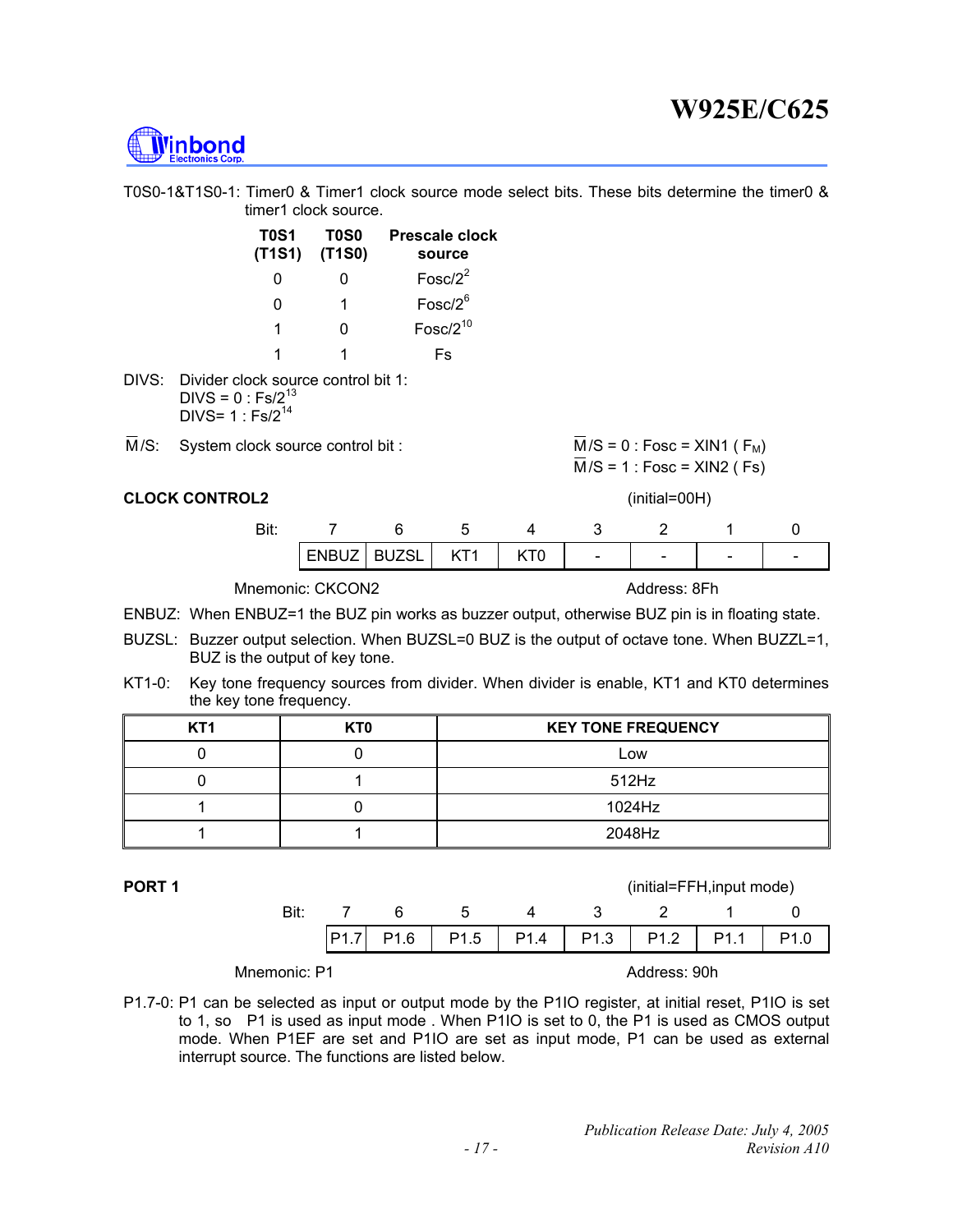T0S0-1&T1S0-1: Timer0 & Timer1 clock source mode select bits. These bits determine the timer0 & timer1 clock source.

| T0S1 (T1S1) | T0S0 (T1S0) | Prescale clock source |
|---|---|---|
| 0 | 0 | $Fosc/2^2$ |
| 0 | 1 | $Fosc/2^6$ |
| 1 | 0 | $Fosc/2^{10}$ |
| 1 | 1 | Fs |

DIVS: Divider clock source control bit 1:
DIVS = 0 : $Fs/2^{13}$
DIVS= 1 : $Fs/2^{14}$

$\overline{M}$/S: System clock source control bit : $\overline{M}$/S = 0 : Fosc = XIN1 ( $F_M$) $\overline{M}$/S = 1 : Fosc = XIN2 ( Fs)

**CLOCK CONTROL2** (initial=00H)

| Bit: | 7 | 6 | 5 | 4 | 3 | 2 | 1 | 0 |
|---|---|---|---|---|---|---|---|---|
| | ENBUZ | BUZSL | KT1 | KT0 | - | - | - | - |

Mnemonic: CKCON2 Address: 8Fh

ENBUZ: When ENBUZ=1 the BUZ pin works as buzzer output, otherwise BUZ pin is in floating state.

BUZSL: Buzzer output selection. When BUZSL=0 BUZ is the output of octave tone. When BUZZL=1, BUZ is the output of key tone.

KT1-0: Key tone frequency sources from divider. When divider is enable, KT1 and KT0 determines the key tone frequency.

| KT1 | KT0 | KEY TONE FREQUENCY |
|---|---|---|
| 0 | 0 | Low |
| 0 | 1 | 512Hz |
| 1 | 0 | 1024Hz |
| 1 | 1 | 2048Hz |

**PORT 1** (initial=FFH,input mode)

| Bit: | 7 | 6 | 5 | 4 | 3 | 2 | 1 | 0 |
|---|---|---|---|---|---|---|---|---|
| | P1.7 | P1.6 | P1.5 | P1.4 | P1.3 | P1.2 | P1.1 | P1.0 |

Mnemonic: P1 Address: 90h

P1.7-0: P1 can be selected as input or output mode by the P1IO register, at initial reset, P1IO is set to 1, so P1 is used as input mode . When P1IO is set to 0, the P1 is used as CMOS output mode. When P1EF are set and P1IO are set as input mode, P1 can be used as external interrupt source. The functions are listed below.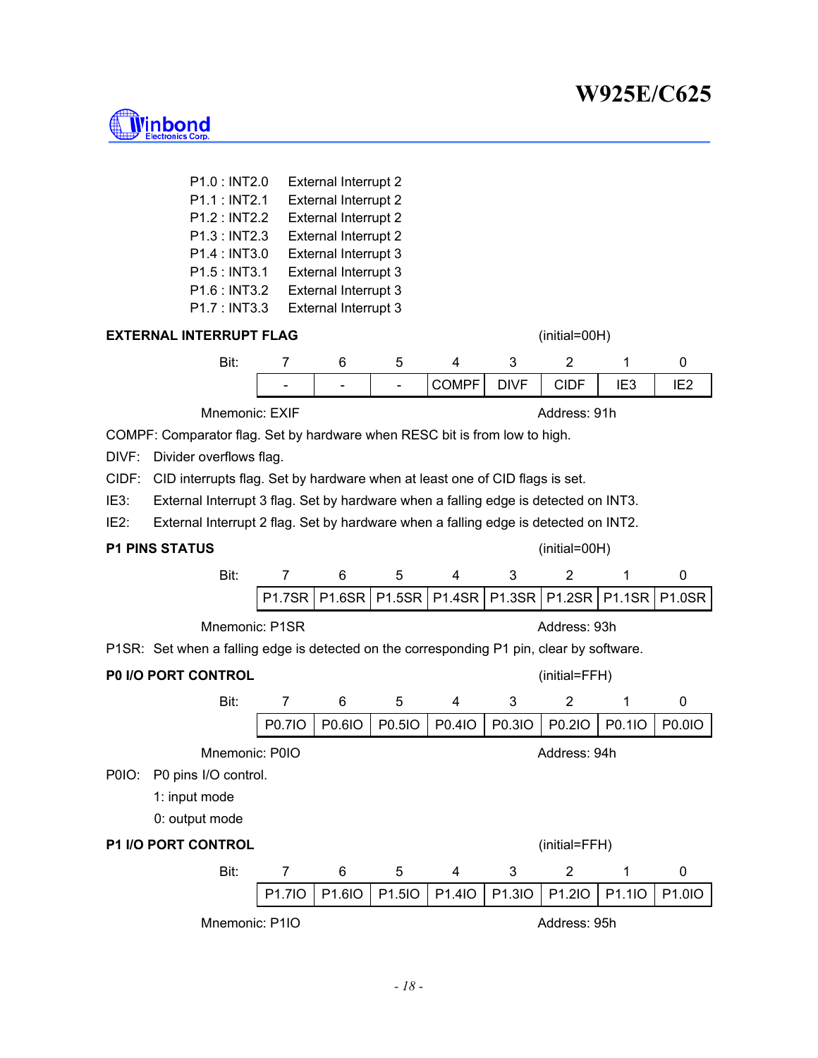P1.0 : INT2.0 External Interrupt 2
P1.1 : INT2.1 External Interrupt 2
P1.2 : INT2.2 External Interrupt 2
P1.3 : INT2.3 External Interrupt 2
P1.4 : INT3.0 External Interrupt 3
P1.5 : INT3.1 External Interrupt 3
P1.6 : INT3.2 External Interrupt 3
P1.7 : INT3.3 External Interrupt 3

**EXTERNAL INTERRUPT FLAG** (initial=00H)

| Bit: | 7 | 6 | 5 | 4 | 3 | 2 | 1 | 0 |
|---|---|---|---|---|---|---|---|---|
| | - | - | - | COMPF | DIVF | CIDF | IE3 | IE2 |

Mnemonic: EXIF Address: 91h

COMPF: Comparator flag. Set by hardware when RESC bit is from low to high.

DIVF: Divider overflows flag.

CIDF: CID interrupts flag. Set by hardware when at least one of CID flags is set.

IE3: External Interrupt 3 flag. Set by hardware when a falling edge is detected on INT3.

IE2: External Interrupt 2 flag. Set by hardware when a falling edge is detected on INT2.

**P1 PINS STATUS** (initial=00H)

| Bit: | 7 | 6 | 5 | 4 | 3 | 2 | 1 | 0 |
|---|---|---|---|---|---|---|---|---|
| | P1.7SR | P1.6SR | P1.5SR | P1.4SR | P1.3SR | P1.2SR | P1.1SR | P1.0SR |

Mnemonic: P1SR Address: 93h

P1SR: Set when a falling edge is detected on the corresponding P1 pin, clear by software.

**P0 I/O PORT CONTROL** (initial=FFH)

| Bit: | 7 | 6 | 5 | 4 | 3 | 2 | 1 | 0 |
|---|---|---|---|---|---|---|---|---|
| | P0.7IO | P0.6IO | P0.5IO | P0.4IO | P0.3IO | P0.2IO | P0.1IO | P0.0IO |

Mnemonic: P0IO Address: 94h

P0IO: P0 pins I/O control.

1: input mode

0: output mode

**P1 I/O PORT CONTROL** (initial=FFH)

| Bit: | 7 | 6 | 5 | 4 | 3 | 2 | 1 | 0 |
|---|---|---|---|---|---|---|---|---|
| | P1.7IO | P1.6IO | P1.5IO | P1.4IO | P1.3IO | P1.2IO | P1.1IO | P1.0IO |

Mnemonic: P1IO Address: 95h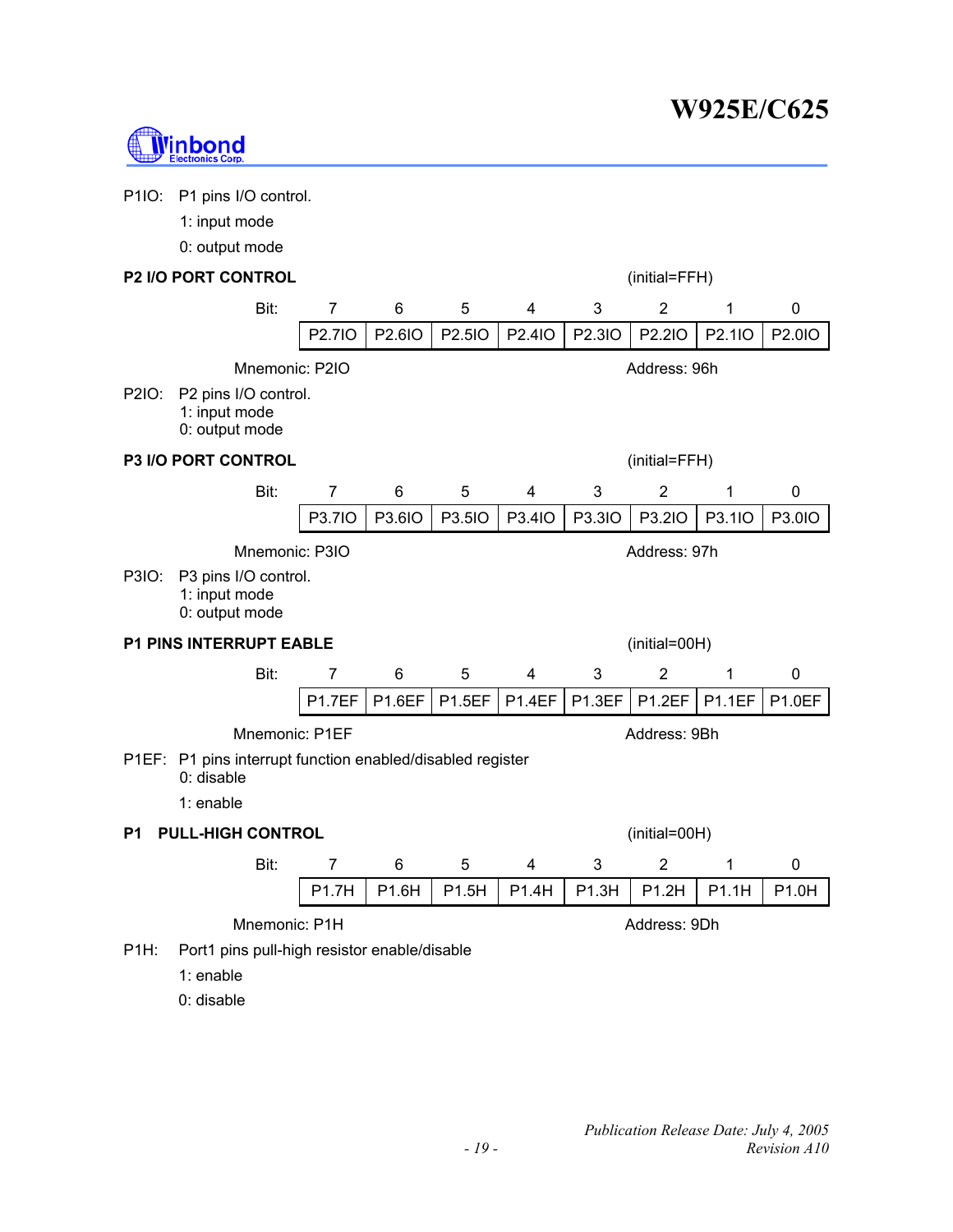P1IO: P1 pins I/O control.

1: input mode

0: output mode

**P2 I/O PORT CONTROL** (initial=FFH)

| Bit: | 7 | 6 | 5 | 4 | 3 | 2 | 1 | 0 |
|---|---|---|---|---|---|---|---|---|
| | P2.7IO | P2.6IO | P2.5IO | P2.4IO | P2.3IO | P2.2IO | P2.1IO | P2.0IO |

Mnemonic: P2IO Address: 96h

P2IO: P2 pins I/O control.
1: input mode
0: output mode

**P3 I/O PORT CONTROL** (initial=FFH)

| Bit: | 7 | 6 | 5 | 4 | 3 | 2 | 1 | 0 |
|---|---|---|---|---|---|---|---|---|
| | P3.7IO | P3.6IO | P3.5IO | P3.4IO | P3.3IO | P3.2IO | P3.1IO | P3.0IO |

Mnemonic: P3IO Address: 97h

P3IO: P3 pins I/O control.
1: input mode
0: output mode

**P1 PINS INTERRUPT EABLE** (initial=00H)

| Bit: | 7 | 6 | 5 | 4 | 3 | 2 | 1 | 0 |
|---|---|---|---|---|---|---|---|---|
| | P1.7EF | P1.6EF | P1.5EF | P1.4EF | P1.3EF | P1.2EF | P1.1EF | P1.0EF |

Mnemonic: P1EF Address: 9Bh

P1EF: P1 pins interrupt function enabled/disabled register
0: disable

1: enable

**P1 PULL-HIGH CONTROL** (initial=00H)

| Bit: | 7 | 6 | 5 | 4 | 3 | 2 | 1 | 0 |
|---|---|---|---|---|---|---|---|---|
| | P1.7H | P1.6H | P1.5H | P1.4H | P1.3H | P1.2H | P1.1H | P1.0H |

Mnemonic: P1H Address: 9Dh

P1H: Port1 pins pull-high resistor enable/disable

1: enable

0: disable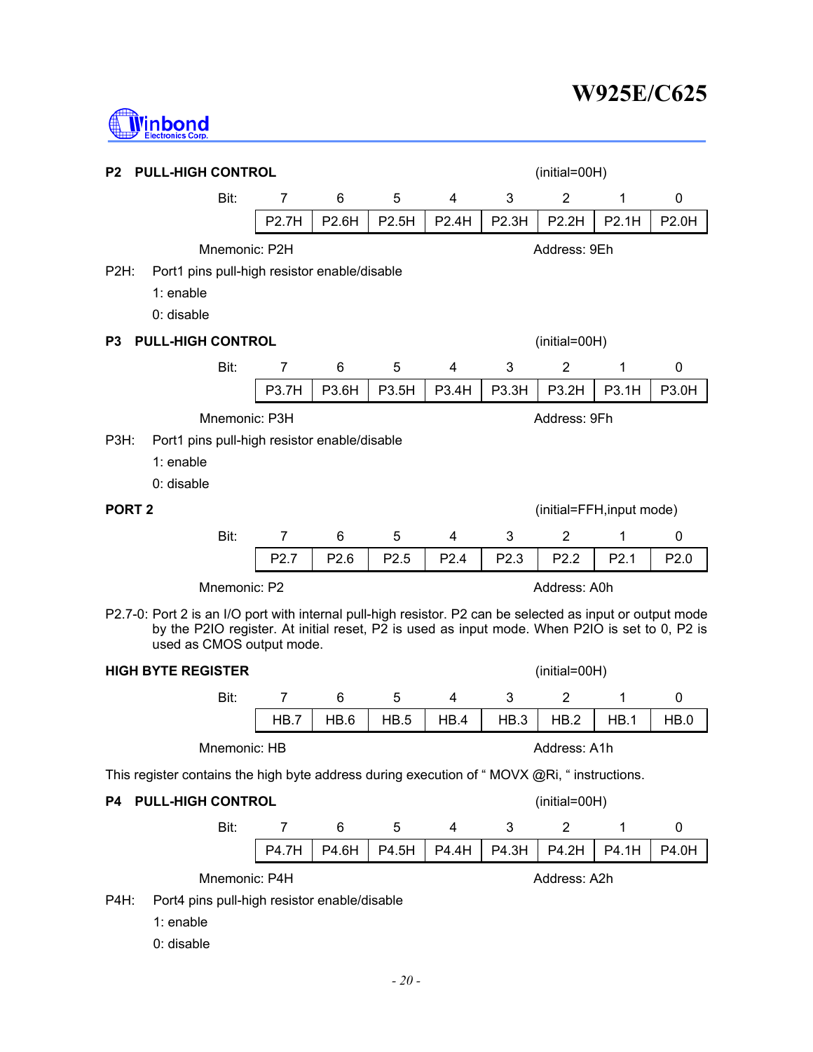**P2 PULL-HIGH CONTROL** (initial=00H)

| Bit: | 7 | 6 | 5 | 4 | 3 | 2 | 1 | 0 |
|---|---|---|---|---|---|---|---|---|
| | P2.7H | P2.6H | P2.5H | P2.4H | P2.3H | P2.2H | P2.1H | P2.0H |

Mnemonic: P2H    Address: 9Eh

P2H: Port1 pins pull-high resistor enable/disable
- 1: enable
- 0: disable

**P3 PULL-HIGH CONTROL** (initial=00H)

| Bit: | 7 | 6 | 5 | 4 | 3 | 2 | 1 | 0 |
|---|---|---|---|---|---|---|---|---|
| | P3.7H | P3.6H | P3.5H | P3.4H | P3.3H | P3.2H | P3.1H | P3.0H |

Mnemonic: P3H    Address: 9Fh

P3H: Port1 pins pull-high resistor enable/disable
- 1: enable
- 0: disable

**PORT 2** (initial=FFH,input mode)

| Bit: | 7 | 6 | 5 | 4 | 3 | 2 | 1 | 0 |
|---|---|---|---|---|---|---|---|---|
| | P2.7 | P2.6 | P2.5 | P2.4 | P2.3 | P2.2 | P2.1 | P2.0 |

Mnemonic: P2    Address: A0h

P2.7-0: Port 2 is an I/O port with internal pull-high resistor. P2 can be selected as input or output mode by the P2IO register. At initial reset, P2 is used as input mode. When P2IO is set to 0, P2 is used as CMOS output mode.

**HIGH BYTE REGISTER** (initial=00H)

| Bit: | 7 | 6 | 5 | 4 | 3 | 2 | 1 | 0 |
|---|---|---|---|---|---|---|---|---|
| | HB.7 | HB.6 | HB.5 | HB.4 | HB.3 | HB.2 | HB.1 | HB.0 |

Mnemonic: HB    Address: A1h

This register contains the high byte address during execution of " MOVX @Ri, " instructions.

**P4 PULL-HIGH CONTROL** (initial=00H)

| Bit: | 7 | 6 | 5 | 4 | 3 | 2 | 1 | 0 |
|---|---|---|---|---|---|---|---|---|
| | P4.7H | P4.6H | P4.5H | P4.4H | P4.3H | P4.2H | P4.1H | P4.0H |

Mnemonic: P4H    Address: A2h

P4H: Port4 pins pull-high resistor enable/disable
- 1: enable
- 0: disable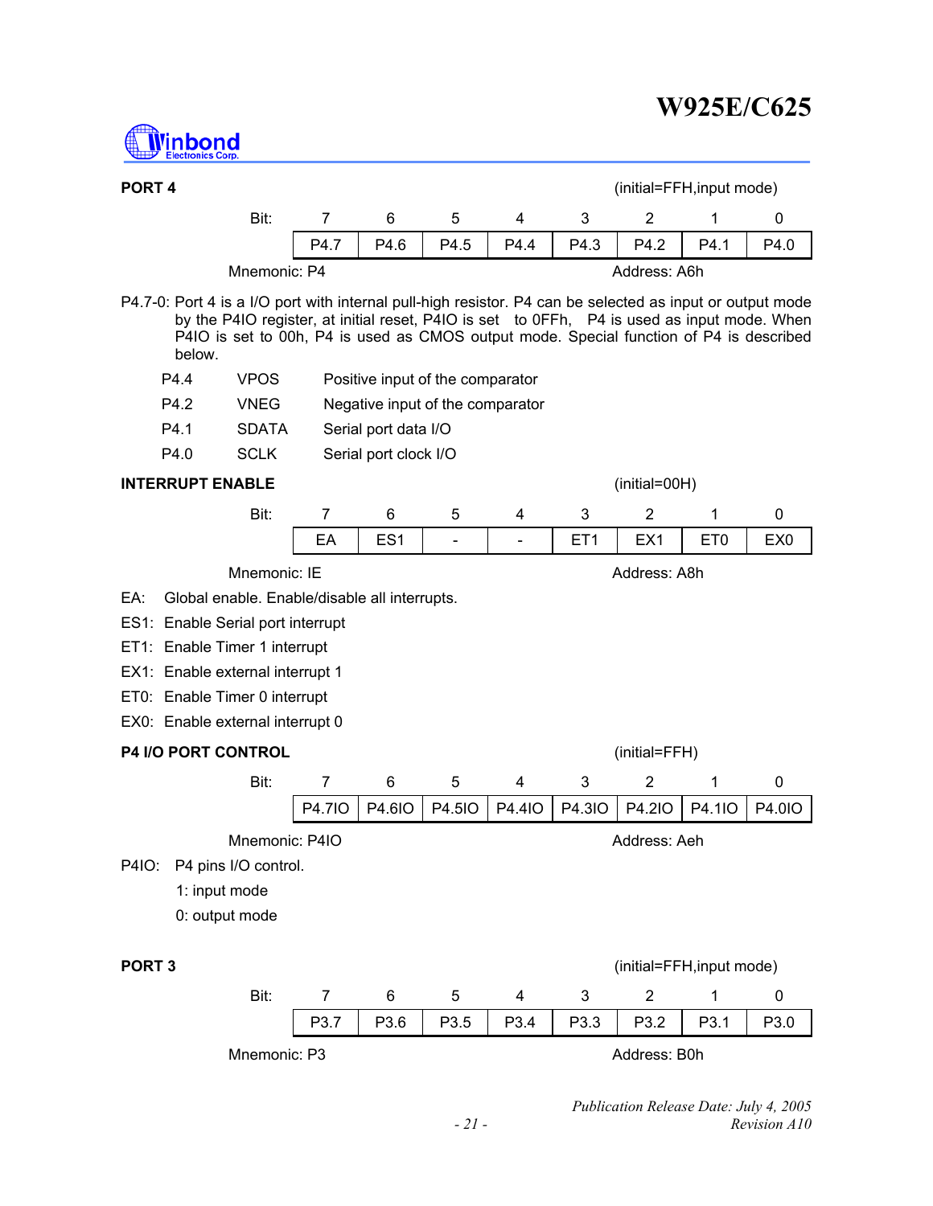**PORT 4** (initial=FFH,input mode)

| Bit: | 7 | 6 | 5 | 4 | 3 | 2 | 1 | 0 |
|---|---|---|---|---|---|---|---|---|
| | P4.7 | P4.6 | P4.5 | P4.4 | P4.3 | P4.2 | P4.1 | P4.0 |

Mnemonic: P4 Address: A6h

P4.7-0: Port 4 is a I/O port with internal pull-high resistor. P4 can be selected as input or output mode by the P4IO register, at initial reset, P4IO is set to 0FFh, P4 is used as input mode. When P4IO is set to 00h, P4 is used as CMOS output mode. Special function of P4 is described below.

| | | |
|---|---|---|
| P4.4 | VPOS | Positive input of the comparator |
| P4.2 | VNEG | Negative input of the comparator |
| P4.1 | SDATA | Serial port data I/O |
| P4.0 | SCLK | Serial port clock I/O |

**INTERRUPT ENABLE** (initial=00H)

| Bit: | 7 | 6 | 5 | 4 | 3 | 2 | 1 | 0 |
|---|---|---|---|---|---|---|---|---|
| | EA | ES1 | - | - | ET1 | EX1 | ET0 | EX0 |

Mnemonic: IE Address: A8h

EA: Global enable. Enable/disable all interrupts.

ES1: Enable Serial port interrupt

ET1: Enable Timer 1 interrupt

EX1: Enable external interrupt 1

ET0: Enable Timer 0 interrupt

EX0: Enable external interrupt 0

**P4 I/O PORT CONTROL** (initial=FFH)

| Bit: | 7 | 6 | 5 | 4 | 3 | 2 | 1 | 0 |
|---|---|---|---|---|---|---|---|---|
| | P4.7IO | P4.6IO | P4.5IO | P4.4IO | P4.3IO | P4.2IO | P4.1IO | P4.0IO |

Mnemonic: P4IO Address: Aeh

P4IO: P4 pins I/O control.

1: input mode

0: output mode

**PORT 3** (initial=FFH,input mode)

| Bit: | 7 | 6 | 5 | 4 | 3 | 2 | 1 | 0 |
|---|---|---|---|---|---|---|---|---|
| | P3.7 | P3.6 | P3.5 | P3.4 | P3.3 | P3.2 | P3.1 | P3.0 |

Mnemonic: P3 Address: B0h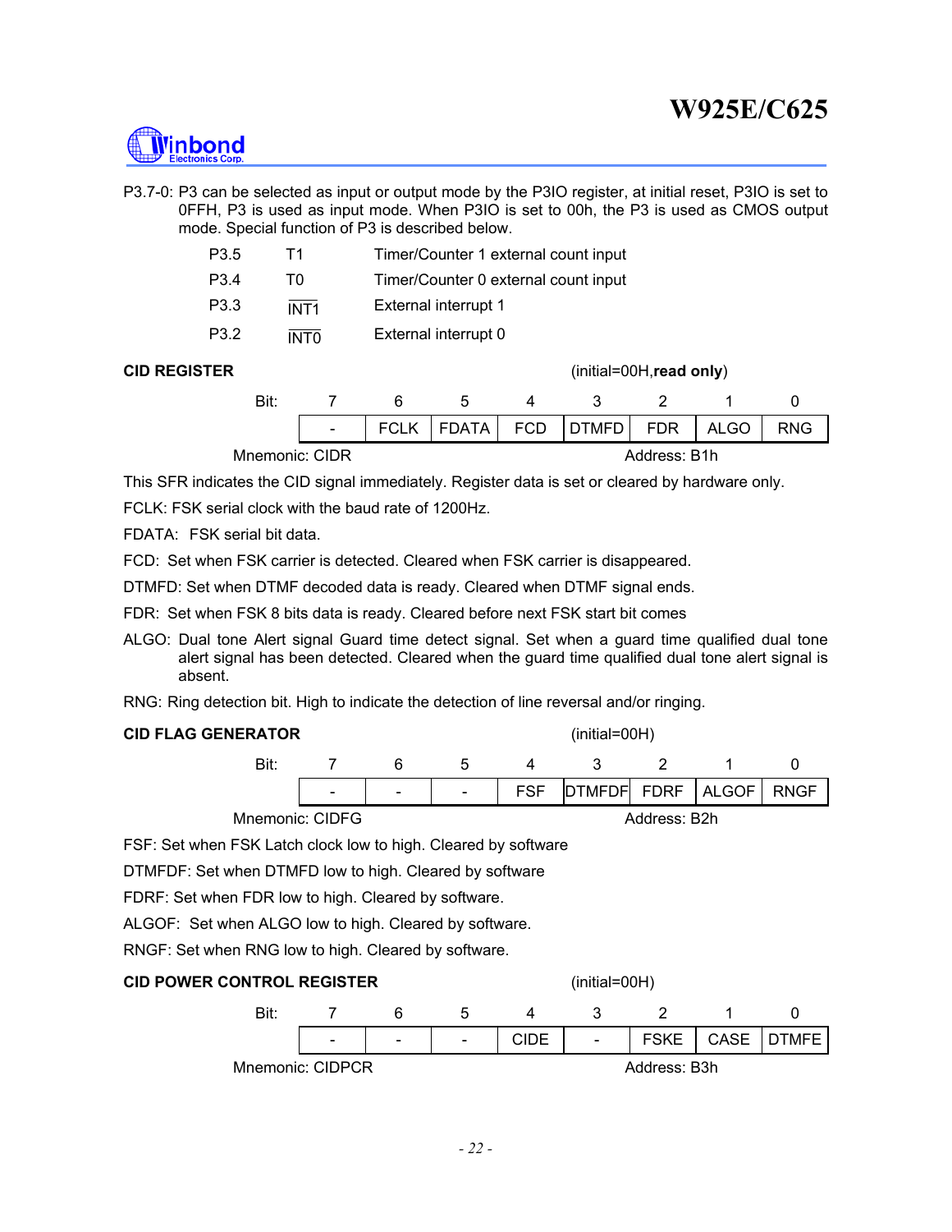P3.7-0: P3 can be selected as input or output mode by the P3IO register, at initial reset, P3IO is set to 0FFH, P3 is used as input mode. When P3IO is set to 00h, the P3 is used as CMOS output mode. Special function of P3 is described below.

| | | |
|---|---|---|
| P3.5 | T1 | Timer/Counter 1 external count input |
| P3.4 | T0 | Timer/Counter 0 external count input |
| P3.3 | $\overline{\text{INT1}}$ | External interrupt 1 |
| P3.2 | $\overline{\text{INT0}}$ | External interrupt 0 |

**CID REGISTER** (initial=00H,**read only**)

| Bit: | 7 | 6 | 5 | 4 | 3 | 2 | 1 | 0 |
|---|---|---|---|---|---|---|---|---|
| | - | FCLK | FDATA | FCD | DTMFD | FDR | ALGO | RNG |

Mnemonic: CIDR Address: B1h

This SFR indicates the CID signal immediately. Register data is set or cleared by hardware only.

FCLK: FSK serial clock with the baud rate of 1200Hz.

FDATA: FSK serial bit data.

FCD: Set when FSK carrier is detected. Cleared when FSK carrier is disappeared.

DTMFD: Set when DTMF decoded data is ready. Cleared when DTMF signal ends.

FDR: Set when FSK 8 bits data is ready. Cleared before next FSK start bit comes

ALGO: Dual tone Alert signal Guard time detect signal. Set when a guard time qualified dual tone alert signal has been detected. Cleared when the guard time qualified dual tone alert signal is absent.

RNG: Ring detection bit. High to indicate the detection of line reversal and/or ringing.

**CID FLAG GENERATOR** (initial=00H)

| Bit: | 7 | 6 | 5 | 4 | 3 | 2 | 1 | 0 |
|---|---|---|---|---|---|---|---|---|
| | - | - | - | FSF | DTMFDF | FDRF | ALGOF | RNGF |

Mnemonic: CIDFG Address: B2h

FSF: Set when FSK Latch clock low to high. Cleared by software

DTMFDF: Set when DTMFD low to high. Cleared by software

FDRF: Set when FDR low to high. Cleared by software.

ALGOF: Set when ALGO low to high. Cleared by software.

RNGF: Set when RNG low to high. Cleared by software.

**CID POWER CONTROL REGISTER** (initial=00H)

| Bit: | 7 | 6 | 5 | 4 | 3 | 2 | 1 | 0 |
|---|---|---|---|---|---|---|---|---|
| | - | - | - | CIDE | - | FSKE | CASE | DTMFE |

Mnemonic: CIDPCR Address: B3h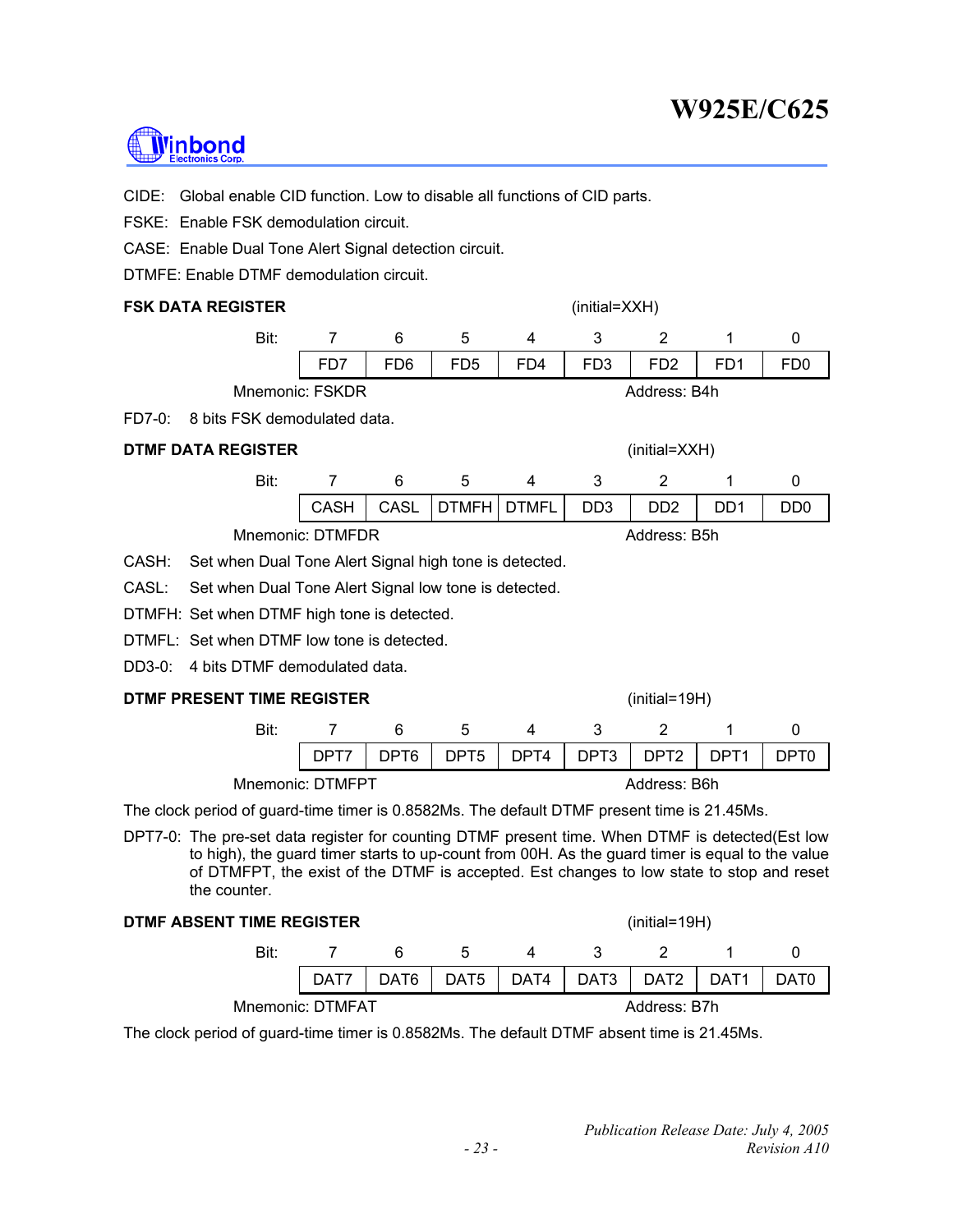CIDE: Global enable CID function. Low to disable all functions of CID parts.

FSKE: Enable FSK demodulation circuit.

CASE: Enable Dual Tone Alert Signal detection circuit.

DTMFE: Enable DTMF demodulation circuit.

**FSK DATA REGISTER** (initial=XXH)

| Bit: | 7 | 6 | 5 | 4 | 3 | 2 | 1 | 0 |
|---|---|---|---|---|---|---|---|---|
| | FD7 | FD6 | FD5 | FD4 | FD3 | FD2 | FD1 | FD0 |

Mnemonic: FSKDR Address: B4h

FD7-0: 8 bits FSK demodulated data.

**DTMF DATA REGISTER** (initial=XXH)

| Bit: | 7 | 6 | 5 | 4 | 3 | 2 | 1 | 0 |
|---|---|---|---|---|---|---|---|---|
| | CASH | CASL | DTMFH | DTMFL | DD3 | DD2 | DD1 | DD0 |

Mnemonic: DTMFDR Address: B5h

CASH: Set when Dual Tone Alert Signal high tone is detected.

CASL: Set when Dual Tone Alert Signal low tone is detected.

DTMFH: Set when DTMF high tone is detected.

DTMFL: Set when DTMF low tone is detected.

DD3-0: 4 bits DTMF demodulated data.

**DTMF PRESENT TIME REGISTER** (initial=19H)

| Bit: | 7 | 6 | 5 | 4 | 3 | 2 | 1 | 0 |
|---|---|---|---|---|---|---|---|---|
| | DPT7 | DPT6 | DPT5 | DPT4 | DPT3 | DPT2 | DPT1 | DPT0 |

Mnemonic: DTMFPT Address: B6h

The clock period of guard-time timer is 0.8582Ms. The default DTMF present time is 21.45Ms.

DPT7-0: The pre-set data register for counting DTMF present time. When DTMF is detected(Est low to high), the guard timer starts to up-count from 00H. As the guard timer is equal to the value of DTMFPT, the exist of the DTMF is accepted. Est changes to low state to stop and reset the counter.

**DTMF ABSENT TIME REGISTER** (initial=19H)

| Bit: | 7 | 6 | 5 | 4 | 3 | 2 | 1 | 0 |
|---|---|---|---|---|---|---|---|---|
| | DAT7 | DAT6 | DAT5 | DAT4 | DAT3 | DAT2 | DAT1 | DAT0 |

Mnemonic: DTMFAT Address: B7h

The clock period of guard-time timer is 0.8582Ms. The default DTMF absent time is 21.45Ms.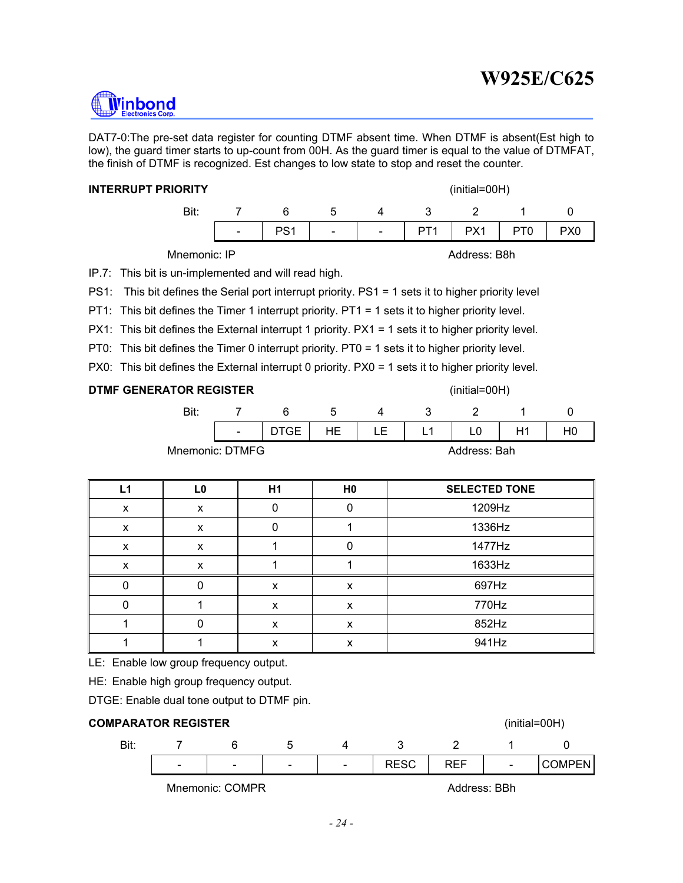DAT7-0:The pre-set data register for counting DTMF absent time. When DTMF is absent(Est high to low), the guard timer starts to up-count from 00H. As the guard timer is equal to the value of DTMFAT, the finish of DTMF is recognized. Est changes to low state to stop and reset the counter.

**INTERRUPT PRIORITY** (initial=00H)

| Bit: | 7 | 6 | 5 | 4 | 3 | 2 | 1 | 0 |
|---|---|---|---|---|---|---|---|---|
| | - | PS1 | - | - | PT1 | PX1 | PT0 | PX0 |

Mnemonic: IP Address: B8h

IP.7: This bit is un-implemented and will read high.

PS1: This bit defines the Serial port interrupt priority. PS1 = 1 sets it to higher priority level

PT1: This bit defines the Timer 1 interrupt priority. PT1 = 1 sets it to higher priority level.

PX1: This bit defines the External interrupt 1 priority. PX1 = 1 sets it to higher priority level.

PT0: This bit defines the Timer 0 interrupt priority. PT0 = 1 sets it to higher priority level.

PX0: This bit defines the External interrupt 0 priority. PX0 = 1 sets it to higher priority level.

**DTMF GENERATOR REGISTER** (initial=00H)

| Bit: | 7 | 6 | 5 | 4 | 3 | 2 | 1 | 0 |
|---|---|---|---|---|---|---|---|---|
| | - | DTGE | HE | LE | L1 | L0 | H1 | H0 |

Mnemonic: DTMFG Address: Bah

| L1 | L0 | H1 | H0 | SELECTED TONE |
|---|---|---|---|---|
| x | x | 0 | 0 | 1209Hz |
| x | x | 0 | 1 | 1336Hz |
| x | x | 1 | 0 | 1477Hz |
| x | x | 1 | 1 | 1633Hz |
| 0 | 0 | x | x | 697Hz |
| 0 | 1 | x | x | 770Hz |
| 1 | 0 | x | x | 852Hz |
| 1 | 1 | x | x | 941Hz |

LE: Enable low group frequency output.

HE: Enable high group frequency output.

DTGE: Enable dual tone output to DTMF pin.

**COMPARATOR REGISTER** (initial=00H)

| Bit: | 7 | 6 | 5 | 4 | 3 | 2 | 1 | 0 |
|---|---|---|---|---|---|---|---|---|
| | - | - | - | - | RESC | REF | - | COMPEN |

Mnemonic: COMPR Address: BBh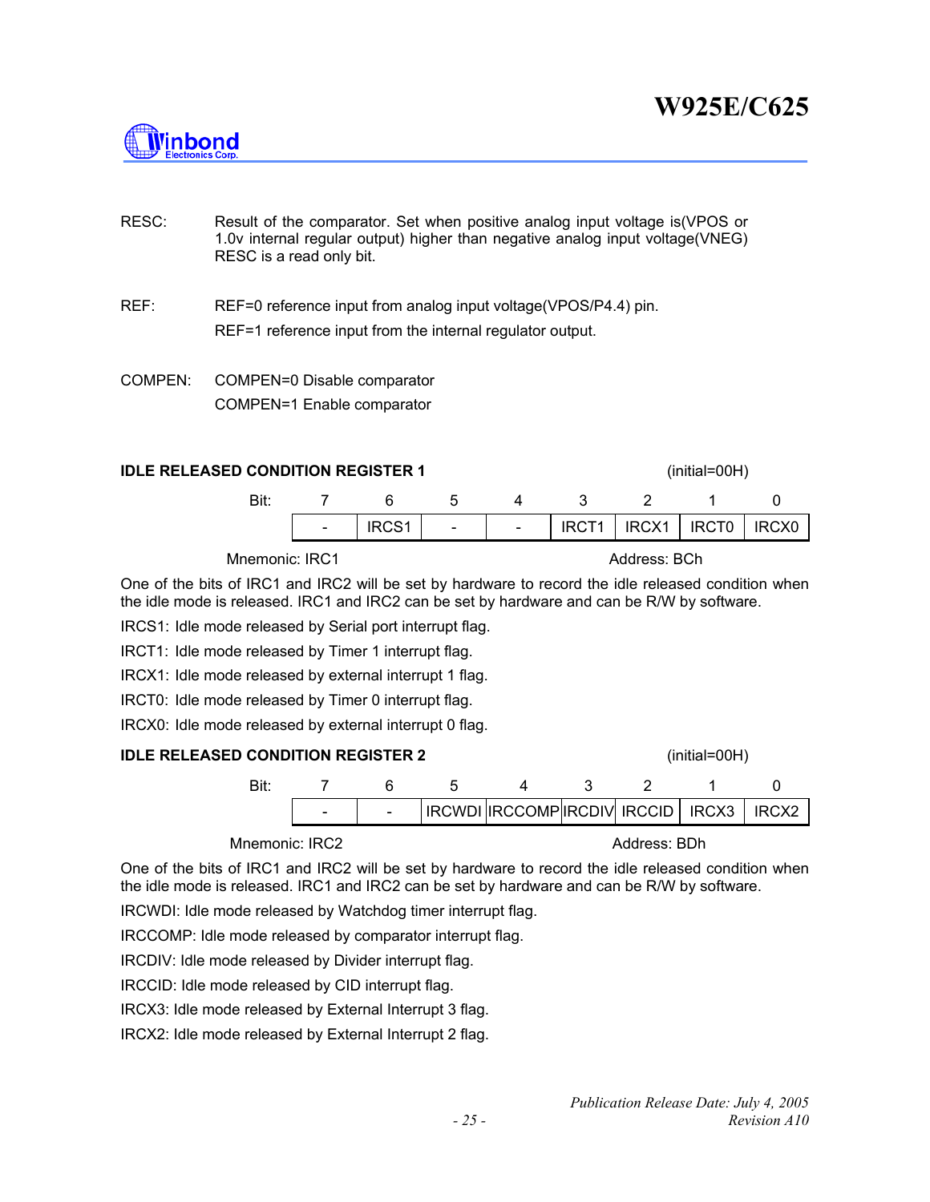RESC: Result of the comparator. Set when positive analog input voltage is(VPOS or 1.0v internal regular output) higher than negative analog input voltage(VNEG) RESC is a read only bit.

REF: REF=0 reference input from analog input voltage(VPOS/P4.4) pin.
REF=1 reference input from the internal regulator output.

COMPEN: COMPEN=0 Disable comparator
COMPEN=1 Enable comparator

**IDLE RELEASED CONDITION REGISTER 1** (initial=00H)

| Bit: | 7 | 6 | 5 | 4 | 3 | 2 | 1 | 0 |
|---|---|---|---|---|---|---|---|---|
| | - | IRCS1 | - | - | IRCT1 | IRCX1 | IRCT0 | IRCX0 |

Mnemonic: IRC1 Address: BCh

One of the bits of IRC1 and IRC2 will be set by hardware to record the idle released condition when the idle mode is released. IRC1 and IRC2 can be set by hardware and can be R/W by software.

IRCS1: Idle mode released by Serial port interrupt flag.

IRCT1: Idle mode released by Timer 1 interrupt flag.

IRCX1: Idle mode released by external interrupt 1 flag.

IRCT0: Idle mode released by Timer 0 interrupt flag.

IRCX0: Idle mode released by external interrupt 0 flag.

**IDLE RELEASED CONDITION REGISTER 2** (initial=00H)

| Bit: | 7 | 6 | 5 | 4 | 3 | 2 | 1 | 0 |
|---|---|---|---|---|---|---|---|---|
| | - | - | IRCWDI | IRCCOMP | IRCDIV | IRCCID | IRCX3 | IRCX2 |

Mnemonic: IRC2 Address: BDh

One of the bits of IRC1 and IRC2 will be set by hardware to record the idle released condition when the idle mode is released. IRC1 and IRC2 can be set by hardware and can be R/W by software.

IRCWDI: Idle mode released by Watchdog timer interrupt flag.

IRCCOMP: Idle mode released by comparator interrupt flag.

IRCDIV: Idle mode released by Divider interrupt flag.

IRCCID: Idle mode released by CID interrupt flag.

IRCX3: Idle mode released by External Interrupt 3 flag.

IRCX2: Idle mode released by External Interrupt 2 flag.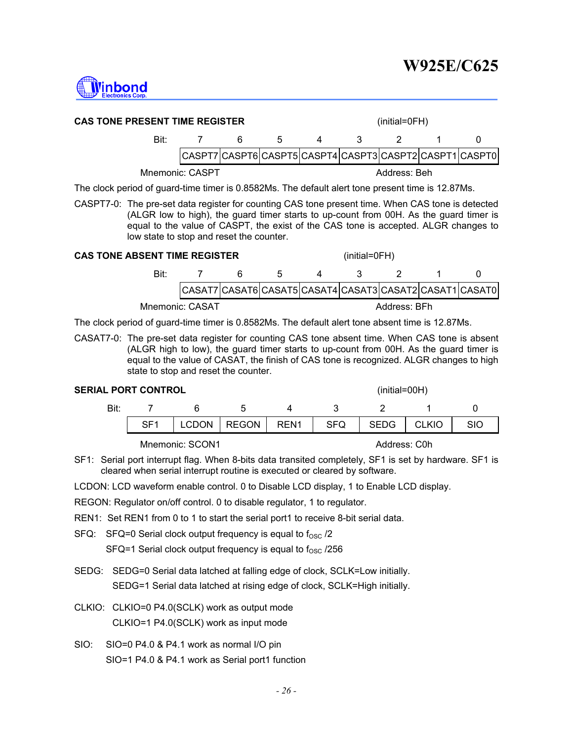### CAS TONE PRESENT TIME REGISTER

(initial=0FH)

| Bit: | 7 | 6 | 5 | 4 | 3 | 2 | 1 | 0 |
|---|---|---|---|---|---|---|---|---|
| | CASPT7 | CASPT6 | CASPT5 | CASPT4 | CASPT3 | CASPT2 | CASPT1 | CASPT0 |

Mnemonic: CASPT Address: Beh

The clock period of guard-time timer is 0.8582Ms. The default alert tone present time is 12.87Ms.

CASPT7-0: The pre-set data register for counting CAS tone present time. When CAS tone is detected (ALGR low to high), the guard timer starts to up-count from 00H. As the guard timer is equal to the value of CASPT, the exist of the CAS tone is accepted. ALGR changes to low state to stop and reset the counter.

### CAS TONE ABSENT TIME REGISTER

(initial=0FH)

| Bit: | 7 | 6 | 5 | 4 | 3 | 2 | 1 | 0 |
|---|---|---|---|---|---|---|---|---|
| | CASAT7 | CASAT6 | CASAT5 | CASAT4 | CASAT3 | CASAT2 | CASAT1 | CASAT0 |

Mnemonic: CASAT Address: BFh

The clock period of guard-time timer is 0.8582Ms. The default alert tone absent time is 12.87Ms.

CASAT7-0: The pre-set data register for counting CAS tone absent time. When CAS tone is absent (ALGR high to low), the guard timer starts to up-count from 00H. As the guard timer is equal to the value of CASAT, the finish of CAS tone is recognized. ALGR changes to high state to stop and reset the counter.

### SERIAL PORT CONTROL

(initial=00H)

| Bit: | 7 | 6 | 5 | 4 | 3 | 2 | 1 | 0 |
|---|---|---|---|---|---|---|---|---|
| | SF1 | LCDON | REGON | REN1 | SFQ | SEDG | CLKIO | SIO |

Mnemonic: SCON1 Address: C0h

SF1: Serial port interrupt flag. When 8-bits data transited completely, SF1 is set by hardware. SF1 is cleared when serial interrupt routine is executed or cleared by software.

LCDON: LCD waveform enable control. 0 to Disable LCD display, 1 to Enable LCD display.

REGON: Regulator on/off control. 0 to disable regulator, 1 to regulator.

REN1: Set REN1 from 0 to 1 to start the serial port1 to receive 8-bit serial data.

SFQ: SFQ=0 Serial clock output frequency is equal to $f_{OSC}$ /2

SFQ=1 Serial clock output frequency is equal to $f_{OSC}$ /256

SEDG: SEDG=0 Serial data latched at falling edge of clock, SCLK=Low initially.

SEDG=1 Serial data latched at rising edge of clock, SCLK=High initially.

CLKIO: CLKIO=0 P4.0(SCLK) work as output mode

CLKIO=1 P4.0(SCLK) work as input mode

SIO: SIO=0 P4.0 & P4.1 work as normal I/O pin

SIO=1 P4.0 & P4.1 work as Serial port1 function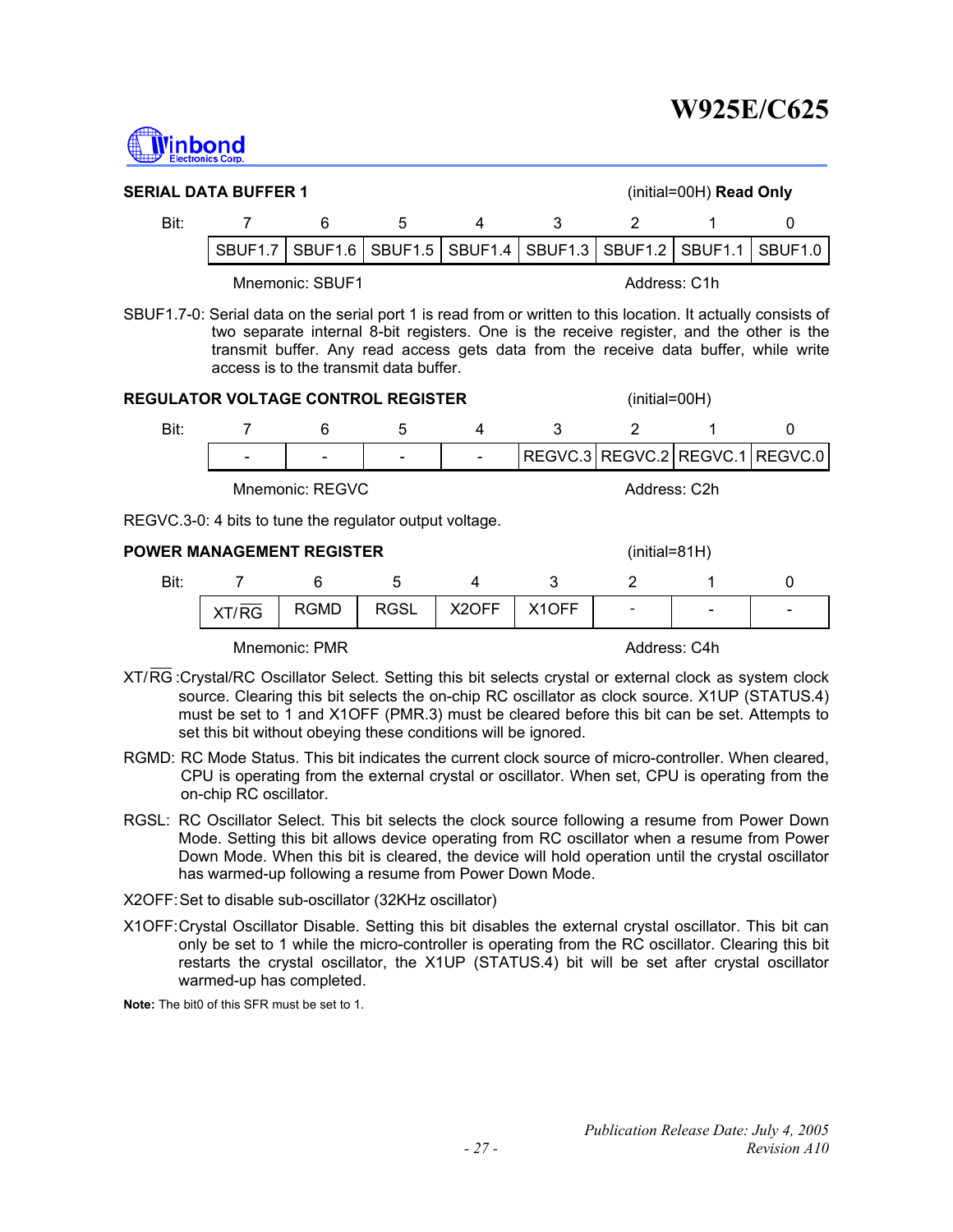**SERIAL DATA BUFFER 1** (initial=00H) **Read Only**

| Bit: | 7 | 6 | 5 | 4 | 3 | 2 | 1 | 0 |
|---|---|---|---|---|---|---|---|---|
| | SBUF1.7 | SBUF1.6 | SBUF1.5 | SBUF1.4 | SBUF1.3 | SBUF1.2 | SBUF1.1 | SBUF1.0 |

Mnemonic: SBUF1 Address: C1h

SBUF1.7-0: Serial data on the serial port 1 is read from or written to this location. It actually consists of two separate internal 8-bit registers. One is the receive register, and the other is the transmit buffer. Any read access gets data from the receive data buffer, while write access is to the transmit data buffer.

**REGULATOR VOLTAGE CONTROL REGISTER** (initial=00H)

| Bit: | 7 | 6 | 5 | 4 | 3 | 2 | 1 | 0 |
|---|---|---|---|---|---|---|---|---|
| | - | - | - | - | REGVC.3 | REGVC.2 | REGVC.1 | REGVC.0 |

Mnemonic: REGVC Address: C2h

REGVC.3-0: 4 bits to tune the regulator output voltage.

**POWER MANAGEMENT REGISTER** (initial=81H)

| Bit: | 7 | 6 | 5 | 4 | 3 | 2 | 1 | 0 |
|---|---|---|---|---|---|---|---|---|
| | XT/$\overline{\text{RG}}$ | RGMD | RGSL | X2OFF | X1OFF | - | - | - |

Mnemonic: PMR Address: C4h

XT/$\overline{\text{RG}}$ :Crystal/RC Oscillator Select. Setting this bit selects crystal or external clock as system clock source. Clearing this bit selects the on-chip RC oscillator as clock source. X1UP (STATUS.4) must be set to 1 and X1OFF (PMR.3) must be cleared before this bit can be set. Attempts to set this bit without obeying these conditions will be ignored.

RGMD: RC Mode Status. This bit indicates the current clock source of micro-controller. When cleared, CPU is operating from the external crystal or oscillator. When set, CPU is operating from the on-chip RC oscillator.

RGSL: RC Oscillator Select. This bit selects the clock source following a resume from Power Down Mode. Setting this bit allows device operating from RC oscillator when a resume from Power Down Mode. When this bit is cleared, the device will hold operation until the crystal oscillator has warmed-up following a resume from Power Down Mode.

X2OFF: Set to disable sub-oscillator (32KHz oscillator)

X1OFF: Crystal Oscillator Disable. Setting this bit disables the external crystal oscillator. This bit can only be set to 1 while the micro-controller is operating from the RC oscillator. Clearing this bit restarts the crystal oscillator, the X1UP (STATUS.4) bit will be set after crystal oscillator warmed-up has completed.

**Note:** The bit0 of this SFR must be set to 1.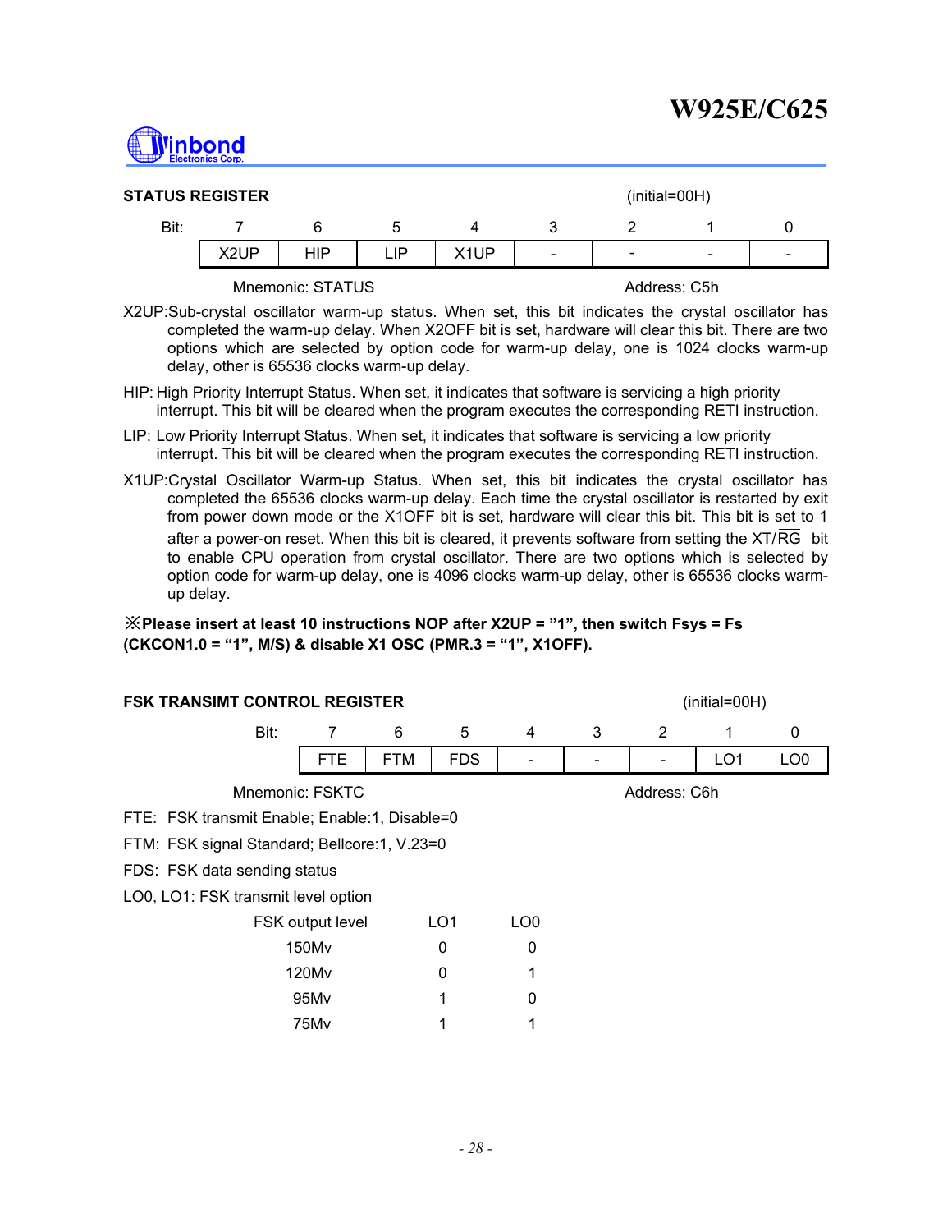**STATUS REGISTER** (initial=00H)

| Bit: | 7 | 6 | 5 | 4 | 3 | 2 | 1 | 0 |
|---|---|---|---|---|---|---|---|---|
| | X2UP | HIP | LIP | X1UP | - | - | - | - |

Mnemonic: STATUS Address: C5h

X2UP:Sub-crystal oscillator warm-up status. When set, this bit indicates the crystal oscillator has completed the warm-up delay. When X2OFF bit is set, hardware will clear this bit. There are two options which are selected by option code for warm-up delay, one is 1024 clocks warm-up delay, other is 65536 clocks warm-up delay.

HIP: High Priority Interrupt Status. When set, it indicates that software is servicing a high priority interrupt. This bit will be cleared when the program executes the corresponding RETI instruction.

LIP: Low Priority Interrupt Status. When set, it indicates that software is servicing a low priority interrupt. This bit will be cleared when the program executes the corresponding RETI instruction.

X1UP:Crystal Oscillator Warm-up Status. When set, this bit indicates the crystal oscillator has completed the 65536 clocks warm-up delay. Each time the crystal oscillator is restarted by exit from power down mode or the X1OFF bit is set, hardware will clear this bit. This bit is set to 1 after a power-on reset. When this bit is cleared, it prevents software from setting the XT/$\overline{RG}$ bit to enable CPU operation from crystal oscillator. There are two options which are selected by option code for warm-up delay, one is 4096 clocks warm-up delay, other is 65536 clocks warm-up delay.

**※Please insert at least 10 instructions NOP after X2UP = "1", then switch Fsys = Fs (CKCON1.0 = "1", M/S) & disable X1 OSC (PMR.3 = "1", X1OFF).**

**FSK TRANSIMT CONTROL REGISTER** (initial=00H)

| Bit: | 7 | 6 | 5 | 4 | 3 | 2 | 1 | 0 |
|---|---|---|---|---|---|---|---|---|
| | FTE | FTM | FDS | - | - | - | LO1 | LO0 |

Mnemonic: FSKTC Address: C6h

FTE: FSK transmit Enable; Enable:1, Disable=0

FTM: FSK signal Standard; Bellcore:1, V.23=0

FDS: FSK data sending status

LO0, LO1: FSK transmit level option

| FSK output level | LO1 | LO0 |
|---|---|---|
| 150Mv | 0 | 0 |
| 120Mv | 0 | 1 |
| 95Mv | 1 | 0 |
| 75Mv | 1 | 1 |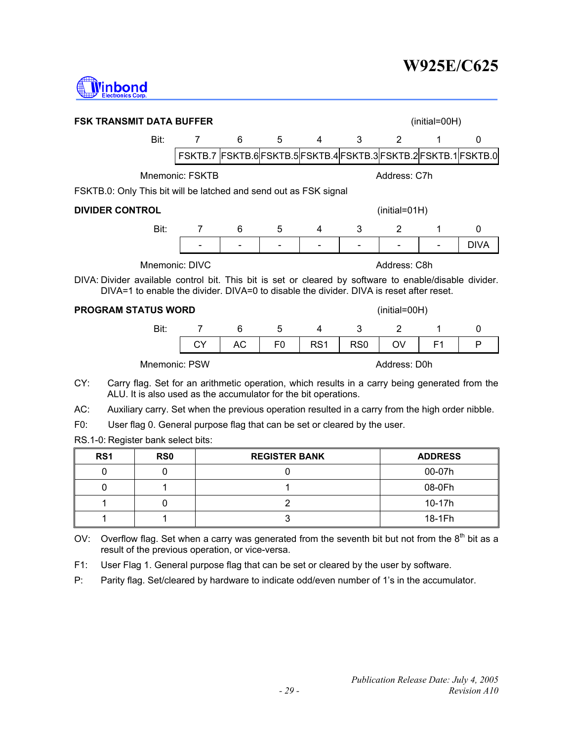**FSK TRANSMIT DATA BUFFER** (initial=00H)

| Bit: | 7 | 6 | 5 | 4 | 3 | 2 | 1 | 0 |
|---|---|---|---|---|---|---|---|---|
| | FSKTB.7 | FSKTB.6 | FSKTB.5 | FSKTB.4 | FSKTB.3 | FSKTB.2 | FSKTB.1 | FSKTB.0 |

Mnemonic: FSKTB Address: C7h

FSKTB.0: Only This bit will be latched and send out as FSK signal

**DIVIDER CONTROL** (initial=01H)

| Bit: | 7 | 6 | 5 | 4 | 3 | 2 | 1 | 0 |
|---|---|---|---|---|---|---|---|---|
| | - | - | - | - | - | - | - | DIVA |

Mnemonic: DIVC Address: C8h

DIVA: Divider available control bit. This bit is set or cleared by software to enable/disable divider. DIVA=1 to enable the divider. DIVA=0 to disable the divider. DIVA is reset after reset.

**PROGRAM STATUS WORD** (initial=00H)

| Bit: | 7 | 6 | 5 | 4 | 3 | 2 | 1 | 0 |
|---|---|---|---|---|---|---|---|---|
| | CY | AC | F0 | RS1 | RS0 | OV | F1 | P |

Mnemonic: PSW Address: D0h

CY: Carry flag. Set for an arithmetic operation, which results in a carry being generated from the ALU. It is also used as the accumulator for the bit operations.

AC: Auxiliary carry. Set when the previous operation resulted in a carry from the high order nibble.

F0: User flag 0. General purpose flag that can be set or cleared by the user.

RS.1-0: Register bank select bits:

| RS1 | RS0 | REGISTER BANK | ADDRESS |
|---|---|---|---|
| 0 | 0 | 0 | 00-07h |
| 0 | 1 | 1 | 08-0Fh |
| 1 | 0 | 2 | 10-17h |
| 1 | 1 | 3 | 18-1Fh |

OV: Overflow flag. Set when a carry was generated from the seventh bit but not from the 8th bit as a result of the previous operation, or vice-versa.

F1: User Flag 1. General purpose flag that can be set or cleared by the user by software.

P: Parity flag. Set/cleared by hardware to indicate odd/even number of 1's in the accumulator.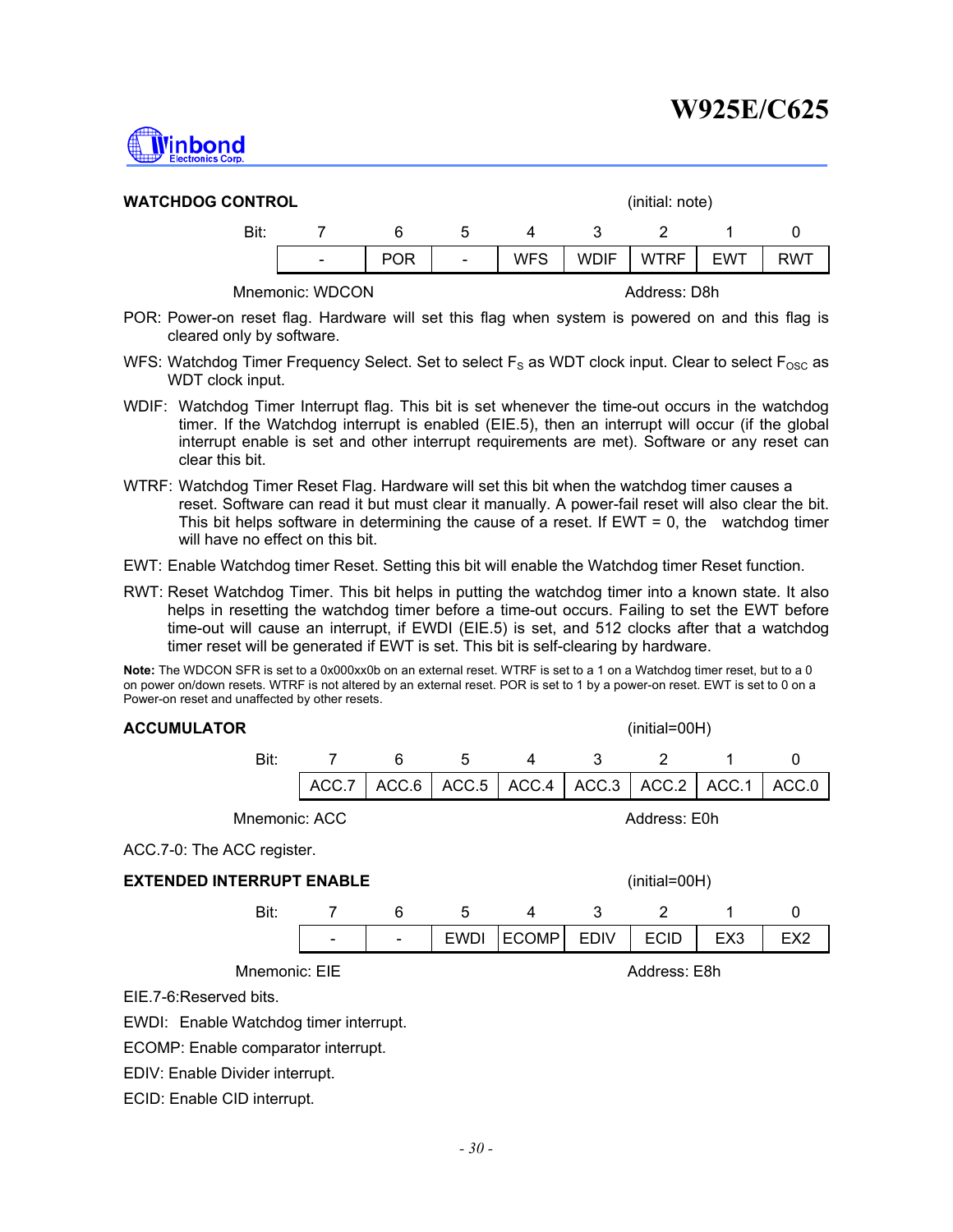## WATCHDOG CONTROL

(initial: note)

| Bit: | 7 | 6 | 5 | 4 | 3 | 2 | 1 | 0 |
|---|---|---|---|---|---|---|---|---|
| | - | POR | - | WFS | WDIF | WTRF | EWT | RWT |

Mnemonic: WDCON　　　　　　　　　　Address: D8h

POR: Power-on reset flag. Hardware will set this flag when system is powered on and this flag is cleared only by software.

WFS: Watchdog Timer Frequency Select. Set to select $F_S$ as WDT clock input. Clear to select $F_{OSC}$ as WDT clock input.

WDIF: Watchdog Timer Interrupt flag. This bit is set whenever the time-out occurs in the watchdog timer. If the Watchdog interrupt is enabled (EIE.5), then an interrupt will occur (if the global interrupt enable is set and other interrupt requirements are met). Software or any reset can clear this bit.

WTRF: Watchdog Timer Reset Flag. Hardware will set this bit when the watchdog timer causes a reset. Software can read it but must clear it manually. A power-fail reset will also clear the bit. This bit helps software in determining the cause of a reset. If EWT = 0, the watchdog timer will have no effect on this bit.

EWT: Enable Watchdog timer Reset. Setting this bit will enable the Watchdog timer Reset function.

RWT: Reset Watchdog Timer. This bit helps in putting the watchdog timer into a known state. It also helps in resetting the watchdog timer before a time-out occurs. Failing to set the EWT before time-out will cause an interrupt, if EWDI (EIE.5) is set, and 512 clocks after that a watchdog timer reset will be generated if EWT is set. This bit is self-clearing by hardware.

**Note:** The WDCON SFR is set to a 0x000xx0b on an external reset. WTRF is set to a 1 on a Watchdog timer reset, but to a 0 on power on/down resets. WTRF is not altered by an external reset. POR is set to 1 by a power-on reset. EWT is set to 0 on a Power-on reset and unaffected by other resets.

## ACCUMULATOR

(initial=00H)

| Bit: | 7 | 6 | 5 | 4 | 3 | 2 | 1 | 0 |
|---|---|---|---|---|---|---|---|---|
| | ACC.7 | ACC.6 | ACC.5 | ACC.4 | ACC.3 | ACC.2 | ACC.1 | ACC.0 |

Mnemonic: ACC　　　　　　　　　　Address: E0h

ACC.7-0: The ACC register.

## EXTENDED INTERRUPT ENABLE

(initial=00H)

| Bit: | 7 | 6 | 5 | 4 | 3 | 2 | 1 | 0 |
|---|---|---|---|---|---|---|---|---|
| | - | - | EWDI | ECOMP | EDIV | ECID | EX3 | EX2 |

Mnemonic: EIE　　　　　　　　　　Address: E8h

EIE.7-6:Reserved bits.

EWDI: Enable Watchdog timer interrupt.

ECOMP: Enable comparator interrupt.

EDIV: Enable Divider interrupt.

ECID: Enable CID interrupt.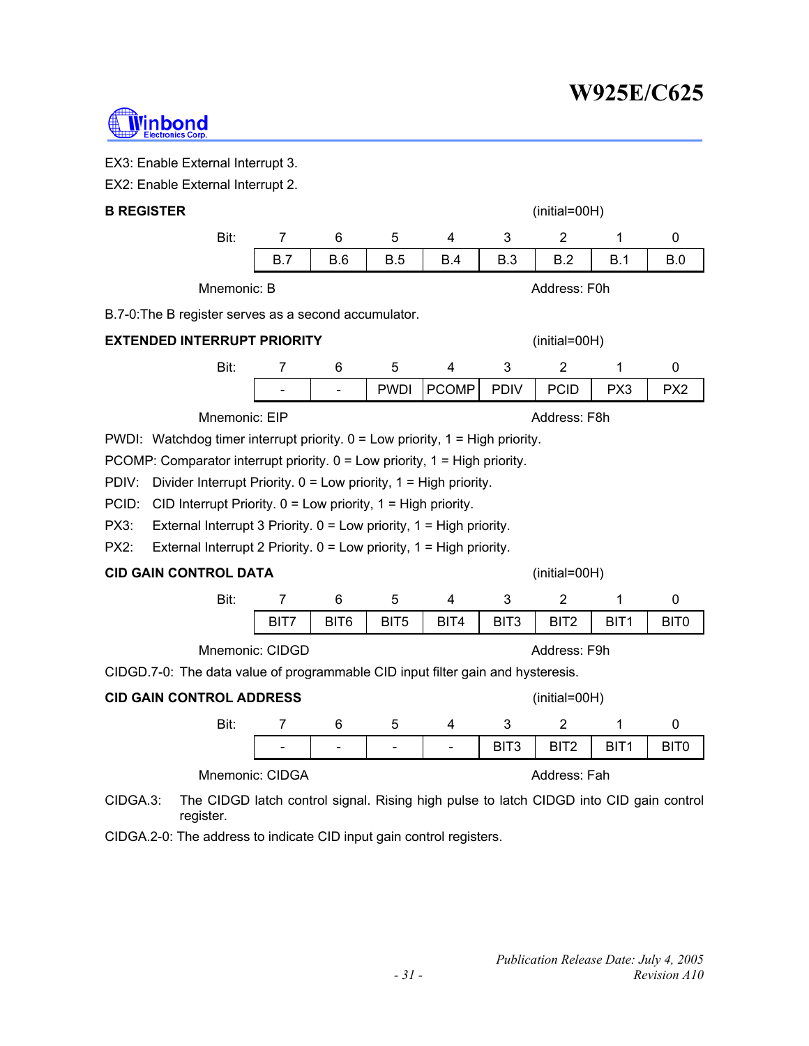EX3: Enable External Interrupt 3.

EX2: Enable External Interrupt 2.

**B REGISTER** (initial=00H)

| Bit: | 7 | 6 | 5 | 4 | 3 | 2 | 1 | 0 |
|---|---|---|---|---|---|---|---|---|
| | B.7 | B.6 | B.5 | B.4 | B.3 | B.2 | B.1 | B.0 |

Mnemonic: B Address: F0h

B.7-0:The B register serves as a second accumulator.

**EXTENDED INTERRUPT PRIORITY** (initial=00H)

| Bit: | 7 | 6 | 5 | 4 | 3 | 2 | 1 | 0 |
|---|---|---|---|---|---|---|---|---|
| | - | - | PWDI | PCOMP | PDIV | PCID | PX3 | PX2 |

Mnemonic: EIP Address: F8h

PWDI: Watchdog timer interrupt priority. 0 = Low priority, 1 = High priority.

PCOMP: Comparator interrupt priority. 0 = Low priority, 1 = High priority.

PDIV: Divider Interrupt Priority. 0 = Low priority, 1 = High priority.

PCID: CID Interrupt Priority. 0 = Low priority, 1 = High priority.

PX3: External Interrupt 3 Priority. 0 = Low priority, 1 = High priority.

PX2: External Interrupt 2 Priority. 0 = Low priority, 1 = High priority.

**CID GAIN CONTROL DATA** (initial=00H)

| Bit: | 7 | 6 | 5 | 4 | 3 | 2 | 1 | 0 |
|---|---|---|---|---|---|---|---|---|
| | BIT7 | BIT6 | BIT5 | BIT4 | BIT3 | BIT2 | BIT1 | BIT0 |

Mnemonic: CIDGD Address: F9h

CIDGD.7-0: The data value of programmable CID input filter gain and hysteresis.

**CID GAIN CONTROL ADDRESS** (initial=00H)

| Bit: | 7 | 6 | 5 | 4 | 3 | 2 | 1 | 0 |
|---|---|---|---|---|---|---|---|---|
| | - | - | - | - | BIT3 | BIT2 | BIT1 | BIT0 |

Mnemonic: CIDGA Address: Fah

CIDGA.3: The CIDGD latch control signal. Rising high pulse to latch CIDGD into CID gain control register.

CIDGA.2-0: The address to indicate CID input gain control registers.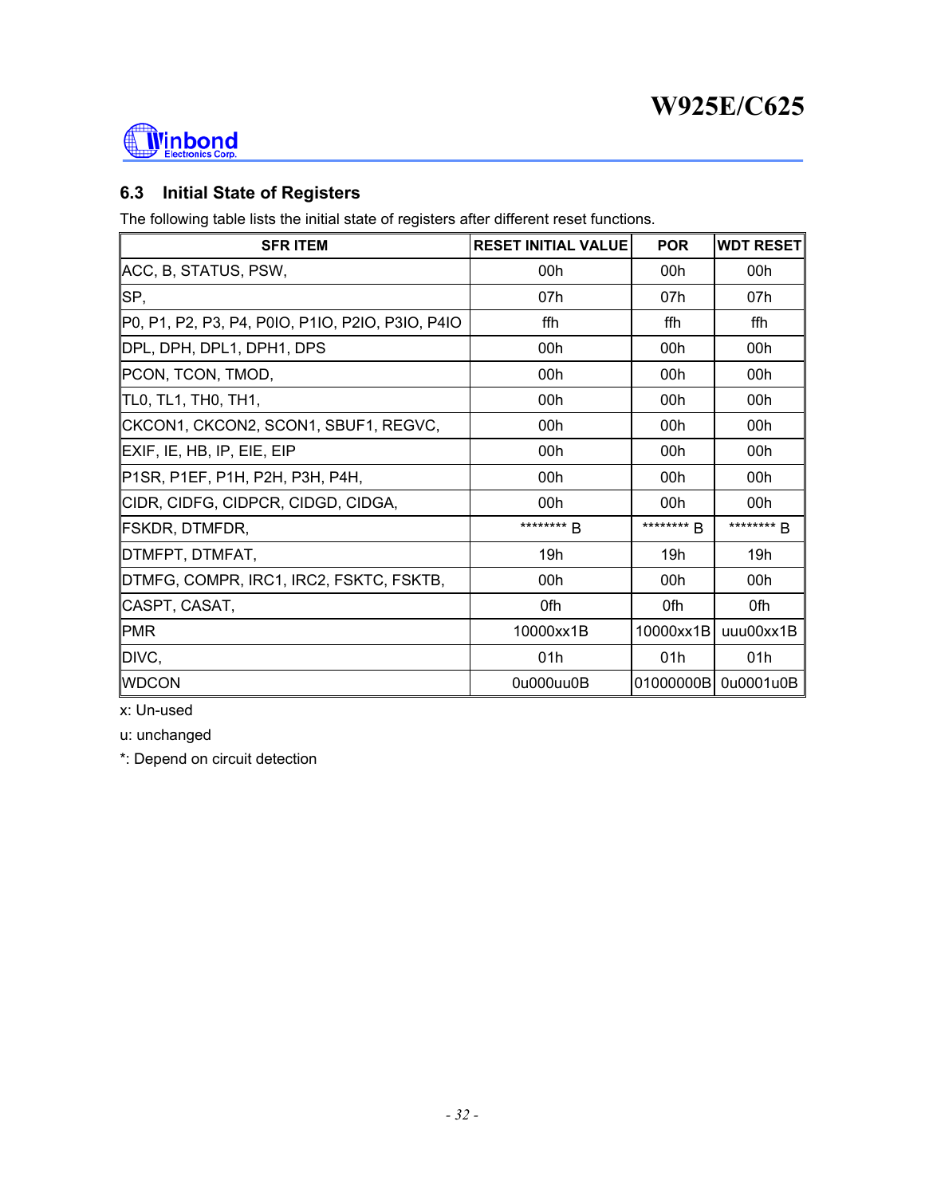## 6.3 Initial State of Registers

The following table lists the initial state of registers after different reset functions.

| SFR ITEM | RESET INITIAL VALUE | POR | WDT RESET |
|---|---|---|---|
| ACC, B, STATUS, PSW, | 00h | 00h | 00h |
| SP, | 07h | 07h | 07h |
| P0, P1, P2, P3, P4, P0IO, P1IO, P2IO, P3IO, P4IO | ffh | ffh | ffh |
| DPL, DPH, DPL1, DPH1, DPS | 00h | 00h | 00h |
| PCON, TCON, TMOD, | 00h | 00h | 00h |
| TL0, TL1, TH0, TH1, | 00h | 00h | 00h |
| CKCON1, CKCON2, SCON1, SBUF1, REGVC, | 00h | 00h | 00h |
| EXIF, IE, HB, IP, EIE, EIP | 00h | 00h | 00h |
| P1SR, P1EF, P1H, P2H, P3H, P4H, | 00h | 00h | 00h |
| CIDR, CIDFG, CIDPCR, CIDGD, CIDGA, | 00h | 00h | 00h |
| FSKDR, DTMFDR, | ******** B | ******** B | ******** B |
| DTMFPT, DTMFAT, | 19h | 19h | 19h |
| DTMFG, COMPR, IRC1, IRC2, FSKTC, FSKTB, | 00h | 00h | 00h |
| CASPT, CASAT, | 0fh | 0fh | 0fh |
| PMR | 10000xx1B | 10000xx1B | uuu00xx1B |
| DIVC, | 01h | 01h | 01h |
| WDCON | 0u000uu0B | 01000000B | 0u0001u0B |

x: Un-used

u: unchanged

*: Depend on circuit detection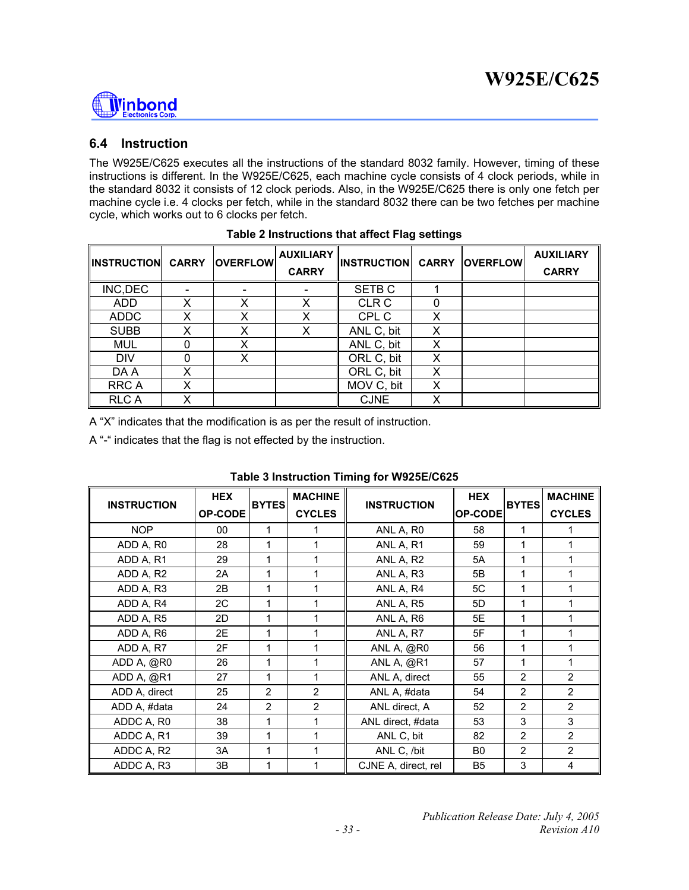## 6.4 Instruction

The W925E/C625 executes all the instructions of the standard 8032 family. However, timing of these instructions is different. In the W925E/C625, each machine cycle consists of 4 clock periods, while in the standard 8032 it consists of 12 clock periods. Also, in the W925E/C625 there is only one fetch per machine cycle i.e. 4 clocks per fetch, while in the standard 8032 there can be two fetches per machine cycle, which works out to 6 clocks per fetch.

**Table 2 Instructions that affect Flag settings**

| INSTRUCTION | CARRY | OVERFLOW | AUXILIARY CARRY | INSTRUCTION | CARRY | OVERFLOW | AUXILIARY CARRY |
|---|---|---|---|---|---|---|---|
| INC,DEC | - | - | - | SETB C | 1 | | |
| ADD | X | X | X | CLR C | 0 | | |
| ADDC | X | X | X | CPL C | X | | |
| SUBB | X | X | X | ANL C, bit | X | | |
| MUL | 0 | X | | ANL C, bit | X | | |
| DIV | 0 | X | | ORL C, bit | X | | |
| DA A | X | | | ORL C, bit | X | | |
| RRC A | X | | | MOV C, bit | X | | |
| RLC A | X | | | CJNE | X | | |

A "X" indicates that the modification is as per the result of instruction.

A "-" indicates that the flag is not effected by the instruction.

**Table 3 Instruction Timing for W925E/C625**

| INSTRUCTION | HEX OP-CODE | BYTES | MACHINE CYCLES | INSTRUCTION | HEX OP-CODE | BYTES | MACHINE CYCLES |
|---|---|---|---|---|---|---|---|
| NOP | 00 | 1 | 1 | ANL A, R0 | 58 | 1 | 1 |
| ADD A, R0 | 28 | 1 | 1 | ANL A, R1 | 59 | 1 | 1 |
| ADD A, R1 | 29 | 1 | 1 | ANL A, R2 | 5A | 1 | 1 |
| ADD A, R2 | 2A | 1 | 1 | ANL A, R3 | 5B | 1 | 1 |
| ADD A, R3 | 2B | 1 | 1 | ANL A, R4 | 5C | 1 | 1 |
| ADD A, R4 | 2C | 1 | 1 | ANL A, R5 | 5D | 1 | 1 |
| ADD A, R5 | 2D | 1 | 1 | ANL A, R6 | 5E | 1 | 1 |
| ADD A, R6 | 2E | 1 | 1 | ANL A, R7 | 5F | 1 | 1 |
| ADD A, R7 | 2F | 1 | 1 | ANL A, @R0 | 56 | 1 | 1 |
| ADD A, @R0 | 26 | 1 | 1 | ANL A, @R1 | 57 | 1 | 1 |
| ADD A, @R1 | 27 | 1 | 1 | ANL A, direct | 55 | 2 | 2 |
| ADD A, direct | 25 | 2 | 2 | ANL A, #data | 54 | 2 | 2 |
| ADD A, #data | 24 | 2 | 2 | ANL direct, A | 52 | 2 | 2 |
| ADDC A, R0 | 38 | 1 | 1 | ANL direct, #data | 53 | 3 | 3 |
| ADDC A, R1 | 39 | 1 | 1 | ANL C, bit | 82 | 2 | 2 |
| ADDC A, R2 | 3A | 1 | 1 | ANL C, /bit | B0 | 2 | 2 |
| ADDC A, R3 | 3B | 1 | 1 | CJNE A, direct, rel | B5 | 3 | 4 |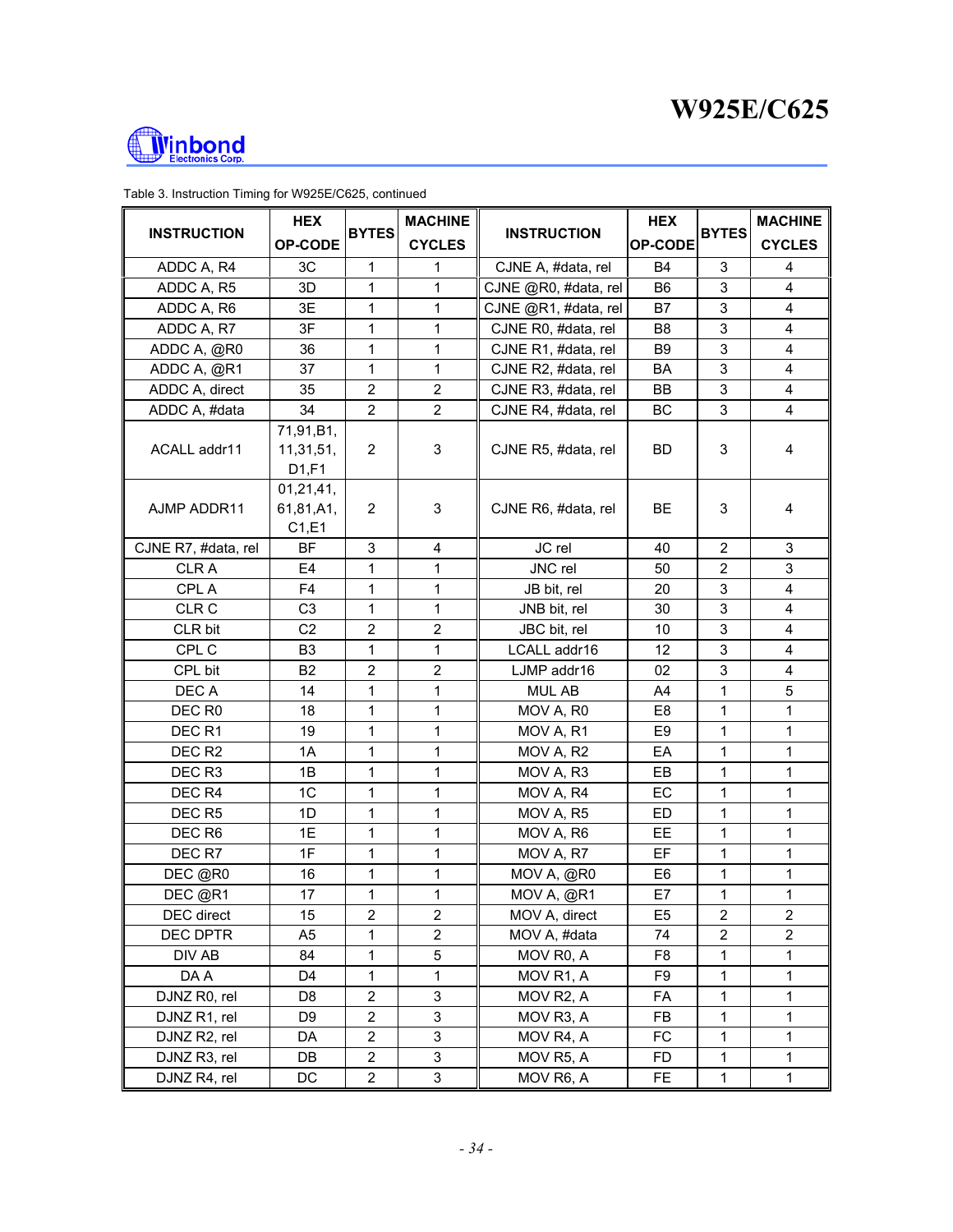Table 3. Instruction Timing for W925E/C625, continued

| INSTRUCTION | HEX OP-CODE | BYTES | MACHINE CYCLES | INSTRUCTION | HEX OP-CODE | BYTES | MACHINE CYCLES |
|---|---|---|---|---|---|---|---|
| ADDC A, R4 | 3C | 1 | 1 | CJNE A, #data, rel | B4 | 3 | 4 |
| ADDC A, R5 | 3D | 1 | 1 | CJNE @R0, #data, rel | B6 | 3 | 4 |
| ADDC A, R6 | 3E | 1 | 1 | CJNE @R1, #data, rel | B7 | 3 | 4 |
| ADDC A, R7 | 3F | 1 | 1 | CJNE R0, #data, rel | B8 | 3 | 4 |
| ADDC A, @R0 | 36 | 1 | 1 | CJNE R1, #data, rel | B9 | 3 | 4 |
| ADDC A, @R1 | 37 | 1 | 1 | CJNE R2, #data, rel | BA | 3 | 4 |
| ADDC A, direct | 35 | 2 | 2 | CJNE R3, #data, rel | BB | 3 | 4 |
| ADDC A, #data | 34 | 2 | 2 | CJNE R4, #data, rel | BC | 3 | 4 |
| ACALL addr11 | 71,91,B1, 11,31,51, D1,F1 | 2 | 3 | CJNE R5, #data, rel | BD | 3 | 4 |
| AJMP ADDR11 | 01,21,41, 61,81,A1, C1,E1 | 2 | 3 | CJNE R6, #data, rel | BE | 3 | 4 |
| CJNE R7, #data, rel | BF | 3 | 4 | JC rel | 40 | 2 | 3 |
| CLR A | E4 | 1 | 1 | JNC rel | 50 | 2 | 3 |
| CPL A | F4 | 1 | 1 | JB bit, rel | 20 | 3 | 4 |
| CLR C | C3 | 1 | 1 | JNB bit, rel | 30 | 3 | 4 |
| CLR bit | C2 | 2 | 2 | JBC bit, rel | 10 | 3 | 4 |
| CPL C | B3 | 1 | 1 | LCALL addr16 | 12 | 3 | 4 |
| CPL bit | B2 | 2 | 2 | LJMP addr16 | 02 | 3 | 4 |
| DEC A | 14 | 1 | 1 | MUL AB | A4 | 1 | 5 |
| DEC R0 | 18 | 1 | 1 | MOV A, R0 | E8 | 1 | 1 |
| DEC R1 | 19 | 1 | 1 | MOV A, R1 | E9 | 1 | 1 |
| DEC R2 | 1A | 1 | 1 | MOV A, R2 | EA | 1 | 1 |
| DEC R3 | 1B | 1 | 1 | MOV A, R3 | EB | 1 | 1 |
| DEC R4 | 1C | 1 | 1 | MOV A, R4 | EC | 1 | 1 |
| DEC R5 | 1D | 1 | 1 | MOV A, R5 | ED | 1 | 1 |
| DEC R6 | 1E | 1 | 1 | MOV A, R6 | EE | 1 | 1 |
| DEC R7 | 1F | 1 | 1 | MOV A, R7 | EF | 1 | 1 |
| DEC @R0 | 16 | 1 | 1 | MOV A, @R0 | E6 | 1 | 1 |
| DEC @R1 | 17 | 1 | 1 | MOV A, @R1 | E7 | 1 | 1 |
| DEC direct | 15 | 2 | 2 | MOV A, direct | E5 | 2 | 2 |
| DEC DPTR | A5 | 1 | 2 | MOV A, #data | 74 | 2 | 2 |
| DIV AB | 84 | 1 | 5 | MOV R0, A | F8 | 1 | 1 |
| DA A | D4 | 1 | 1 | MOV R1, A | F9 | 1 | 1 |
| DJNZ R0, rel | D8 | 2 | 3 | MOV R2, A | FA | 1 | 1 |
| DJNZ R1, rel | D9 | 2 | 3 | MOV R3, A | FB | 1 | 1 |
| DJNZ R2, rel | DA | 2 | 3 | MOV R4, A | FC | 1 | 1 |
| DJNZ R3, rel | DB | 2 | 3 | MOV R5, A | FD | 1 | 1 |
| DJNZ R4, rel | DC | 2 | 3 | MOV R6, A | FE | 1 | 1 |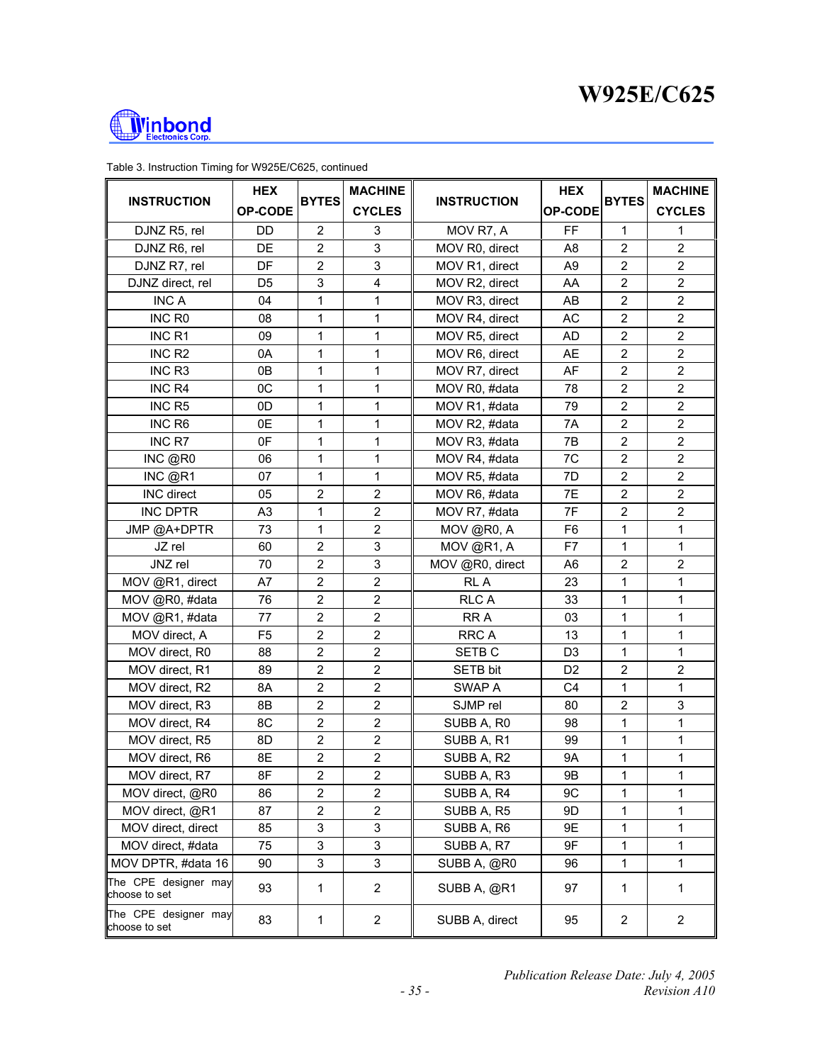Table 3. Instruction Timing for W925E/C625, continued

| INSTRUCTION | HEX OP-CODE | BYTES | MACHINE CYCLES | INSTRUCTION | HEX OP-CODE | BYTES | MACHINE CYCLES |
|---|---|---|---|---|---|---|---|
| DJNZ R5, rel | DD | 2 | 3 | MOV R7, A | FF | 1 | 1 |
| DJNZ R6, rel | DE | 2 | 3 | MOV R0, direct | A8 | 2 | 2 |
| DJNZ R7, rel | DF | 2 | 3 | MOV R1, direct | A9 | 2 | 2 |
| DJNZ direct, rel | D5 | 3 | 4 | MOV R2, direct | AA | 2 | 2 |
| INC A | 04 | 1 | 1 | MOV R3, direct | AB | 2 | 2 |
| INC R0 | 08 | 1 | 1 | MOV R4, direct | AC | 2 | 2 |
| INC R1 | 09 | 1 | 1 | MOV R5, direct | AD | 2 | 2 |
| INC R2 | 0A | 1 | 1 | MOV R6, direct | AE | 2 | 2 |
| INC R3 | 0B | 1 | 1 | MOV R7, direct | AF | 2 | 2 |
| INC R4 | 0C | 1 | 1 | MOV R0, #data | 78 | 2 | 2 |
| INC R5 | 0D | 1 | 1 | MOV R1, #data | 79 | 2 | 2 |
| INC R6 | 0E | 1 | 1 | MOV R2, #data | 7A | 2 | 2 |
| INC R7 | 0F | 1 | 1 | MOV R3, #data | 7B | 2 | 2 |
| INC @R0 | 06 | 1 | 1 | MOV R4, #data | 7C | 2 | 2 |
| INC @R1 | 07 | 1 | 1 | MOV R5, #data | 7D | 2 | 2 |
| INC direct | 05 | 2 | 2 | MOV R6, #data | 7E | 2 | 2 |
| INC DPTR | A3 | 1 | 2 | MOV R7, #data | 7F | 2 | 2 |
| JMP @A+DPTR | 73 | 1 | 2 | MOV @R0, A | F6 | 1 | 1 |
| JZ rel | 60 | 2 | 3 | MOV @R1, A | F7 | 1 | 1 |
| JNZ rel | 70 | 2 | 3 | MOV @R0, direct | A6 | 2 | 2 |
| MOV @R1, direct | A7 | 2 | 2 | RL A | 23 | 1 | 1 |
| MOV @R0, #data | 76 | 2 | 2 | RLC A | 33 | 1 | 1 |
| MOV @R1, #data | 77 | 2 | 2 | RR A | 03 | 1 | 1 |
| MOV direct, A | F5 | 2 | 2 | RRC A | 13 | 1 | 1 |
| MOV direct, R0 | 88 | 2 | 2 | SETB C | D3 | 1 | 1 |
| MOV direct, R1 | 89 | 2 | 2 | SETB bit | D2 | 2 | 2 |
| MOV direct, R2 | 8A | 2 | 2 | SWAP A | C4 | 1 | 1 |
| MOV direct, R3 | 8B | 2 | 2 | SJMP rel | 80 | 2 | 3 |
| MOV direct, R4 | 8C | 2 | 2 | SUBB A, R0 | 98 | 1 | 1 |
| MOV direct, R5 | 8D | 2 | 2 | SUBB A, R1 | 99 | 1 | 1 |
| MOV direct, R6 | 8E | 2 | 2 | SUBB A, R2 | 9A | 1 | 1 |
| MOV direct, R7 | 8F | 2 | 2 | SUBB A, R3 | 9B | 1 | 1 |
| MOV direct, @R0 | 86 | 2 | 2 | SUBB A, R4 | 9C | 1 | 1 |
| MOV direct, @R1 | 87 | 2 | 2 | SUBB A, R5 | 9D | 1 | 1 |
| MOV direct, direct | 85 | 3 | 3 | SUBB A, R6 | 9E | 1 | 1 |
| MOV direct, #data | 75 | 3 | 3 | SUBB A, R7 | 9F | 1 | 1 |
| MOV DPTR, #data 16 | 90 | 3 | 3 | SUBB A, @R0 | 96 | 1 | 1 |
| The CPE designer may choose to set | 93 | 1 | 2 | SUBB A, @R1 | 97 | 1 | 1 |
| The CPE designer may choose to set | 83 | 1 | 2 | SUBB A, direct | 95 | 2 | 2 |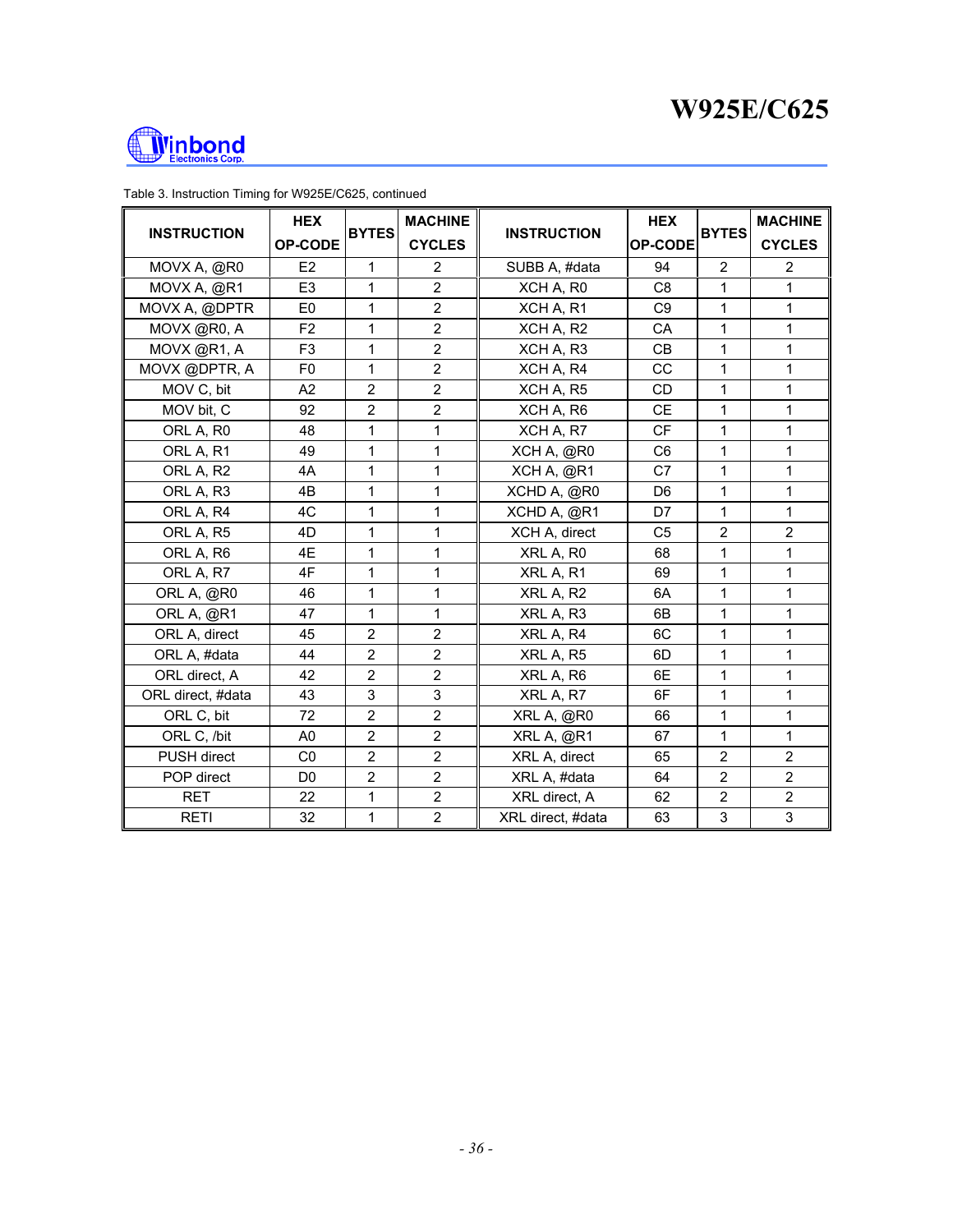Table 3. Instruction Timing for W925E/C625, continued

| INSTRUCTION | HEX OP-CODE | BYTES | MACHINE CYCLES | INSTRUCTION | HEX OP-CODE | BYTES | MACHINE CYCLES |
|---|---|---|---|---|---|---|---|
| MOVX A, @R0 | E2 | 1 | 2 | SUBB A, #data | 94 | 2 | 2 |
| MOVX A, @R1 | E3 | 1 | 2 | XCH A, R0 | C8 | 1 | 1 |
| MOVX A, @DPTR | E0 | 1 | 2 | XCH A, R1 | C9 | 1 | 1 |
| MOVX @R0, A | F2 | 1 | 2 | XCH A, R2 | CA | 1 | 1 |
| MOVX @R1, A | F3 | 1 | 2 | XCH A, R3 | CB | 1 | 1 |
| MOVX @DPTR, A | F0 | 1 | 2 | XCH A, R4 | CC | 1 | 1 |
| MOV C, bit | A2 | 2 | 2 | XCH A, R5 | CD | 1 | 1 |
| MOV bit, C | 92 | 2 | 2 | XCH A, R6 | CE | 1 | 1 |
| ORL A, R0 | 48 | 1 | 1 | XCH A, R7 | CF | 1 | 1 |
| ORL A, R1 | 49 | 1 | 1 | XCH A, @R0 | C6 | 1 | 1 |
| ORL A, R2 | 4A | 1 | 1 | XCH A, @R1 | C7 | 1 | 1 |
| ORL A, R3 | 4B | 1 | 1 | XCHD A, @R0 | D6 | 1 | 1 |
| ORL A, R4 | 4C | 1 | 1 | XCHD A, @R1 | D7 | 1 | 1 |
| ORL A, R5 | 4D | 1 | 1 | XCH A, direct | C5 | 2 | 2 |
| ORL A, R6 | 4E | 1 | 1 | XRL A, R0 | 68 | 1 | 1 |
| ORL A, R7 | 4F | 1 | 1 | XRL A, R1 | 69 | 1 | 1 |
| ORL A, @R0 | 46 | 1 | 1 | XRL A, R2 | 6A | 1 | 1 |
| ORL A, @R1 | 47 | 1 | 1 | XRL A, R3 | 6B | 1 | 1 |
| ORL A, direct | 45 | 2 | 2 | XRL A, R4 | 6C | 1 | 1 |
| ORL A, #data | 44 | 2 | 2 | XRL A, R5 | 6D | 1 | 1 |
| ORL direct, A | 42 | 2 | 2 | XRL A, R6 | 6E | 1 | 1 |
| ORL direct, #data | 43 | 3 | 3 | XRL A, R7 | 6F | 1 | 1 |
| ORL C, bit | 72 | 2 | 2 | XRL A, @R0 | 66 | 1 | 1 |
| ORL C, /bit | A0 | 2 | 2 | XRL A, @R1 | 67 | 1 | 1 |
| PUSH direct | C0 | 2 | 2 | XRL A, direct | 65 | 2 | 2 |
| POP direct | D0 | 2 | 2 | XRL A, #data | 64 | 2 | 2 |
| RET | 22 | 1 | 2 | XRL direct, A | 62 | 2 | 2 |
| RETI | 32 | 1 | 2 | XRL direct, #data | 63 | 3 | 3 |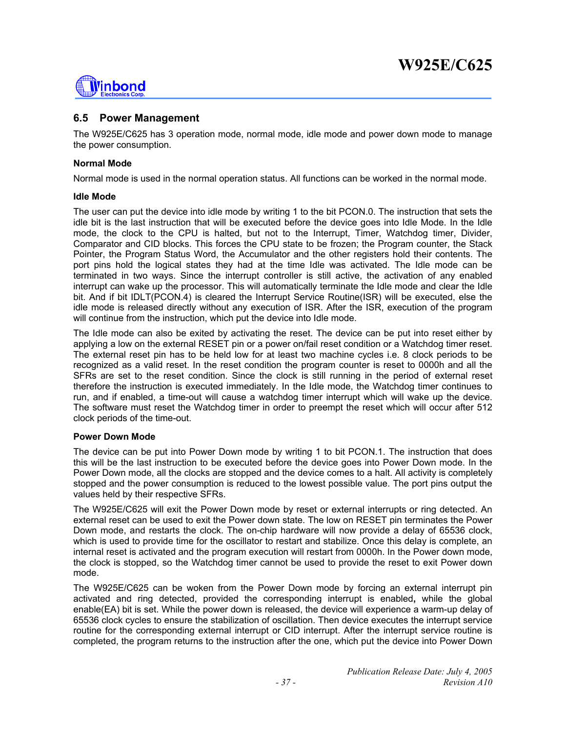## 6.5 Power Management

The W925E/C625 has 3 operation mode, normal mode, idle mode and power down mode to manage the power consumption.

**Normal Mode**

Normal mode is used in the normal operation status. All functions can be worked in the normal mode.

**Idle Mode**

The user can put the device into idle mode by writing 1 to the bit PCON.0. The instruction that sets the idle bit is the last instruction that will be executed before the device goes into Idle Mode. In the Idle mode, the clock to the CPU is halted, but not to the Interrupt, Timer, Watchdog timer, Divider, Comparator and CID blocks. This forces the CPU state to be frozen; the Program counter, the Stack Pointer, the Program Status Word, the Accumulator and the other registers hold their contents. The port pins hold the logical states they had at the time Idle was activated. The Idle mode can be terminated in two ways. Since the interrupt controller is still active, the activation of any enabled interrupt can wake up the processor. This will automatically terminate the Idle mode and clear the Idle bit. And if bit IDLT(PCON.4) is cleared the Interrupt Service Routine(ISR) will be executed, else the idle mode is released directly without any execution of ISR. After the ISR, execution of the program will continue from the instruction, which put the device into Idle mode.

The Idle mode can also be exited by activating the reset. The device can be put into reset either by applying a low on the external RESET pin or a power on/fail reset condition or a Watchdog timer reset. The external reset pin has to be held low for at least two machine cycles i.e. 8 clock periods to be recognized as a valid reset. In the reset condition the program counter is reset to 0000h and all the SFRs are set to the reset condition. Since the clock is still running in the period of external reset therefore the instruction is executed immediately. In the Idle mode, the Watchdog timer continues to run, and if enabled, a time-out will cause a watchdog timer interrupt which will wake up the device. The software must reset the Watchdog timer in order to preempt the reset which will occur after 512 clock periods of the time-out.

**Power Down Mode**

The device can be put into Power Down mode by writing 1 to bit PCON.1. The instruction that does this will be the last instruction to be executed before the device goes into Power Down mode. In the Power Down mode, all the clocks are stopped and the device comes to a halt. All activity is completely stopped and the power consumption is reduced to the lowest possible value. The port pins output the values held by their respective SFRs.

The W925E/C625 will exit the Power Down mode by reset or external interrupts or ring detected. An external reset can be used to exit the Power down state. The low on RESET pin terminates the Power Down mode, and restarts the clock. The on-chip hardware will now provide a delay of 65536 clock, which is used to provide time for the oscillator to restart and stabilize. Once this delay is complete, an internal reset is activated and the program execution will restart from 0000h. In the Power down mode, the clock is stopped, so the Watchdog timer cannot be used to provide the reset to exit Power down mode.

The W925E/C625 can be woken from the Power Down mode by forcing an external interrupt pin activated and ring detected, provided the corresponding interrupt is enabled**,** while the global enable(EA) bit is set. While the power down is released, the device will experience a warm-up delay of 65536 clock cycles to ensure the stabilization of oscillation. Then device executes the interrupt service routine for the corresponding external interrupt or CID interrupt. After the interrupt service routine is completed, the program returns to the instruction after the one, which put the device into Power Down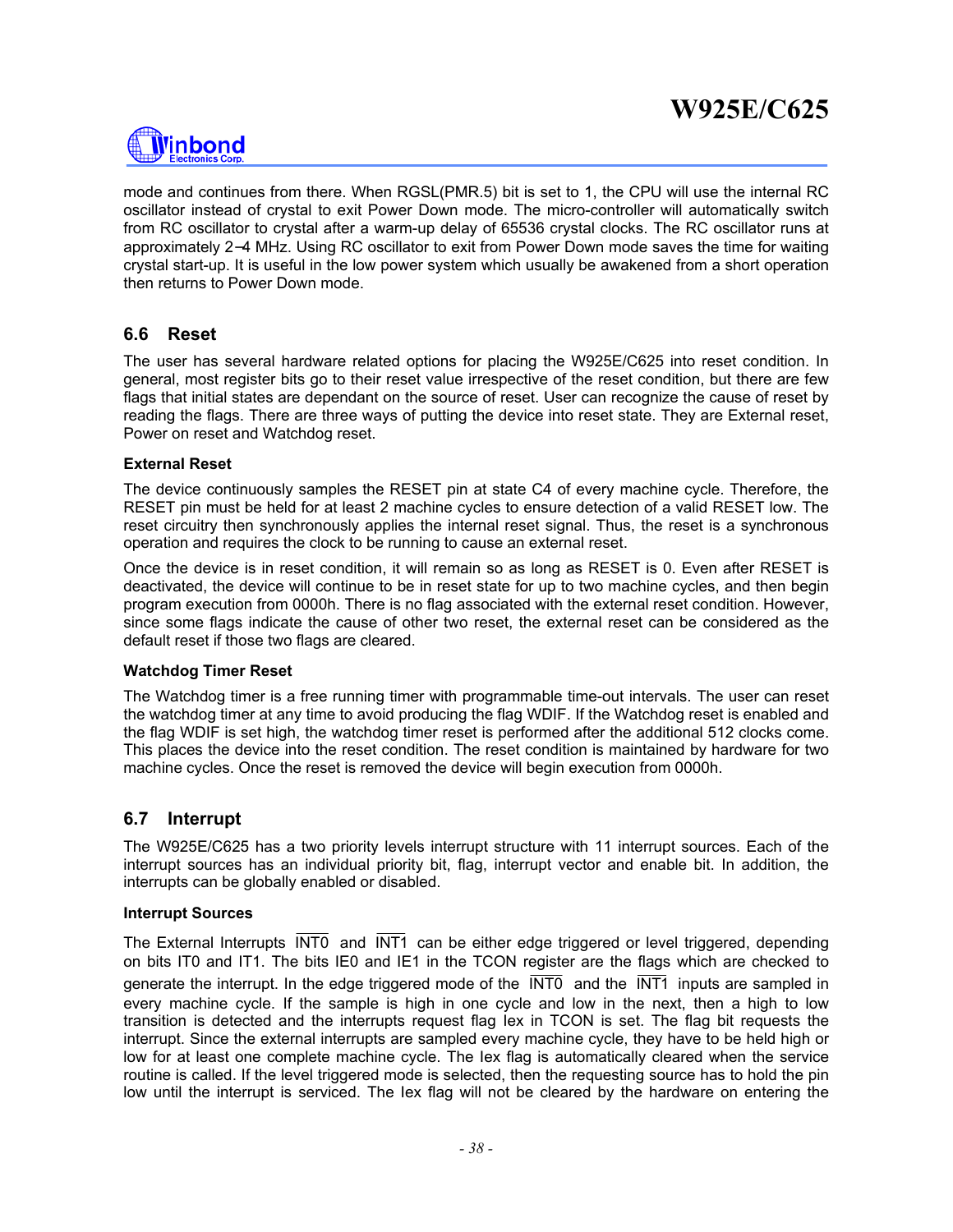mode and continues from there. When RGSL(PMR.5) bit is set to 1, the CPU will use the internal RC oscillator instead of crystal to exit Power Down mode. The micro-controller will automatically switch from RC oscillator to crystal after a warm-up delay of 65536 crystal clocks. The RC oscillator runs at approximately 2−4 MHz. Using RC oscillator to exit from Power Down mode saves the time for waiting crystal start-up. It is useful in the low power system which usually be awakened from a short operation then returns to Power Down mode.

## 6.6 Reset

The user has several hardware related options for placing the W925E/C625 into reset condition. In general, most register bits go to their reset value irrespective of the reset condition, but there are few flags that initial states are dependant on the source of reset. User can recognize the cause of reset by reading the flags. There are three ways of putting the device into reset state. They are External reset, Power on reset and Watchdog reset.

**External Reset**

The device continuously samples the RESET pin at state C4 of every machine cycle. Therefore, the RESET pin must be held for at least 2 machine cycles to ensure detection of a valid RESET low. The reset circuitry then synchronously applies the internal reset signal. Thus, the reset is a synchronous operation and requires the clock to be running to cause an external reset.

Once the device is in reset condition, it will remain so as long as RESET is 0. Even after RESET is deactivated, the device will continue to be in reset state for up to two machine cycles, and then begin program execution from 0000h. There is no flag associated with the external reset condition. However, since some flags indicate the cause of other two reset, the external reset can be considered as the default reset if those two flags are cleared.

**Watchdog Timer Reset**

The Watchdog timer is a free running timer with programmable time-out intervals. The user can reset the watchdog timer at any time to avoid producing the flag WDIF. If the Watchdog reset is enabled and the flag WDIF is set high, the watchdog timer reset is performed after the additional 512 clocks come. This places the device into the reset condition. The reset condition is maintained by hardware for two machine cycles. Once the reset is removed the device will begin execution from 0000h.

## 6.7 Interrupt

The W925E/C625 has a two priority levels interrupt structure with 11 interrupt sources. Each of the interrupt sources has an individual priority bit, flag, interrupt vector and enable bit. In addition, the interrupts can be globally enabled or disabled.

**Interrupt Sources**

The External Interrupts $\overline{INT0}$ and $\overline{INT1}$ can be either edge triggered or level triggered, depending on bits IT0 and IT1. The bits IE0 and IE1 in the TCON register are the flags which are checked to generate the interrupt. In the edge triggered mode of the $\overline{INT0}$ and the $\overline{INT1}$ inputs are sampled in every machine cycle. If the sample is high in one cycle and low in the next, then a high to low transition is detected and the interrupts request flag Iex in TCON is set. The flag bit requests the interrupt. Since the external interrupts are sampled every machine cycle, they have to be held high or low for at least one complete machine cycle. The Iex flag is automatically cleared when the service routine is called. If the level triggered mode is selected, then the requesting source has to hold the pin low until the interrupt is serviced. The Iex flag will not be cleared by the hardware on entering the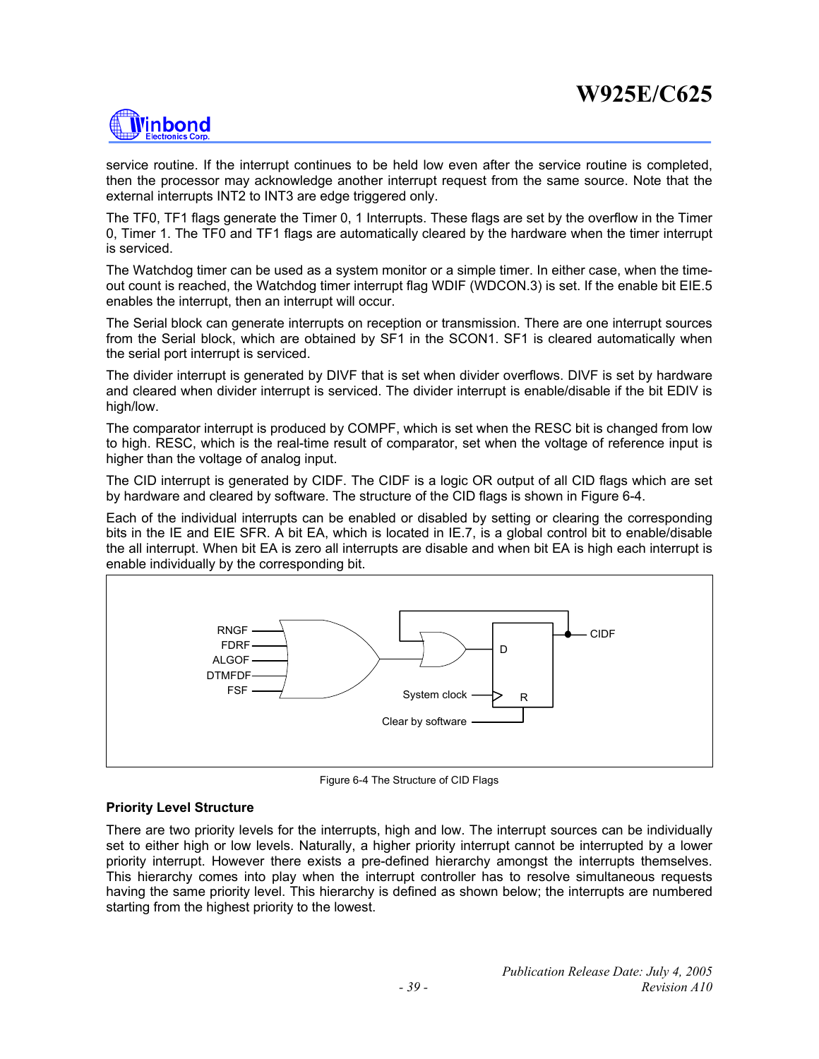service routine. If the interrupt continues to be held low even after the service routine is completed, then the processor may acknowledge another interrupt request from the same source. Note that the external interrupts INT2 to INT3 are edge triggered only.

The TF0, TF1 flags generate the Timer 0, 1 Interrupts. These flags are set by the overflow in the Timer 0, Timer 1. The TF0 and TF1 flags are automatically cleared by the hardware when the timer interrupt is serviced.

The Watchdog timer can be used as a system monitor or a simple timer. In either case, when the time-out count is reached, the Watchdog timer interrupt flag WDIF (WDCON.3) is set. If the enable bit EIE.5 enables the interrupt, then an interrupt will occur.

The Serial block can generate interrupts on reception or transmission. There are one interrupt sources from the Serial block, which are obtained by SF1 in the SCON1. SF1 is cleared automatically when the serial port interrupt is serviced.

The divider interrupt is generated by DIVF that is set when divider overflows. DIVF is set by hardware and cleared when divider interrupt is serviced. The divider interrupt is enable/disable if the bit EDIV is high/low.

The comparator interrupt is produced by COMPF, which is set when the RESC bit is changed from low to high. RESC, which is the real-time result of comparator, set when the voltage of reference input is higher than the voltage of analog input.

The CID interrupt is generated by CIDF. The CIDF is a logic OR output of all CID flags which are set by hardware and cleared by software. The structure of the CID flags is shown in Figure 6-4.

Each of the individual interrupts can be enabled or disabled by setting or clearing the corresponding bits in the IE and EIE SFR. A bit EA, which is located in IE.7, is a global control bit to enable/disable the all interrupt. When bit EA is zero all interrupts are disable and when bit EA is high each interrupt is enable individually by the corresponding bit.

Figure 6-4 The Structure of CID Flags

### Priority Level Structure

There are two priority levels for the interrupts, high and low. The interrupt sources can be individually set to either high or low levels. Naturally, a higher priority interrupt cannot be interrupted by a lower priority interrupt. However there exists a pre-defined hierarchy amongst the interrupts themselves. This hierarchy comes into play when the interrupt controller has to resolve simultaneous requests having the same priority level. This hierarchy is defined as shown below; the interrupts are numbered starting from the highest priority to the lowest.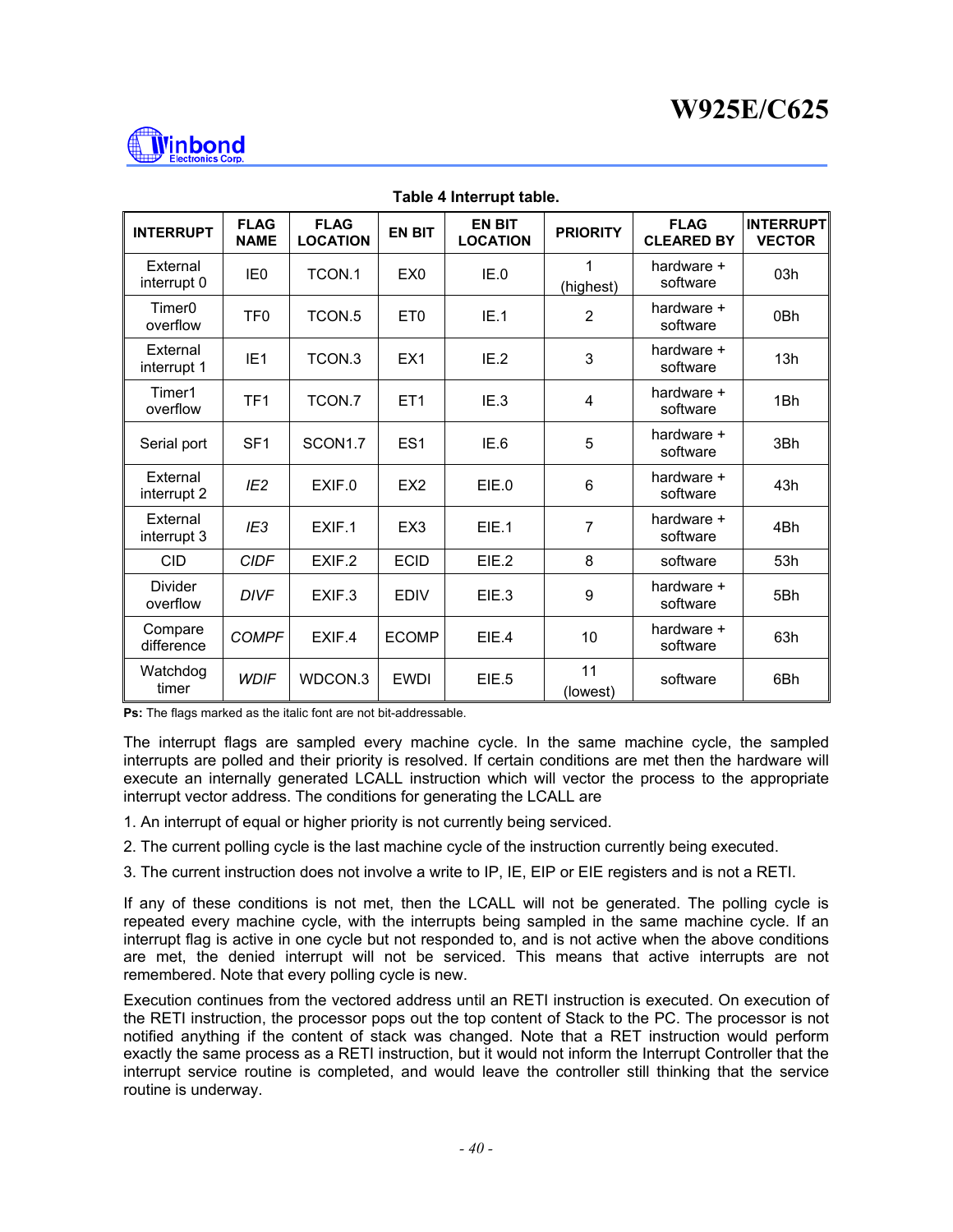**Table 4 Interrupt table.**

| INTERRUPT | FLAG NAME | FLAG LOCATION | EN BIT | EN BIT LOCATION | PRIORITY | FLAG CLEARED BY | INTERRUPT VECTOR |
|---|---|---|---|---|---|---|---|
| External interrupt 0 | IE0 | TCON.1 | EX0 | IE.0 | 1 (highest) | hardware + software | 03h |
| Timer0 overflow | TF0 | TCON.5 | ET0 | IE.1 | 2 | hardware + software | 0Bh |
| External interrupt 1 | IE1 | TCON.3 | EX1 | IE.2 | 3 | hardware + software | 13h |
| Timer1 overflow | TF1 | TCON.7 | ET1 | IE.3 | 4 | hardware + software | 1Bh |
| Serial port | SF1 | SCON1.7 | ES1 | IE.6 | 5 | hardware + software | 3Bh |
| External interrupt 2 | *IE2* | EXIF.0 | EX2 | EIE.0 | 6 | hardware + software | 43h |
| External interrupt 3 | *IE3* | EXIF.1 | EX3 | EIE.1 | 7 | hardware + software | 4Bh |
| CID | *CIDF* | EXIF.2 | ECID | EIE.2 | 8 | software | 53h |
| Divider overflow | *DIVF* | EXIF.3 | EDIV | EIE.3 | 9 | hardware + software | 5Bh |
| Compare difference | *COMPF* | EXIF.4 | ECOMP | EIE.4 | 10 | hardware + software | 63h |
| Watchdog timer | *WDIF* | WDCON.3 | EWDI | EIE.5 | 11 (lowest) | software | 6Bh |

**Ps:** The flags marked as the italic font are not bit-addressable.

The interrupt flags are sampled every machine cycle. In the same machine cycle, the sampled interrupts are polled and their priority is resolved. If certain conditions are met then the hardware will execute an internally generated LCALL instruction which will vector the process to the appropriate interrupt vector address. The conditions for generating the LCALL are

1. An interrupt of equal or higher priority is not currently being serviced.
2. The current polling cycle is the last machine cycle of the instruction currently being executed.
3. The current instruction does not involve a write to IP, IE, EIP or EIE registers and is not a RETI.

If any of these conditions is not met, then the LCALL will not be generated. The polling cycle is repeated every machine cycle, with the interrupts being sampled in the same machine cycle. If an interrupt flag is active in one cycle but not responded to, and is not active when the above conditions are met, the denied interrupt will not be serviced. This means that active interrupts are not remembered. Note that every polling cycle is new.

Execution continues from the vectored address until an RETI instruction is executed. On execution of the RETI instruction, the processor pops out the top content of Stack to the PC. The processor is not notified anything if the content of stack was changed. Note that a RET instruction would perform exactly the same process as a RETI instruction, but it would not inform the Interrupt Controller that the interrupt service routine is completed, and would leave the controller still thinking that the service routine is underway.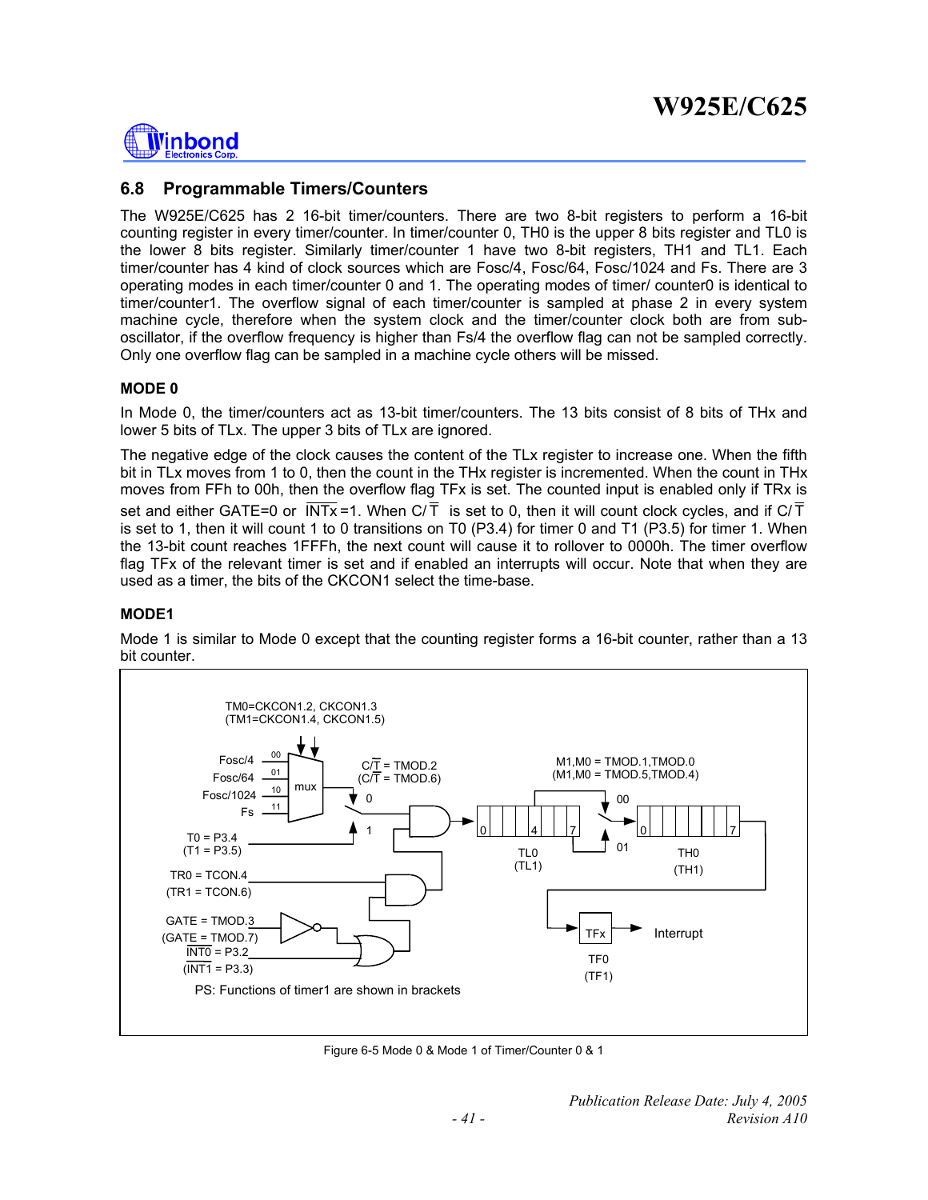## 6.8 Programmable Timers/Counters

The W925E/C625 has 2 16-bit timer/counters. There are two 8-bit registers to perform a 16-bit counting register in every timer/counter. In timer/counter 0, TH0 is the upper 8 bits register and TL0 is the lower 8 bits register. Similarly timer/counter 1 have two 8-bit registers, TH1 and TL1. Each timer/counter has 4 kind of clock sources which are Fosc/4, Fosc/64, Fosc/1024 and Fs. There are 3 operating modes in each timer/counter 0 and 1. The operating modes of timer/ counter0 is identical to timer/counter1. The overflow signal of each timer/counter is sampled at phase 2 in every system machine cycle, therefore when the system clock and the timer/counter clock both are from sub-oscillator, if the overflow frequency is higher than Fs/4 the overflow flag can not be sampled correctly. Only one overflow flag can be sampled in a machine cycle others will be missed.

### MODE 0

In Mode 0, the timer/counters act as 13-bit timer/counters. The 13 bits consist of 8 bits of THx and lower 5 bits of TLx. The upper 3 bits of TLx are ignored.

The negative edge of the clock causes the content of the TLx register to increase one. When the fifth bit in TLx moves from 1 to 0, then the count in the THx register is incremented. When the count in THx moves from FFh to 00h, then the overflow flag TFx is set. The counted input is enabled only if TRx is set and either GATE=0 or $\overline{\text{INTx}}$=1. When C/$\overline{\text{T}}$ is set to 0, then it will count clock cycles, and if C/$\overline{\text{T}}$ is set to 1, then it will count 1 to 0 transitions on T0 (P3.4) for timer 0 and T1 (P3.5) for timer 1. When the 13-bit count reaches 1FFFh, the next count will cause it to rollover to 0000h. The timer overflow flag TFx of the relevant timer is set and if enabled an interrupts will occur. Note that when they are used as a timer, the bits of the CKCON1 select the time-base.

### MODE1

Mode 1 is similar to Mode 0 except that the counting register forms a 16-bit counter, rather than a 13 bit counter.

Figure 6-5 Mode 0 & Mode 1 of Timer/Counter 0 & 1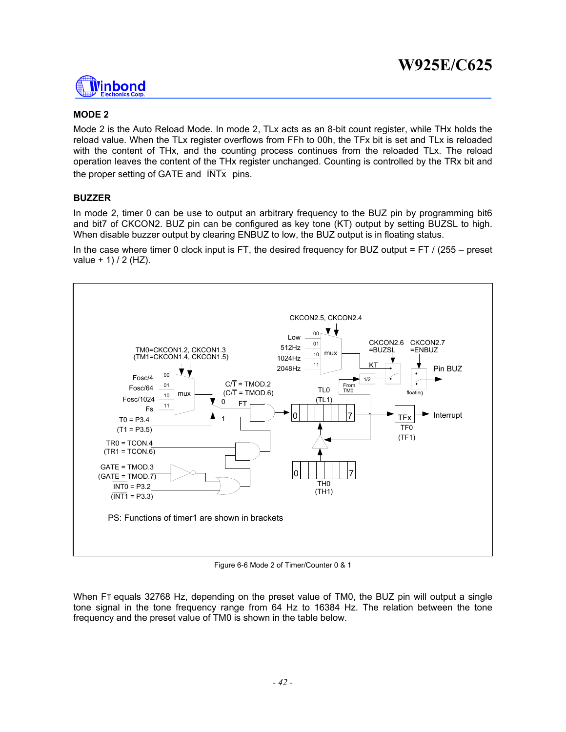### MODE 2

Mode 2 is the Auto Reload Mode. In mode 2, TLx acts as an 8-bit count register, while THx holds the reload value. When the TLx register overflows from FFh to 00h, the TFx bit is set and TLx is reloaded with the content of THx, and the counting process continues from the reloaded TLx. The reload operation leaves the content of the THx register unchanged. Counting is controlled by the TRx bit and the proper setting of GATE and $\overline{INTx}$ pins.

### BUZZER

In mode 2, timer 0 can be use to output an arbitrary frequency to the BUZ pin by programming bit6 and bit7 of CKCON2. BUZ pin can be configured as key tone (KT) output by setting BUZSL to high. When disable buzzer output by clearing ENBUZ to low, the BUZ output is in floating status.

In the case where timer 0 clock input is FT, the desired frequency for BUZ output = FT / (255 – preset value + 1) / 2 (HZ).

Figure 6-6 Mode 2 of Timer/Counter 0 & 1

When FT equals 32768 Hz, depending on the preset value of TM0, the BUZ pin will output a single tone signal in the tone frequency range from 64 Hz to 16384 Hz. The relation between the tone frequency and the preset value of TM0 is shown in the table below.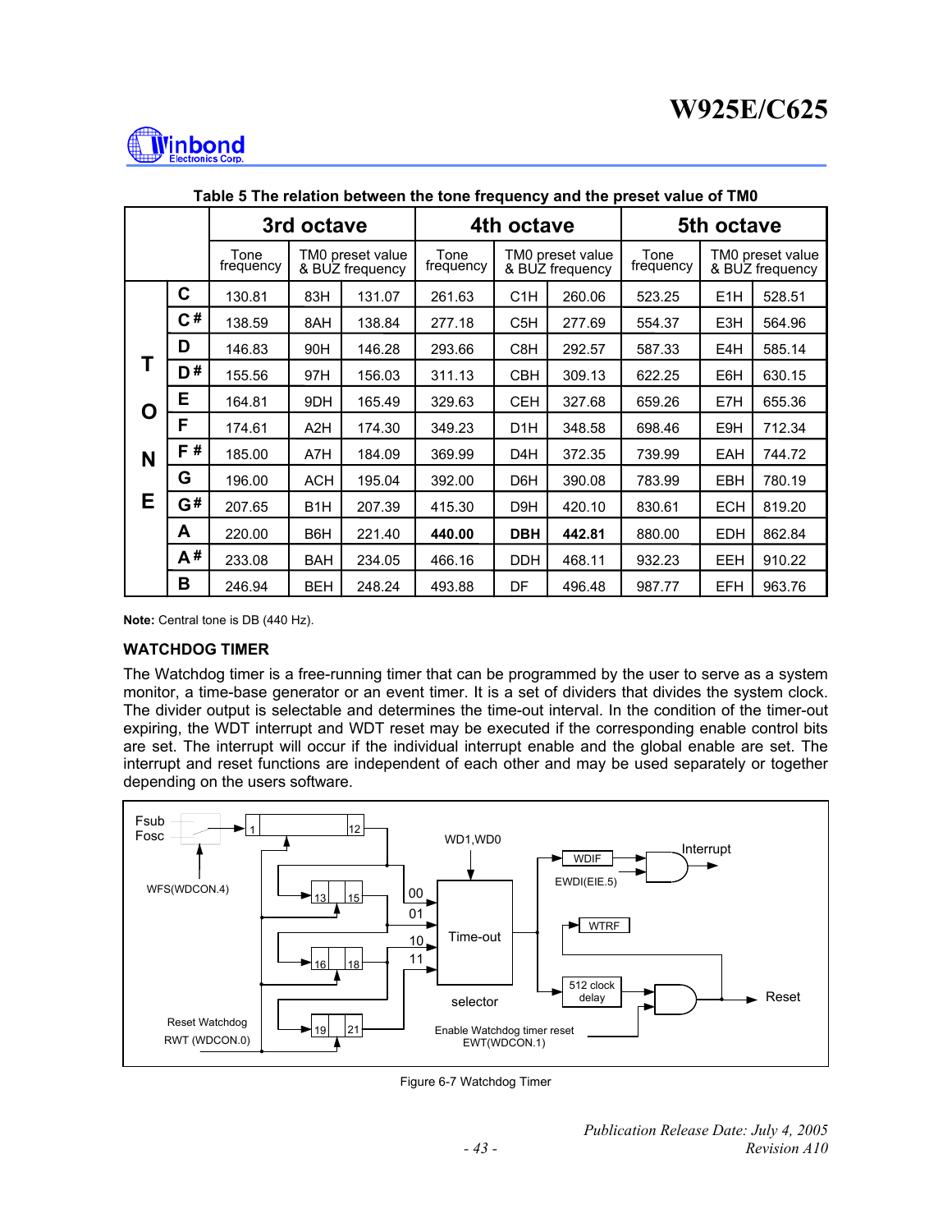**Table 5 The relation between the tone frequency and the preset value of TM0**

| | | 3rd octave | | | 4th octave | | | 5th octave | | |
|---|---|---|---|---|---|---|---|---|---|---|
| | | Tone frequency | TM0 preset value & BUZ frequency | | Tone frequency | TM0 preset value & BUZ frequency | | Tone frequency | TM0 preset value & BUZ frequency | |
| TONE | C | 130.81 | 83H | 131.07 | 261.63 | C1H | 260.06 | 523.25 | E1H | 528.51 |
| | C# | 138.59 | 8AH | 138.84 | 277.18 | C5H | 277.69 | 554.37 | E3H | 564.96 |
| | D | 146.83 | 90H | 146.28 | 293.66 | C8H | 292.57 | 587.33 | E4H | 585.14 |
| | D# | 155.56 | 97H | 156.03 | 311.13 | CBH | 309.13 | 622.25 | E6H | 630.15 |
| | E | 164.81 | 9DH | 165.49 | 329.63 | CEH | 327.68 | 659.26 | E7H | 655.36 |
| | F | 174.61 | A2H | 174.30 | 349.23 | D1H | 348.58 | 698.46 | E9H | 712.34 |
| | F# | 185.00 | A7H | 184.09 | 369.99 | D4H | 372.35 | 739.99 | EAH | 744.72 |
| | G | 196.00 | ACH | 195.04 | 392.00 | D6H | 390.08 | 783.99 | EBH | 780.19 |
| | G# | 207.65 | B1H | 207.39 | 415.30 | D9H | 420.10 | 830.61 | ECH | 819.20 |
| | A | 220.00 | B6H | 221.40 | **440.00** | **DBH** | **442.81** | 880.00 | EDH | 862.84 |
| | A# | 233.08 | BAH | 234.05 | 466.16 | DDH | 468.11 | 932.23 | EEH | 910.22 |
| | B | 246.94 | BEH | 248.24 | 493.88 | DF | 496.48 | 987.77 | EFH | 963.76 |

**Note:** Central tone is DB (440 Hz).

## WATCHDOG TIMER

The Watchdog timer is a free-running timer that can be programmed by the user to serve as a system monitor, a time-base generator or an event timer. It is a set of dividers that divides the system clock. The divider output is selectable and determines the time-out interval. In the condition of the timer-out expiring, the WDT interrupt and WDT reset may be executed if the corresponding enable control bits are set. The interrupt will occur if the individual interrupt enable and the global enable are set. The interrupt and reset functions are independent of each other and may be used separately or together depending on the users software.

Figure 6-7 Watchdog Timer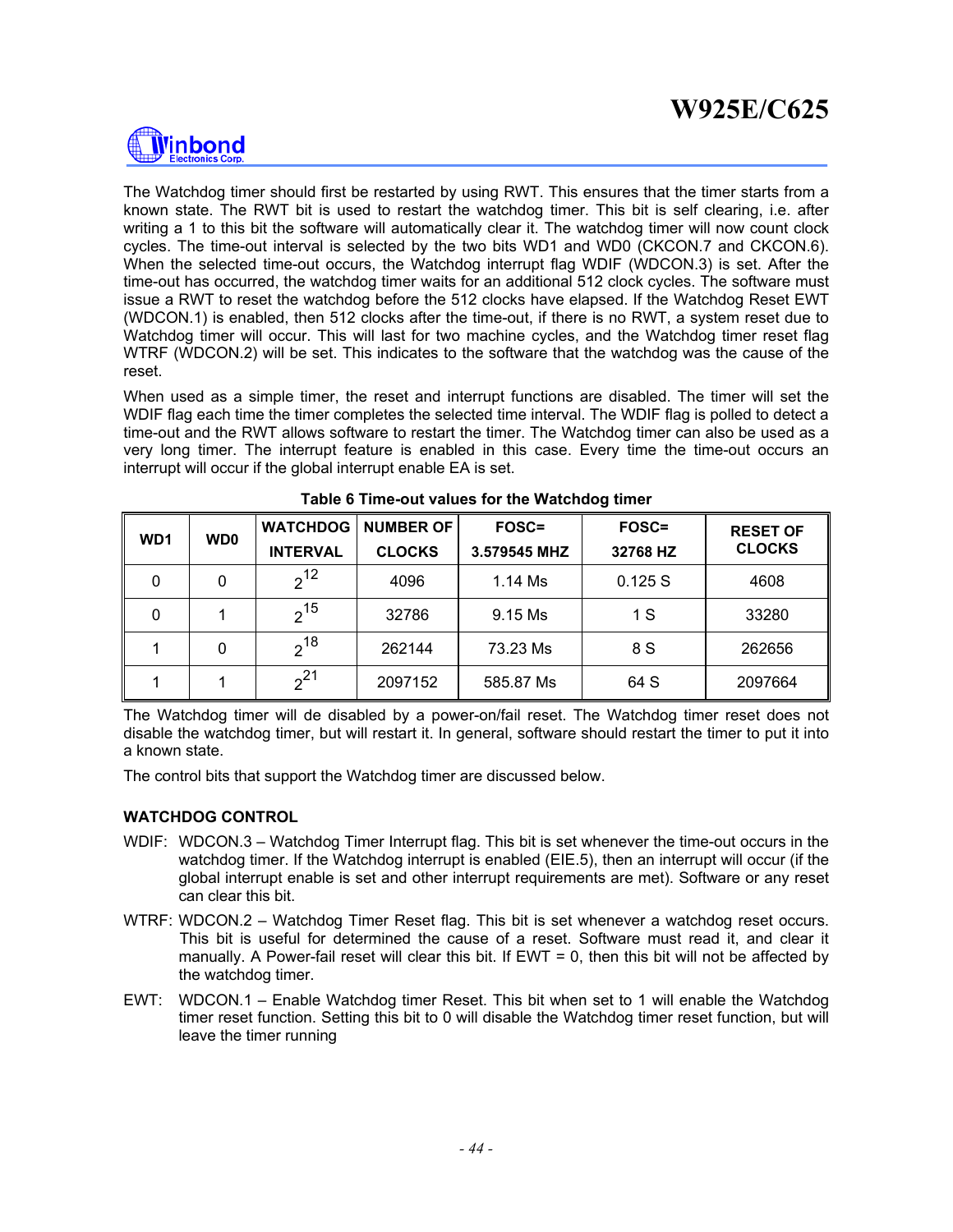The Watchdog timer should first be restarted by using RWT. This ensures that the timer starts from a known state. The RWT bit is used to restart the watchdog timer. This bit is self clearing, i.e. after writing a 1 to this bit the software will automatically clear it. The watchdog timer will now count clock cycles. The time-out interval is selected by the two bits WD1 and WD0 (CKCON.7 and CKCON.6). When the selected time-out occurs, the Watchdog interrupt flag WDIF (WDCON.3) is set. After the time-out has occurred, the watchdog timer waits for an additional 512 clock cycles. The software must issue a RWT to reset the watchdog before the 512 clocks have elapsed. If the Watchdog Reset EWT (WDCON.1) is enabled, then 512 clocks after the time-out, if there is no RWT, a system reset due to Watchdog timer will occur. This will last for two machine cycles, and the Watchdog timer reset flag WTRF (WDCON.2) will be set. This indicates to the software that the watchdog was the cause of the reset.

When used as a simple timer, the reset and interrupt functions are disabled. The timer will set the WDIF flag each time the timer completes the selected time interval. The WDIF flag is polled to detect a time-out and the RWT allows software to restart the timer. The Watchdog timer can also be used as a very long timer. The interrupt feature is enabled in this case. Every time the time-out occurs an interrupt will occur if the global interrupt enable EA is set.

**Table 6 Time-out values for the Watchdog timer**

| WD1 | WD0 | WATCHDOG INTERVAL | NUMBER OF CLOCKS | FOSC= 3.579545 MHZ | FOSC= 32768 HZ | RESET OF CLOCKS |
|---|---|---|---|---|---|---|
| 0 | 0 | $2^{12}$ | 4096 | 1.14 Ms | 0.125 S | 4608 |
| 0 | 1 | $2^{15}$ | 32786 | 9.15 Ms | 1 S | 33280 |
| 1 | 0 | $2^{18}$ | 262144 | 73.23 Ms | 8 S | 262656 |
| 1 | 1 | $2^{21}$ | 2097152 | 585.87 Ms | 64 S | 2097664 |

The Watchdog timer will de disabled by a power-on/fail reset. The Watchdog timer reset does not disable the watchdog timer, but will restart it. In general, software should restart the timer to put it into a known state.

The control bits that support the Watchdog timer are discussed below.

### WATCHDOG CONTROL

WDIF: WDCON.3 – Watchdog Timer Interrupt flag. This bit is set whenever the time-out occurs in the watchdog timer. If the Watchdog interrupt is enabled (EIE.5), then an interrupt will occur (if the global interrupt enable is set and other interrupt requirements are met). Software or any reset can clear this bit.

WTRF: WDCON.2 – Watchdog Timer Reset flag. This bit is set whenever a watchdog reset occurs. This bit is useful for determined the cause of a reset. Software must read it, and clear it manually. A Power-fail reset will clear this bit. If EWT = 0, then this bit will not be affected by the watchdog timer.

EWT: WDCON.1 – Enable Watchdog timer Reset. This bit when set to 1 will enable the Watchdog timer reset function. Setting this bit to 0 will disable the Watchdog timer reset function, but will leave the timer running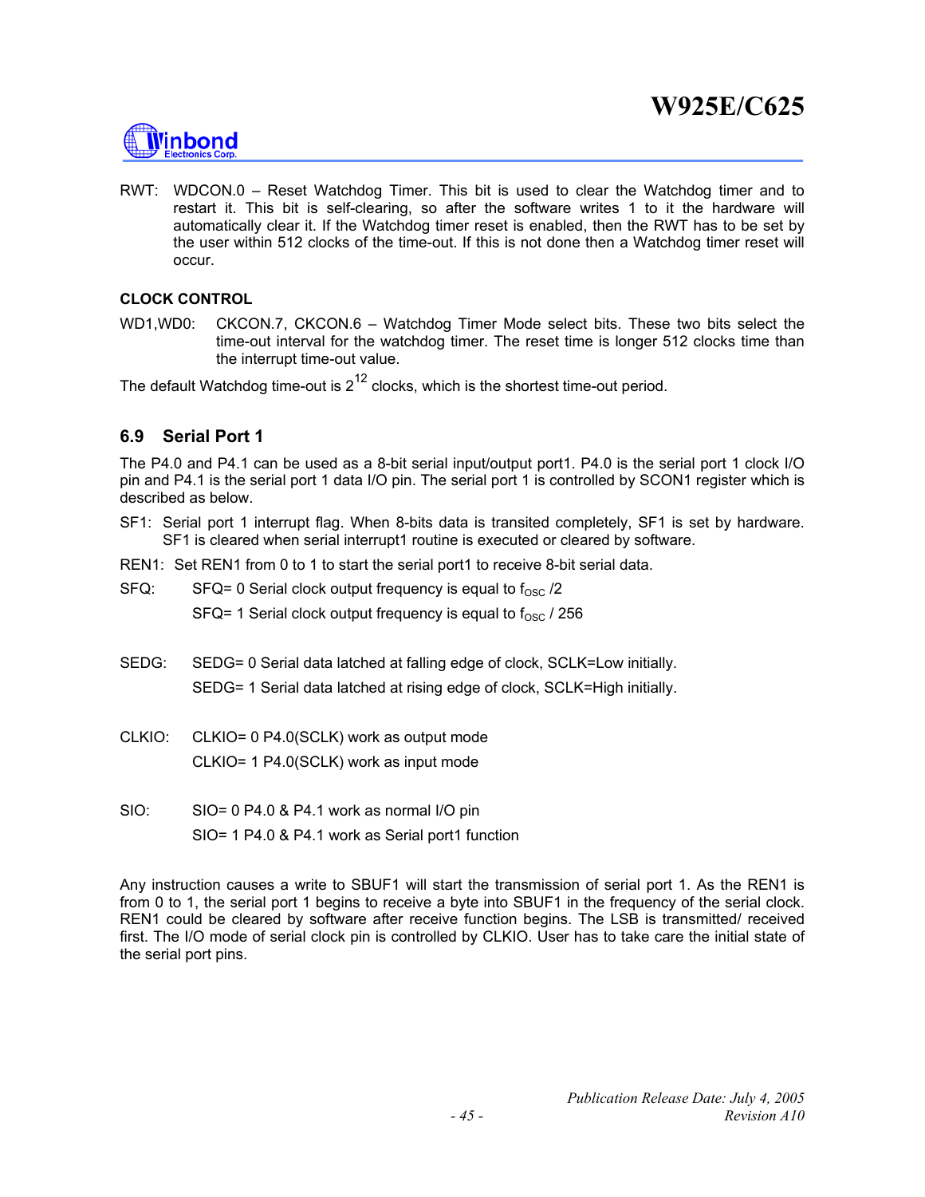RWT: WDCON.0 – Reset Watchdog Timer. This bit is used to clear the Watchdog timer and to restart it. This bit is self-clearing, so after the software writes 1 to it the hardware will automatically clear it. If the Watchdog timer reset is enabled, then the RWT has to be set by the user within 512 clocks of the time-out. If this is not done then a Watchdog timer reset will occur.

**CLOCK CONTROL**

WD1,WD0: CKCON.7, CKCON.6 – Watchdog Timer Mode select bits. These two bits select the time-out interval for the watchdog timer. The reset time is longer 512 clocks time than the interrupt time-out value.

The default Watchdog time-out is $2^{12}$ clocks, which is the shortest time-out period.

## 6.9 Serial Port 1

The P4.0 and P4.1 can be used as a 8-bit serial input/output port1. P4.0 is the serial port 1 clock I/O pin and P4.1 is the serial port 1 data I/O pin. The serial port 1 is controlled by SCON1 register which is described as below.

SF1: Serial port 1 interrupt flag. When 8-bits data is transited completely, SF1 is set by hardware. SF1 is cleared when serial interrupt1 routine is executed or cleared by software.

REN1: Set REN1 from 0 to 1 to start the serial port1 to receive 8-bit serial data.

SFQ: SFQ= 0 Serial clock output frequency is equal to $f_{OSC}$ /2

SFQ= 1 Serial clock output frequency is equal to $f_{OSC}$ / 256

SEDG: SEDG= 0 Serial data latched at falling edge of clock, SCLK=Low initially.

SEDG= 1 Serial data latched at rising edge of clock, SCLK=High initially.

CLKIO: CLKIO= 0 P4.0(SCLK) work as output mode

CLKIO= 1 P4.0(SCLK) work as input mode

SIO: SIO= 0 P4.0 & P4.1 work as normal I/O pin

SIO= 1 P4.0 & P4.1 work as Serial port1 function

Any instruction causes a write to SBUF1 will start the transmission of serial port 1. As the REN1 is from 0 to 1, the serial port 1 begins to receive a byte into SBUF1 in the frequency of the serial clock. REN1 could be cleared by software after receive function begins. The LSB is transmitted/ received first. The I/O mode of serial clock pin is controlled by CLKIO. User has to take care the initial state of the serial port pins.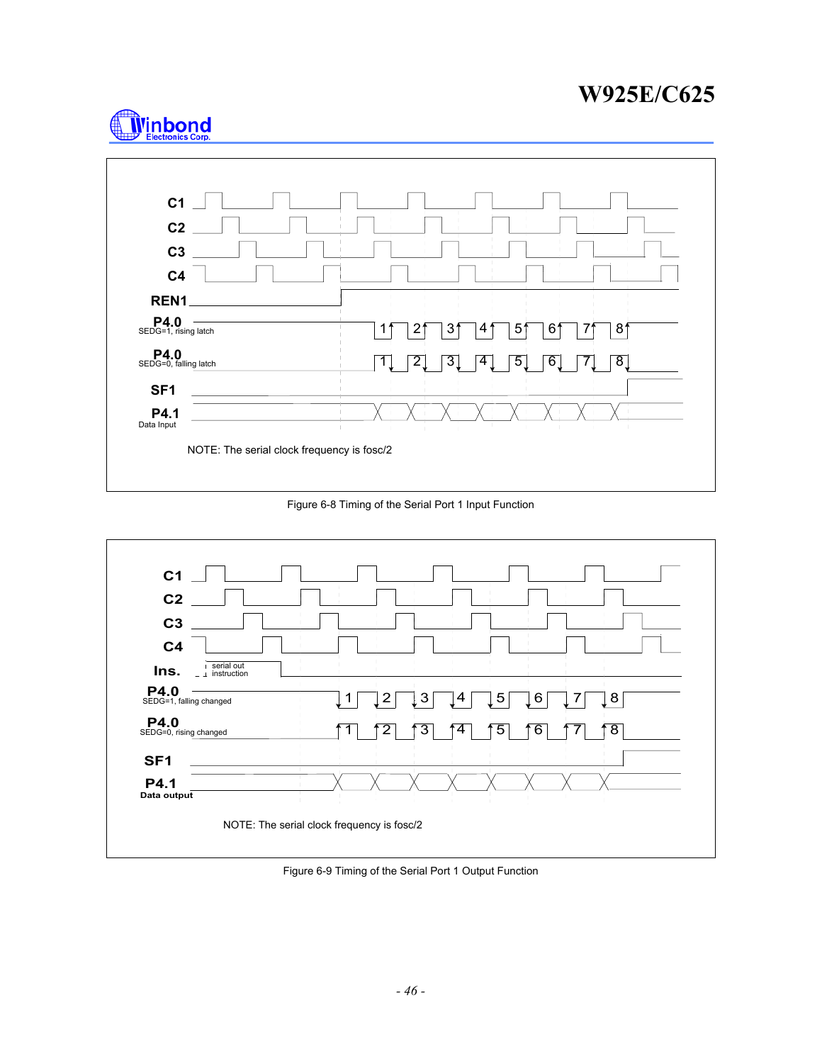C1

C2

C3

C4

REN1

P4.0
SEDG=1, rising latch

P4.0
SEDG=0, falling latch

SF1

P4.1
Data Input

NOTE: The serial clock frequency is fosc/2

Figure 6-8 Timing of the Serial Port 1 Input Function

C1

C2

C3

C4

Ins. serial out instruction

P4.0
SEDG=1, falling changed

P4.0
SEDG=0, rising changed

SF1

P4.1
Data output

NOTE: The serial clock frequency is fosc/2

Figure 6-9 Timing of the Serial Port 1 Output Function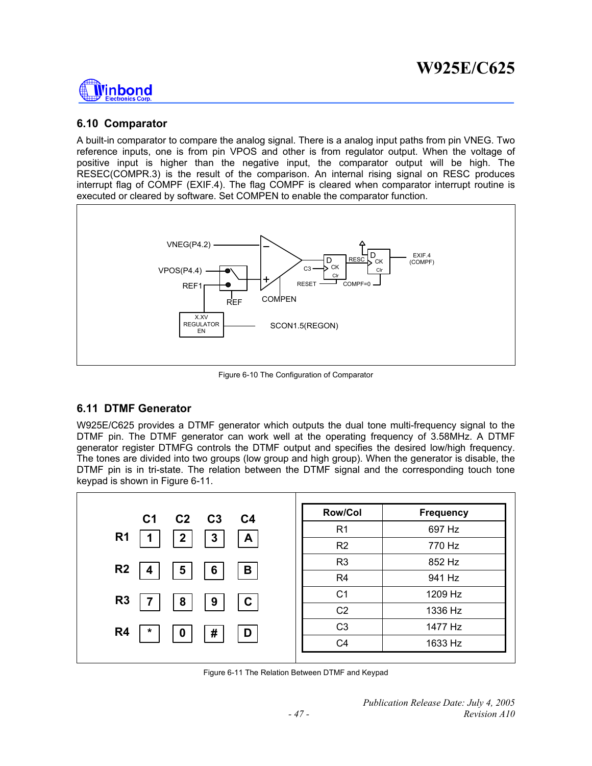## 6.10 Comparator

A built-in comparator to compare the analog signal. There is a analog input paths from pin VNEG. Two reference inputs, one is from pin VPOS and other is from regulator output. When the voltage of positive input is higher than the negative input, the comparator output will be high. The RESEC(COMPR.3) is the result of the comparison. An internal rising signal on RESC produces interrupt flag of COMPF (EXIF.4). The flag COMPF is cleared when comparator interrupt routine is executed or cleared by software. Set COMPEN to enable the comparator function.

Figure 6-10 The Configuration of Comparator

## 6.11 DTMF Generator

W925E/C625 provides a DTMF generator which outputs the dual tone multi-frequency signal to the DTMF pin. The DTMF generator can work well at the operating frequency of 3.58MHz. A DTMF generator register DTMFG controls the DTMF output and specifies the desired low/high frequency. The tones are divided into two groups (low group and high group). When the generator is disable, the DTMF pin is in tri-state. The relation between the DTMF signal and the corresponding touch tone keypad is shown in Figure 6-11.

| | C1 | C2 | C3 | C4 |
|---|---|---|---|---|
| R1 | 1 | 2 | 3 | A |
| R2 | 4 | 5 | 6 | B |
| R3 | 7 | 8 | 9 | C |
| R4 | * | 0 | # | D |

| Row/Col | Frequency |
|---|---|
| R1 | 697 Hz |
| R2 | 770 Hz |
| R3 | 852 Hz |
| R4 | 941 Hz |
| C1 | 1209 Hz |
| C2 | 1336 Hz |
| C3 | 1477 Hz |
| C4 | 1633 Hz |

Figure 6-11 The Relation Between DTMF and Keypad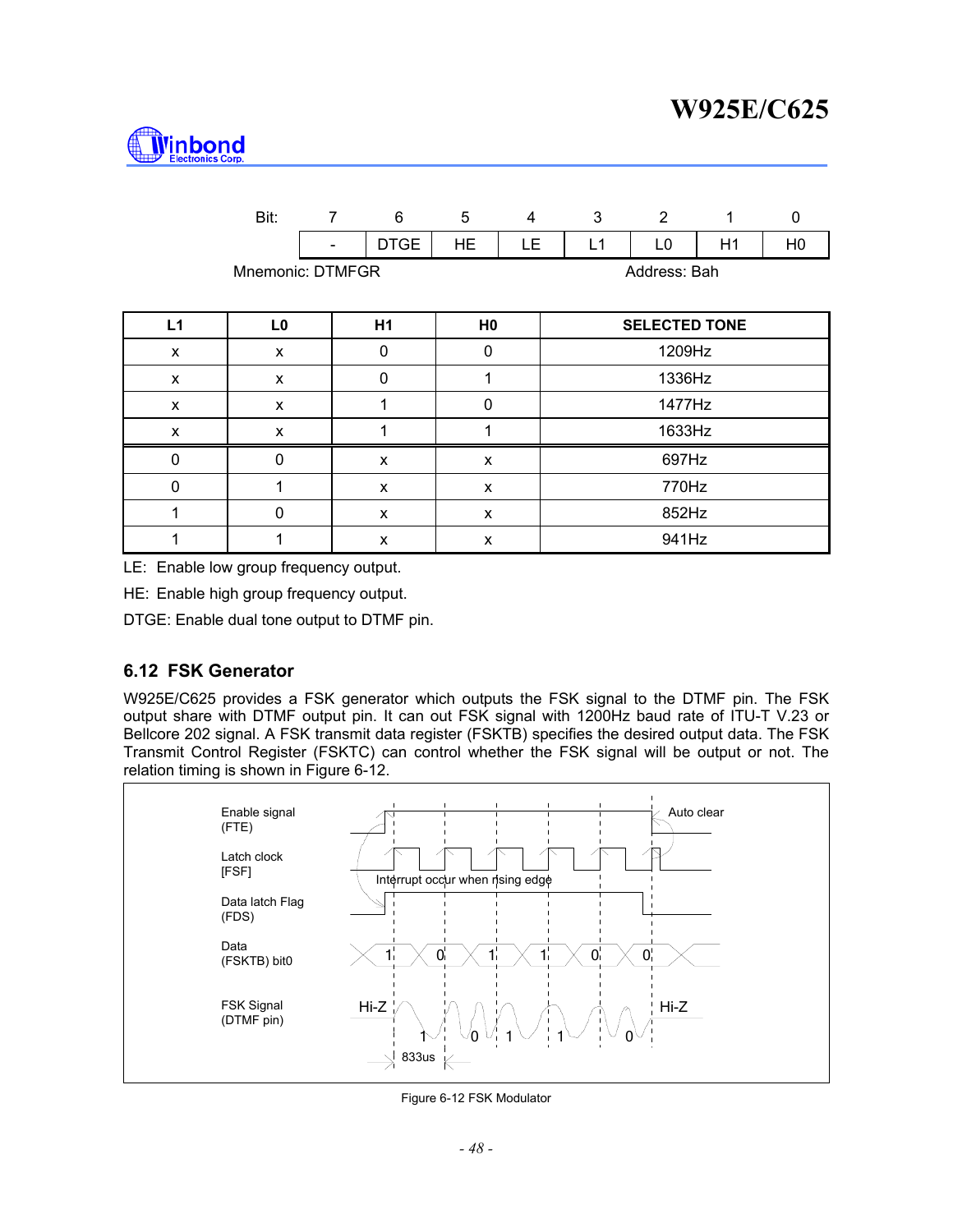| Bit: | 7 | 6 | 5 | 4 | 3 | 2 | 1 | 0 |
|---|---|---|---|---|---|---|---|---|
| | - | DTGE | HE | LE | L1 | L0 | H1 | H0 |

Mnemonic: DTMFGR Address: Bah

| L1 | L0 | H1 | H0 | SELECTED TONE |
|---|---|---|---|---|
| x | x | 0 | 0 | 1209Hz |
| x | x | 0 | 1 | 1336Hz |
| x | x | 1 | 0 | 1477Hz |
| x | x | 1 | 1 | 1633Hz |
| 0 | 0 | x | x | 697Hz |
| 0 | 1 | x | x | 770Hz |
| 1 | 0 | x | x | 852Hz |
| 1 | 1 | x | x | 941Hz |

LE: Enable low group frequency output.

HE: Enable high group frequency output.

DTGE: Enable dual tone output to DTMF pin.

## 6.12 FSK Generator

W925E/C625 provides a FSK generator which outputs the FSK signal to the DTMF pin. The FSK output share with DTMF output pin. It can out FSK signal with 1200Hz baud rate of ITU-T V.23 or Bellcore 202 signal. A FSK transmit data register (FSKTB) specifies the desired output data. The FSK Transmit Control Register (FSKTC) can control whether the FSK signal will be output or not. The relation timing is shown in Figure 6-12.

Enable signal (FTE) — Auto clear

Latch clock [FSF] — Interrupt occur when rising edge

Data latch Flag (FDS)

Data (FSKTB) bit0 — 1, 0, 1, 1, 0, 0

FSK Signal (DTMF pin) — Hi-Z, 1, 0, 1, 1, 0, Hi-Z

833us

Figure 6-12 FSK Modulator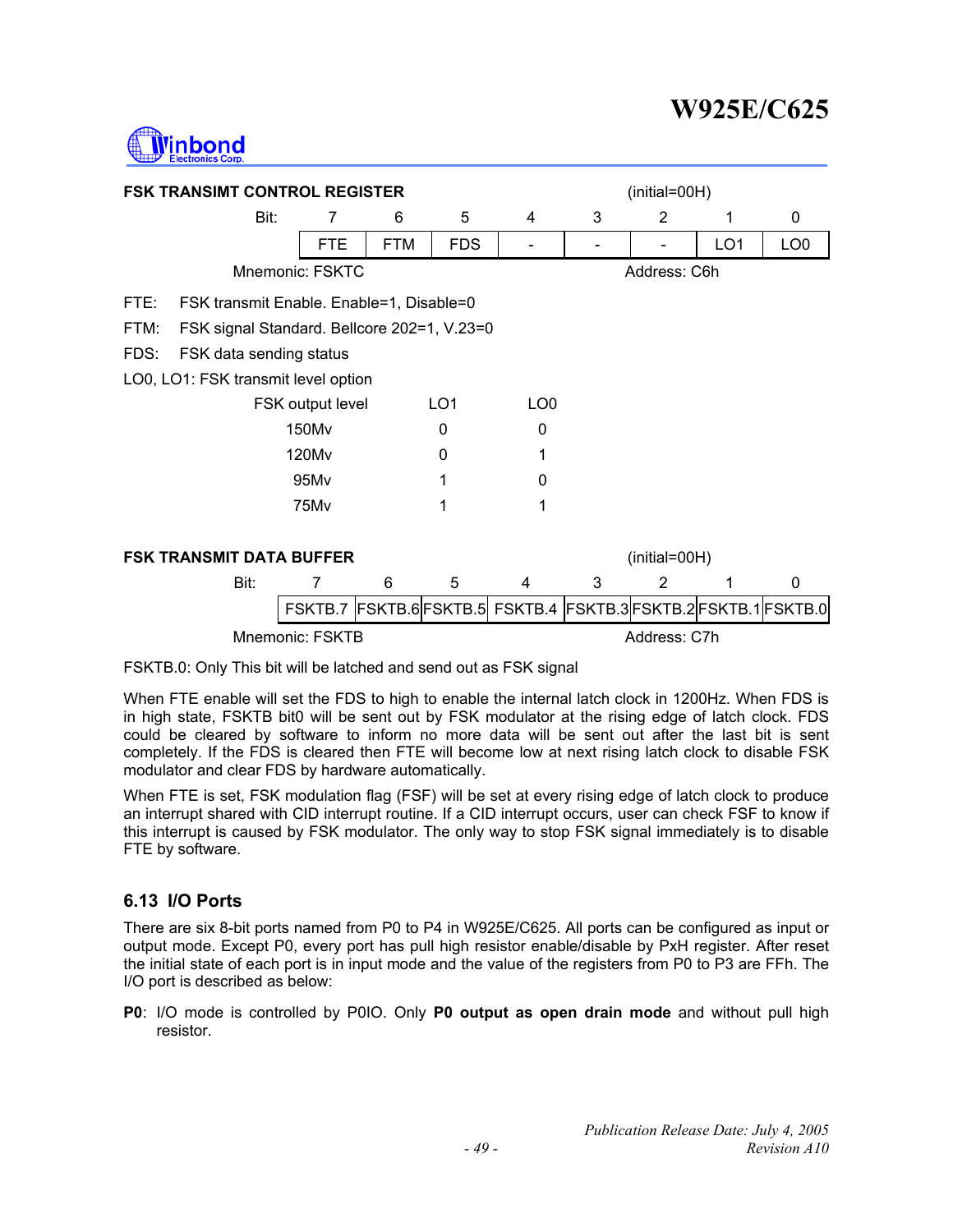**FSK TRANSIMT CONTROL REGISTER** (initial=00H)

| Bit: | 7 | 6 | 5 | 4 | 3 | 2 | 1 | 0 |
|---|---|---|---|---|---|---|---|---|
| | FTE | FTM | FDS | - | - | - | LO1 | LO0 |

Mnemonic: FSKTC Address: C6h

FTE: FSK transmit Enable. Enable=1, Disable=0

FTM: FSK signal Standard. Bellcore 202=1, V.23=0

FDS: FSK data sending status

LO0, LO1: FSK transmit level option

| FSK output level | LO1 | LO0 |
|---|---|---|
| 150Mv | 0 | 0 |
| 120Mv | 0 | 1 |
| 95Mv | 1 | 0 |
| 75Mv | 1 | 1 |

**FSK TRANSMIT DATA BUFFER** (initial=00H)

| Bit: | 7 | 6 | 5 | 4 | 3 | 2 | 1 | 0 |
|---|---|---|---|---|---|---|---|---|
| | FSKTB.7 | FSKTB.6 | FSKTB.5 | FSKTB.4 | FSKTB.3 | FSKTB.2 | FSKTB.1 | FSKTB.0 |

Mnemonic: FSKTB Address: C7h

FSKTB.0: Only This bit will be latched and send out as FSK signal

When FTE enable will set the FDS to high to enable the internal latch clock in 1200Hz. When FDS is in high state, FSKTB bit0 will be sent out by FSK modulator at the rising edge of latch clock. FDS could be cleared by software to inform no more data will be sent out after the last bit is sent completely. If the FDS is cleared then FTE will become low at next rising latch clock to disable FSK modulator and clear FDS by hardware automatically.

When FTE is set, FSK modulation flag (FSF) will be set at every rising edge of latch clock to produce an interrupt shared with CID interrupt routine. If a CID interrupt occurs, user can check FSF to know if this interrupt is caused by FSK modulator. The only way to stop FSK signal immediately is to disable FTE by software.

### 6.13 I/O Ports

There are six 8-bit ports named from P0 to P4 in W925E/C625. All ports can be configured as input or output mode. Except P0, every port has pull high resistor enable/disable by PxH register. After reset the initial state of each port is in input mode and the value of the registers from P0 to P3 are FFh. The I/O port is described as below:

**P0**: I/O mode is controlled by P0IO. Only **P0 output as open drain mode** and without pull high resistor.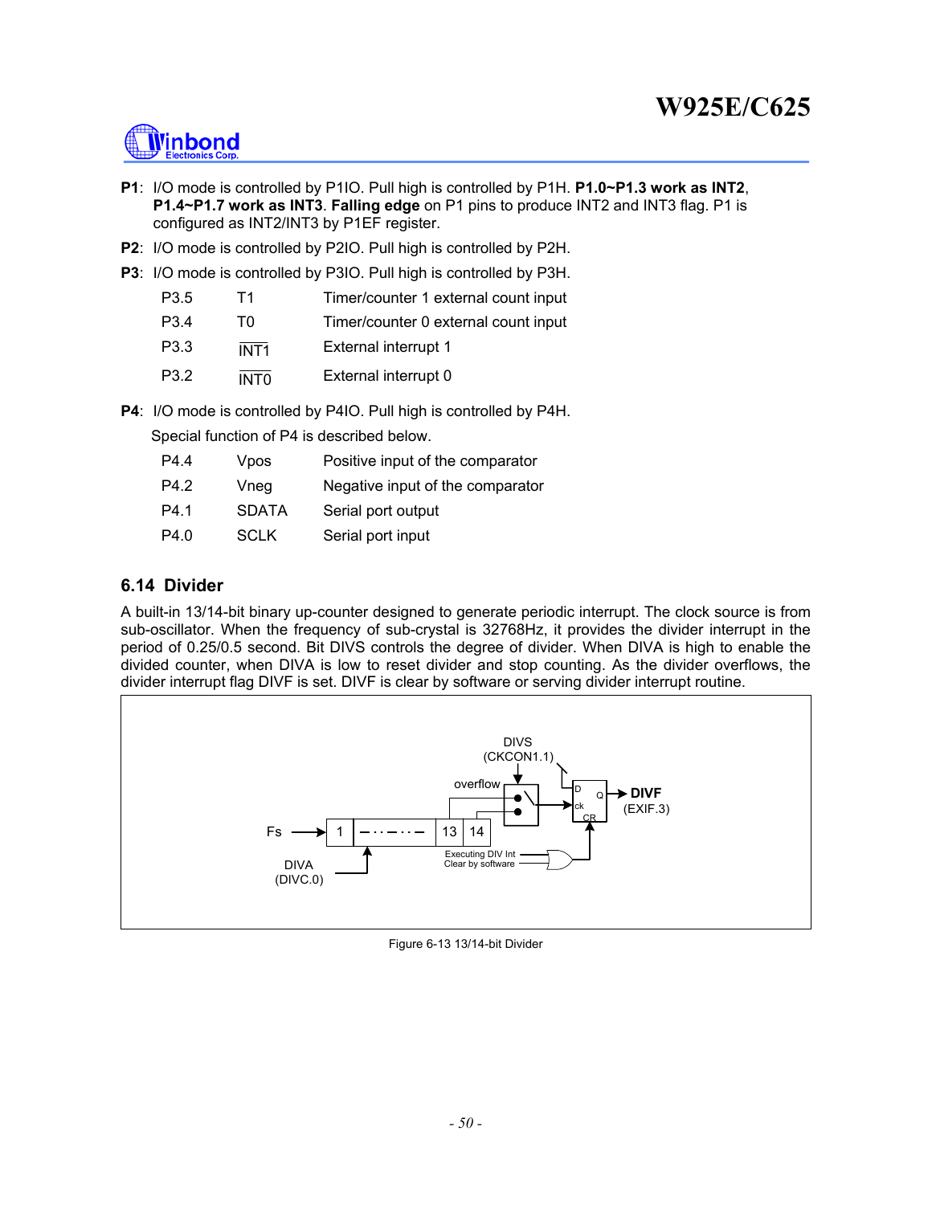**P1**: I/O mode is controlled by P1IO. Pull high is controlled by P1H. **P1.0~P1.3 work as INT2**, **P1.4~P1.7 work as INT3**. **Falling edge** on P1 pins to produce INT2 and INT3 flag. P1 is configured as INT2/INT3 by P1EF register.

**P2**: I/O mode is controlled by P2IO. Pull high is controlled by P2H.

**P3**: I/O mode is controlled by P3IO. Pull high is controlled by P3H.

| | | |
|---|---|---|
| P3.5 | T1 | Timer/counter 1 external count input |
| P3.4 | T0 | Timer/counter 0 external count input |
| P3.3 | $\overline{\text{INT1}}$ | External interrupt 1 |
| P3.2 | $\overline{\text{INT0}}$ | External interrupt 0 |

**P4**: I/O mode is controlled by P4IO. Pull high is controlled by P4H.

Special function of P4 is described below.

| | | |
|---|---|---|
| P4.4 | Vpos | Positive input of the comparator |
| P4.2 | Vneg | Negative input of the comparator |
| P4.1 | SDATA | Serial port output |
| P4.0 | SCLK | Serial port input |

## 6.14 Divider

A built-in 13/14-bit binary up-counter designed to generate periodic interrupt. The clock source is from sub-oscillator. When the frequency of sub-crystal is 32768Hz, it provides the divider interrupt in the period of 0.25/0.5 second. Bit DIVS controls the degree of divider. When DIVA is high to enable the divided counter, when DIVA is low to reset divider and stop counting. As the divider overflows, the divider interrupt flag DIVF is set. DIVF is clear by software or serving divider interrupt routine.

Figure 6-13 13/14-bit Divider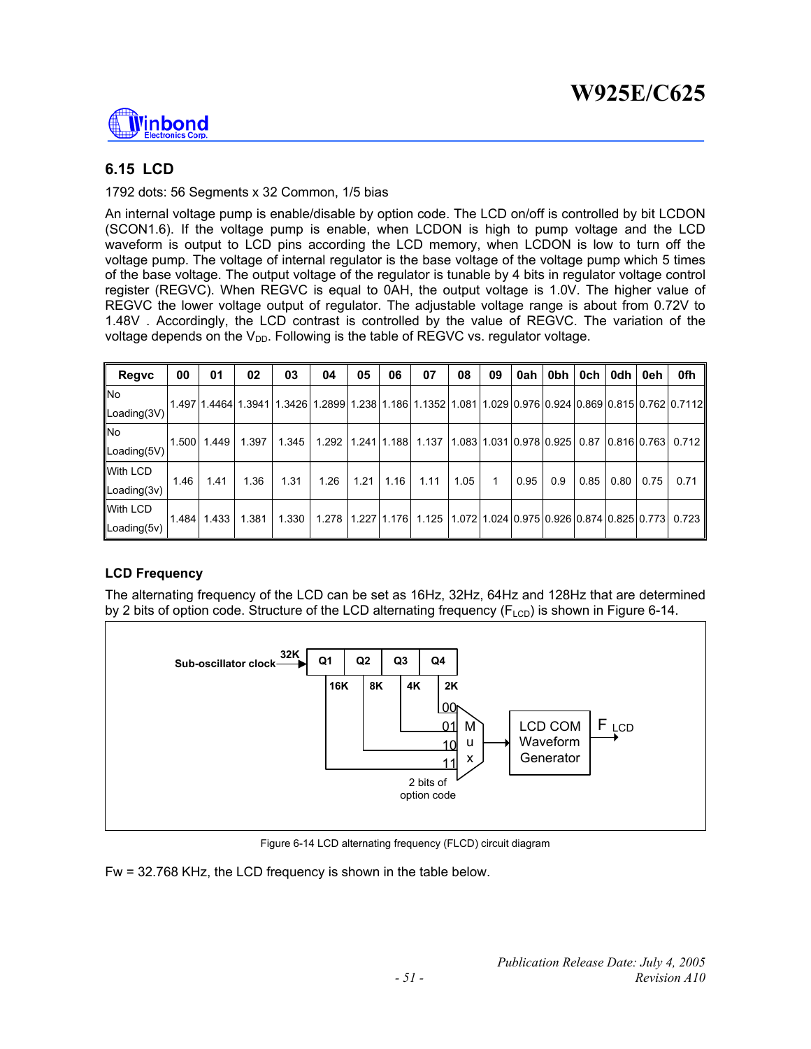## 6.15 LCD

1792 dots: 56 Segments x 32 Common, 1/5 bias

An internal voltage pump is enable/disable by option code. The LCD on/off is controlled by bit LCDON (SCON1.6). If the voltage pump is enable, when LCDON is high to pump voltage and the LCD waveform is output to LCD pins according the LCD memory, when LCDON is low to turn off the voltage pump. The voltage of internal regulator is the base voltage of the voltage pump which 5 times of the base voltage. The output voltage of the regulator is tunable by 4 bits in regulator voltage control register (REGVC). When REGVC is equal to 0AH, the output voltage is 1.0V. The higher value of REGVC the lower voltage output of regulator. The adjustable voltage range is about from 0.72V to 1.48V . Accordingly, the LCD contrast is controlled by the value of REGVC. The variation of the voltage depends on the $V_{DD}$. Following is the table of REGVC vs. regulator voltage.

| Regvc | 00 | 01 | 02 | 03 | 04 | 05 | 06 | 07 | 08 | 09 | 0ah | 0bh | 0ch | 0dh | 0eh | 0fh |
|---|---|---|---|---|---|---|---|---|---|---|---|---|---|---|---|---|
| No Loading(3V) | 1.497 | 1.4464 | 1.3941 | 1.3426 | 1.2899 | 1.238 | 1.186 | 1.1352 | 1.081 | 1.029 | 0.976 | 0.924 | 0.869 | 0.815 | 0.762 | 0.7112 |
| No Loading(5V) | 1.500 | 1.449 | 1.397 | 1.345 | 1.292 | 1.241 | 1.188 | 1.137 | 1.083 | 1.031 | 0.978 | 0.925 | 0.87 | 0.816 | 0.763 | 0.712 |
| With LCD Loading(3v) | 1.46 | 1.41 | 1.36 | 1.31 | 1.26 | 1.21 | 1.16 | 1.11 | 1.05 | 1 | 0.95 | 0.9 | 0.85 | 0.80 | 0.75 | 0.71 |
| With LCD Loading(5v) | 1.484 | 1.433 | 1.381 | 1.330 | 1.278 | 1.227 | 1.176 | 1.125 | 1.072 | 1.024 | 0.975 | 0.926 | 0.874 | 0.825 | 0.773 | 0.723 |

### LCD Frequency

The alternating frequency of the LCD can be set as 16Hz, 32Hz, 64Hz and 128Hz that are determined by 2 bits of option code. Structure of the LCD alternating frequency ($F_{LCD}$) is shown in Figure 6-14.

Sub-oscillator clock 32K → Q1 (16K) → Q2 (8K) → Q3 (4K) → Q4 (2K); Mux inputs 00, 01, 10, 11 selected by 2 bits of option code → LCD COM Waveform Generator → $F_{LCD}$

Figure 6-14 LCD alternating frequency (FLCD) circuit diagram

Fw = 32.768 KHz, the LCD frequency is shown in the table below.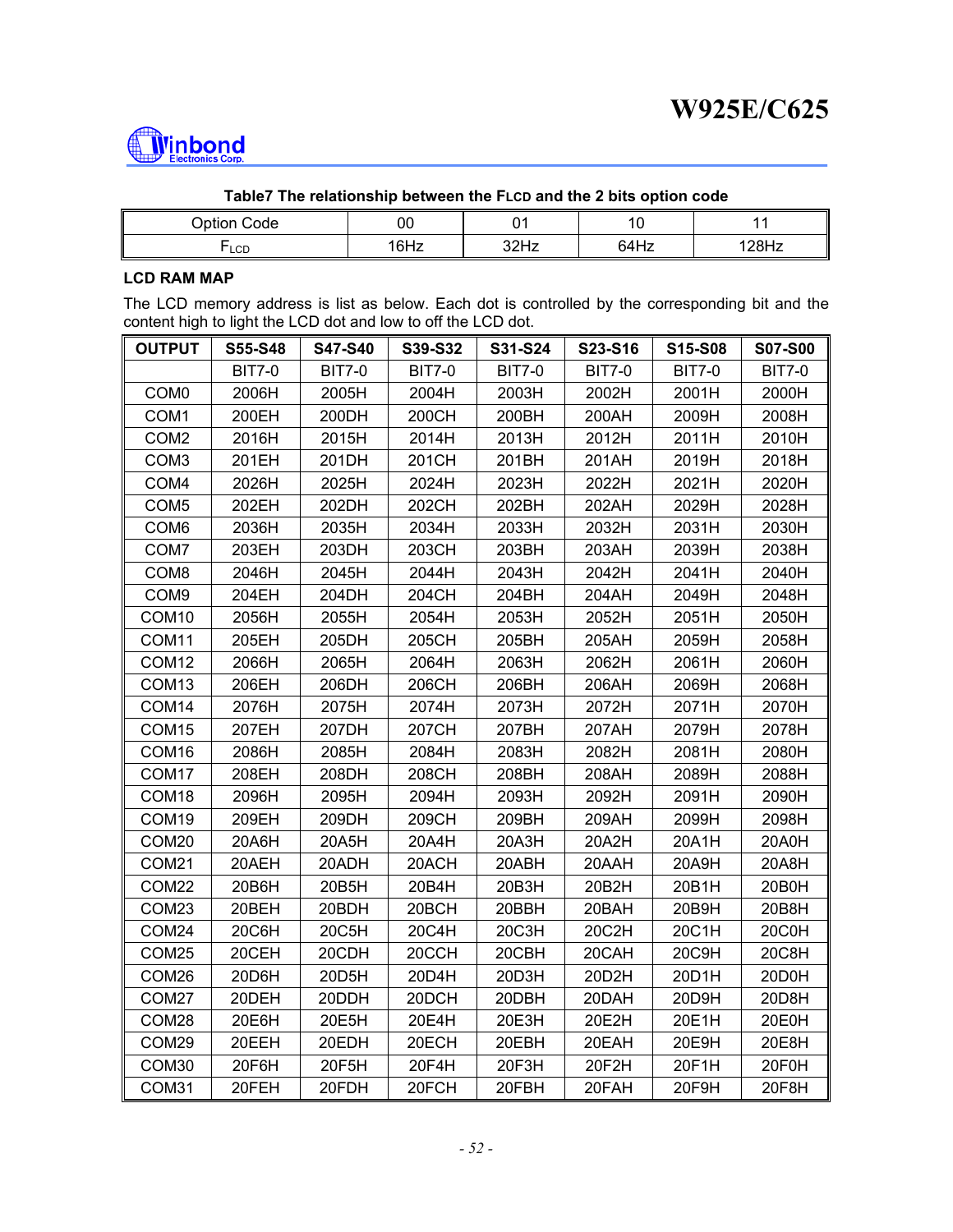**Table7 The relationship between the $F_{LCD}$ and the 2 bits option code**

| Option Code | 00 | 01 | 10 | 11 |
|---|---|---|---|---|
| $F_{LCD}$ | 16Hz | 32Hz | 64Hz | 128Hz |

**LCD RAM MAP**

The LCD memory address is list as below. Each dot is controlled by the corresponding bit and the content high to light the LCD dot and low to off the LCD dot.

| OUTPUT | S55-S48 | S47-S40 | S39-S32 | S31-S24 | S23-S16 | S15-S08 | S07-S00 |
|---|---|---|---|---|---|---|---|
| | BIT7-0 | BIT7-0 | BIT7-0 | BIT7-0 | BIT7-0 | BIT7-0 | BIT7-0 |
| COM0 | 2006H | 2005H | 2004H | 2003H | 2002H | 2001H | 2000H |
| COM1 | 200EH | 200DH | 200CH | 200BH | 200AH | 2009H | 2008H |
| COM2 | 2016H | 2015H | 2014H | 2013H | 2012H | 2011H | 2010H |
| COM3 | 201EH | 201DH | 201CH | 201BH | 201AH | 2019H | 2018H |
| COM4 | 2026H | 2025H | 2024H | 2023H | 2022H | 2021H | 2020H |
| COM5 | 202EH | 202DH | 202CH | 202BH | 202AH | 2029H | 2028H |
| COM6 | 2036H | 2035H | 2034H | 2033H | 2032H | 2031H | 2030H |
| COM7 | 203EH | 203DH | 203CH | 203BH | 203AH | 2039H | 2038H |
| COM8 | 2046H | 2045H | 2044H | 2043H | 2042H | 2041H | 2040H |
| COM9 | 204EH | 204DH | 204CH | 204BH | 204AH | 2049H | 2048H |
| COM10 | 2056H | 2055H | 2054H | 2053H | 2052H | 2051H | 2050H |
| COM11 | 205EH | 205DH | 205CH | 205BH | 205AH | 2059H | 2058H |
| COM12 | 2066H | 2065H | 2064H | 2063H | 2062H | 2061H | 2060H |
| COM13 | 206EH | 206DH | 206CH | 206BH | 206AH | 2069H | 2068H |
| COM14 | 2076H | 2075H | 2074H | 2073H | 2072H | 2071H | 2070H |
| COM15 | 207EH | 207DH | 207CH | 207BH | 207AH | 2079H | 2078H |
| COM16 | 2086H | 2085H | 2084H | 2083H | 2082H | 2081H | 2080H |
| COM17 | 208EH | 208DH | 208CH | 208BH | 208AH | 2089H | 2088H |
| COM18 | 2096H | 2095H | 2094H | 2093H | 2092H | 2091H | 2090H |
| COM19 | 209EH | 209DH | 209CH | 209BH | 209AH | 2099H | 2098H |
| COM20 | 20A6H | 20A5H | 20A4H | 20A3H | 20A2H | 20A1H | 20A0H |
| COM21 | 20AEH | 20ADH | 20ACH | 20ABH | 20AAH | 20A9H | 20A8H |
| COM22 | 20B6H | 20B5H | 20B4H | 20B3H | 20B2H | 20B1H | 20B0H |
| COM23 | 20BEH | 20BDH | 20BCH | 20BBH | 20BAH | 20B9H | 20B8H |
| COM24 | 20C6H | 20C5H | 20C4H | 20C3H | 20C2H | 20C1H | 20C0H |
| COM25 | 20CEH | 20CDH | 20CCH | 20CBH | 20CAH | 20C9H | 20C8H |
| COM26 | 20D6H | 20D5H | 20D4H | 20D3H | 20D2H | 20D1H | 20D0H |
| COM27 | 20DEH | 20DDH | 20DCH | 20DBH | 20DAH | 20D9H | 20D8H |
| COM28 | 20E6H | 20E5H | 20E4H | 20E3H | 20E2H | 20E1H | 20E0H |
| COM29 | 20EEH | 20EDH | 20ECH | 20EBH | 20EAH | 20E9H | 20E8H |
| COM30 | 20F6H | 20F5H | 20F4H | 20F3H | 20F2H | 20F1H | 20F0H |
| COM31 | 20FEH | 20FDH | 20FCH | 20FBH | 20FAH | 20F9H | 20F8H |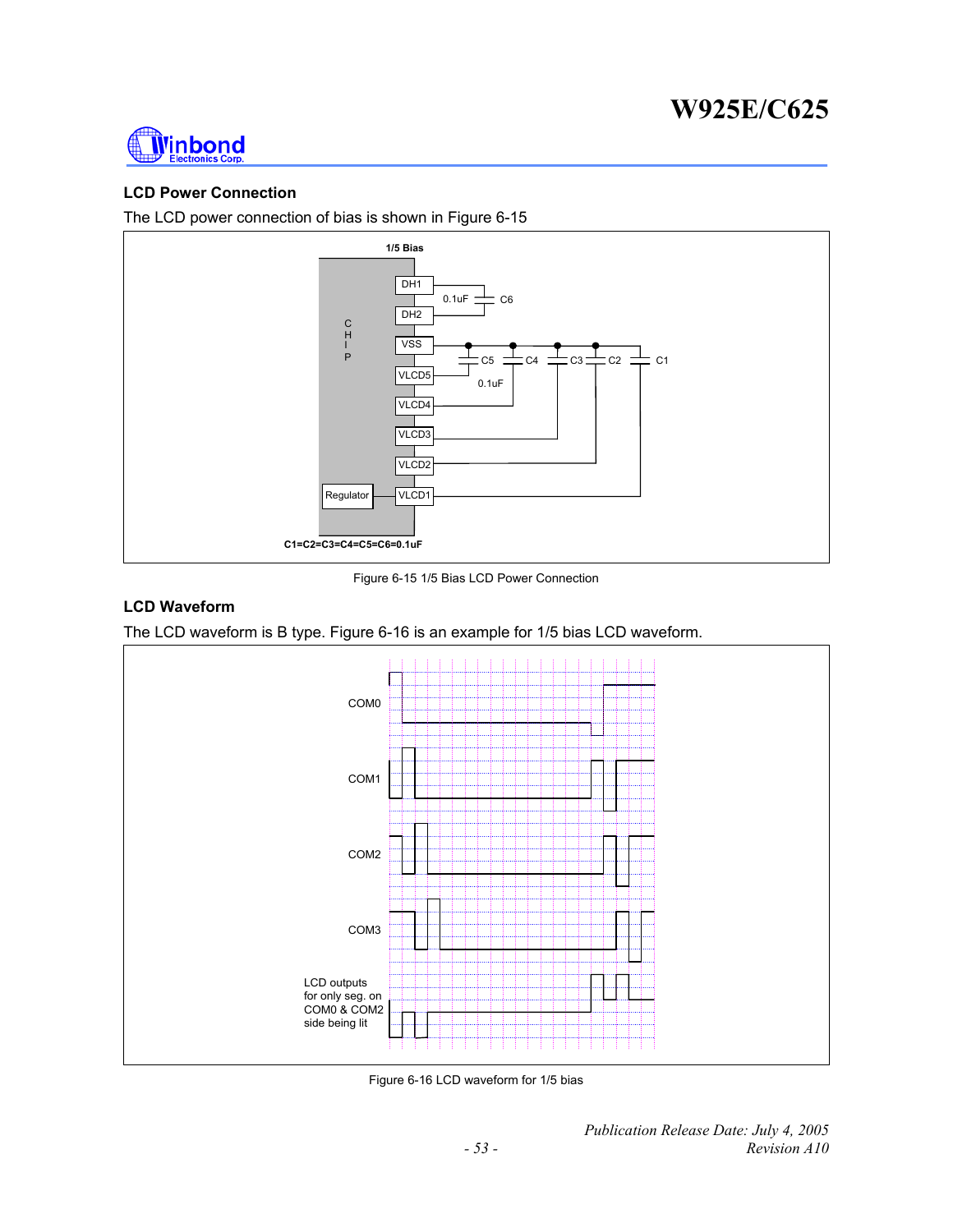## LCD Power Connection

The LCD power connection of bias is shown in Figure 6-15

Figure 6-15 1/5 Bias LCD Power Connection

## LCD Waveform

The LCD waveform is B type. Figure 6-16 is an example for 1/5 bias LCD waveform.

Figure 6-16 LCD waveform for 1/5 bias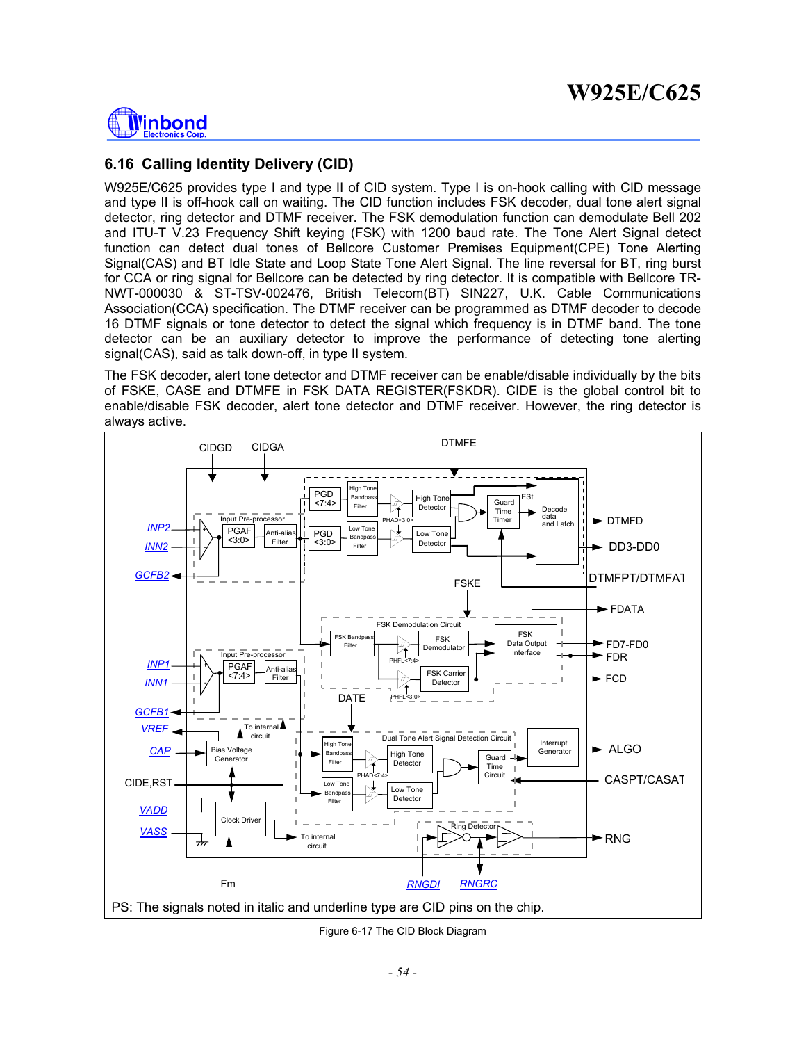## 6.16 Calling Identity Delivery (CID)

W925E/C625 provides type I and type II of CID system. Type I is on-hook calling with CID message and type II is off-hook call on waiting. The CID function includes FSK decoder, dual tone alert signal detector, ring detector and DTMF receiver. The FSK demodulation function can demodulate Bell 202 and ITU-T V.23 Frequency Shift keying (FSK) with 1200 baud rate. The Tone Alert Signal detect function can detect dual tones of Bellcore Customer Premises Equipment(CPE) Tone Alerting Signal(CAS) and BT Idle State and Loop State Tone Alert Signal. The line reversal for BT, ring burst for CCA or ring signal for Bellcore can be detected by ring detector. It is compatible with Bellcore TR-NWT-000030 & ST-TSV-002476, British Telecom(BT) SIN227, U.K. Cable Communications Association(CCA) specification. The DTMF receiver can be programmed as DTMF decoder to decode 16 DTMF signals or tone detector to detect the signal which frequency is in DTMF band. The tone detector can be an auxiliary detector to improve the performance of detecting tone alerting signal(CAS), said as talk down-off, in type II system.

The FSK decoder, alert tone detector and DTMF receiver can be enable/disable individually by the bits of FSKE, CASE and DTMFE in FSK DATA REGISTER(FSKDR). CIDE is the global control bit to enable/disable FSK decoder, alert tone detector and DTMF receiver. However, the ring detector is always active.

PS: The signals noted in italic and underline type are CID pins on the chip.

Figure 6-17 The CID Block Diagram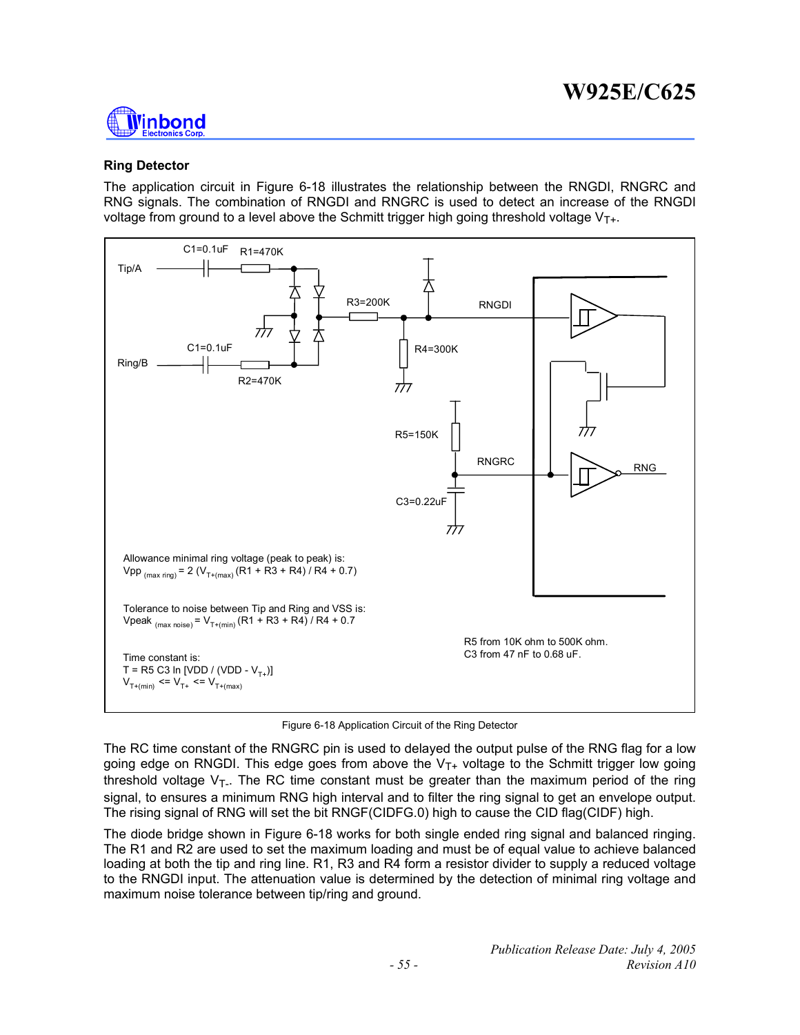### Ring Detector

The application circuit in Figure 6-18 illustrates the relationship between the RNGDI, RNGRC and RNG signals. The combination of RNGDI and RNGRC is used to detect an increase of the RNGDI voltage from ground to a level above the Schmitt trigger high going threshold voltage $V_{T+}$.

Allowance minimal ring voltage (peak to peak) is:
$V_{pp\,(max\,ring)} = 2\,(V_{T+(max)}\,(R1 + R3 + R4) / R4 + 0.7)$

Tolerance to noise between Tip and Ring and VSS is:
$V_{peak\,(max\,noise)} = V_{T+(min)}\,(R1 + R3 + R4) / R4 + 0.7$

Time constant is:
$T = R5\,C3\,\ln\,[VDD / (VDD - V_{T+})]$
$V_{T+(min)} <= V_{T+} <= V_{T+(max)}$

R5 from 10K ohm to 500K ohm.
C3 from 47 nF to 0.68 uF.

Figure 6-18 Application Circuit of the Ring Detector

The RC time constant of the RNGRC pin is used to delayed the output pulse of the RNG flag for a low going edge on RNGDI. This edge goes from above the $V_{T+}$ voltage to the Schmitt trigger low going threshold voltage $V_{T-}$. The RC time constant must be greater than the maximum period of the ring signal, to ensures a minimum RNG high interval and to filter the ring signal to get an envelope output. The rising signal of RNG will set the bit RNGF(CIDFG.0) high to cause the CID flag(CIDF) high.

The diode bridge shown in Figure 6-18 works for both single ended ring signal and balanced ringing. The R1 and R2 are used to set the maximum loading and must be of equal value to achieve balanced loading at both the tip and ring line. R1, R3 and R4 form a resistor divider to supply a reduced voltage to the RNGDI input. The attenuation value is determined by the detection of minimal ring voltage and maximum noise tolerance between tip/ring and ground.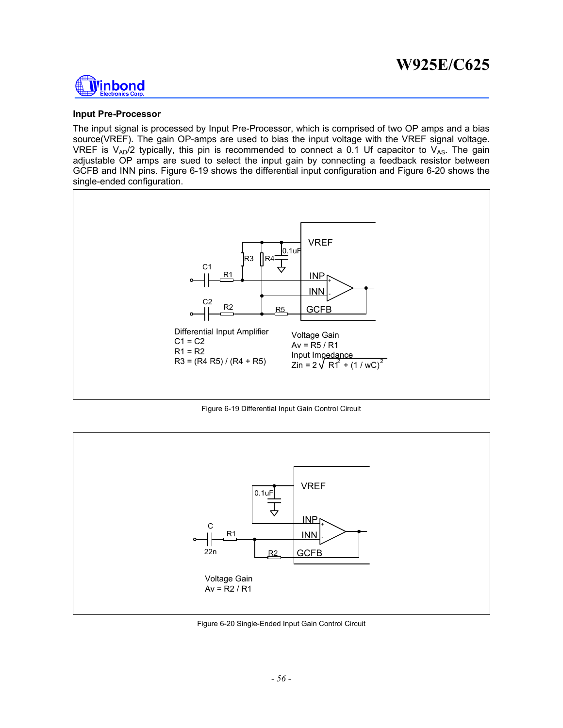### Input Pre-Processor

The input signal is processed by Input Pre-Processor, which is comprised of two OP amps and a bias source(VREF). The gain OP-amps are used to bias the input voltage with the VREF signal voltage. VREF is $V_{AD}/2$ typically, this pin is recommended to connect a 0.1 Uf capacitor to $V_{AS}$. The gain adjustable OP amps are sued to select the input gain by connecting a feedback resistor between GCFB and INN pins. Figure 6-19 shows the differential input configuration and Figure 6-20 shows the single-ended configuration.

Differential Input Amplifier
C1 = C2
R1 = R2
R3 = (R4 R5) / (R4 + R5)

Voltage Gain
Av = R5 / R1
Input Impedance
$Zin = 2\sqrt{R1^2 + (1 / wC)^2}$

Figure 6-19 Differential Input Gain Control Circuit

Voltage Gain
Av = R2 / R1

Figure 6-20 Single-Ended Input Gain Control Circuit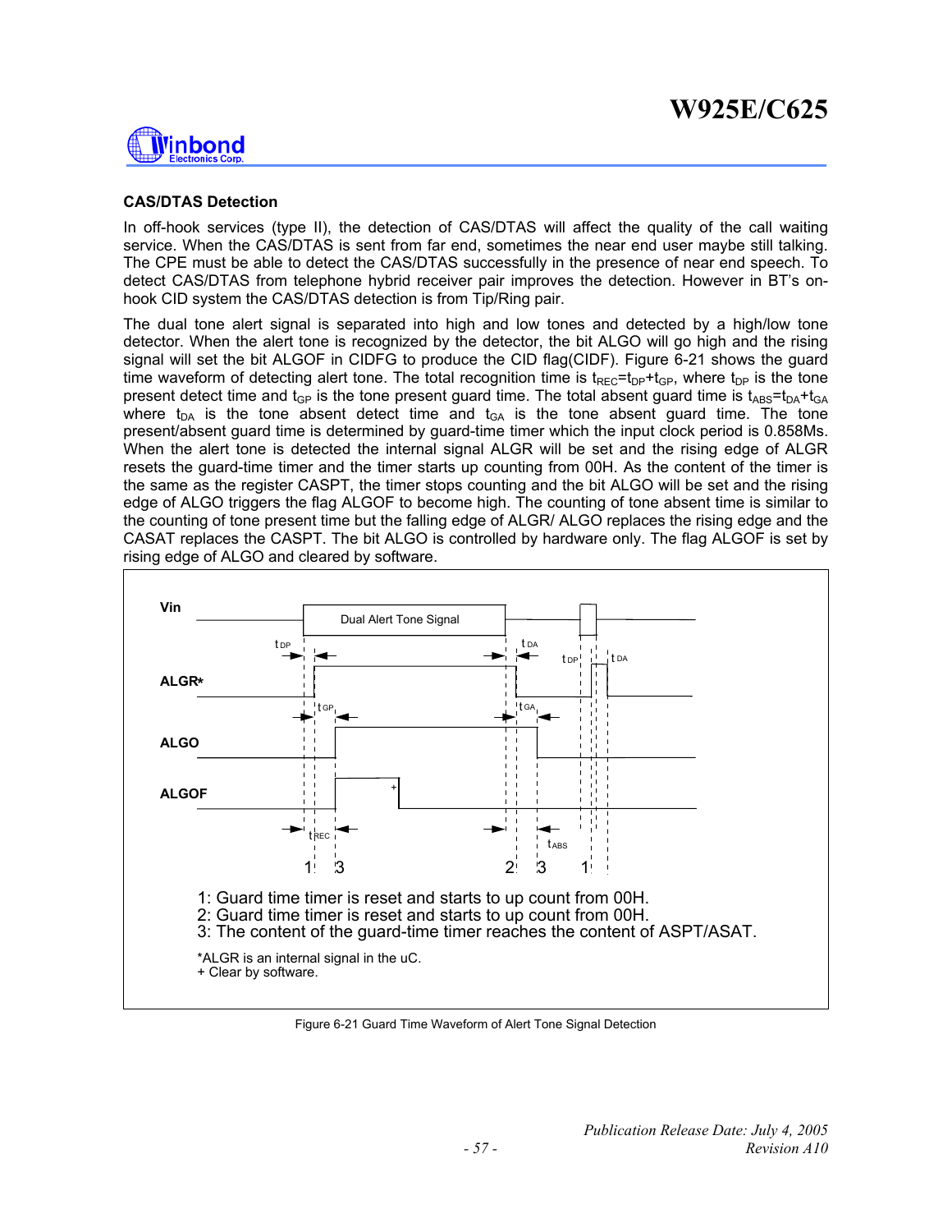### CAS/DTAS Detection

In off-hook services (type II), the detection of CAS/DTAS will affect the quality of the call waiting service. When the CAS/DTAS is sent from far end, sometimes the near end user maybe still talking. The CPE must be able to detect the CAS/DTAS successfully in the presence of near end speech. To detect CAS/DTAS from telephone hybrid receiver pair improves the detection. However in BT's on-hook CID system the CAS/DTAS detection is from Tip/Ring pair.

The dual tone alert signal is separated into high and low tones and detected by a high/low tone detector. When the alert tone is recognized by the detector, the bit ALGO will go high and the rising signal will set the bit ALGOF in CIDFG to produce the CID flag(CIDF). Figure 6-21 shows the guard time waveform of detecting alert tone. The total recognition time is $t_{REC}=t_{DP}+t_{GP}$, where $t_{DP}$ is the tone present detect time and $t_{GP}$ is the tone present guard time. The total absent guard time is $t_{ABS}=t_{DA}+t_{GA}$ where $t_{DA}$ is the tone absent detect time and $t_{GA}$ is the tone absent guard time. The tone present/absent guard time is determined by guard-time timer which the input clock period is 0.858Ms. When the alert tone is detected the internal signal ALGR will be set and the rising edge of ALGR resets the guard-time timer and the timer starts up counting from 00H. As the content of the timer is the same as the register CASPT, the timer stops counting and the bit ALGO will be set and the rising edge of ALGO triggers the flag ALGOF to become high. The counting of tone absent time is similar to the counting of tone present time but the falling edge of ALGR/ ALGO replaces the rising edge and the CASAT replaces the CASPT. The bit ALGO is controlled by hardware only. The flag ALGOF is set by rising edge of ALGO and cleared by software.

1: Guard time timer is reset and starts to up count from 00H.
2: Guard time timer is reset and starts to up count from 00H.
3: The content of the guard-time timer reaches the content of ASPT/ASAT.

*ALGR is an internal signal in the uC.
+ Clear by software.

Figure 6-21 Guard Time Waveform of Alert Tone Signal Detection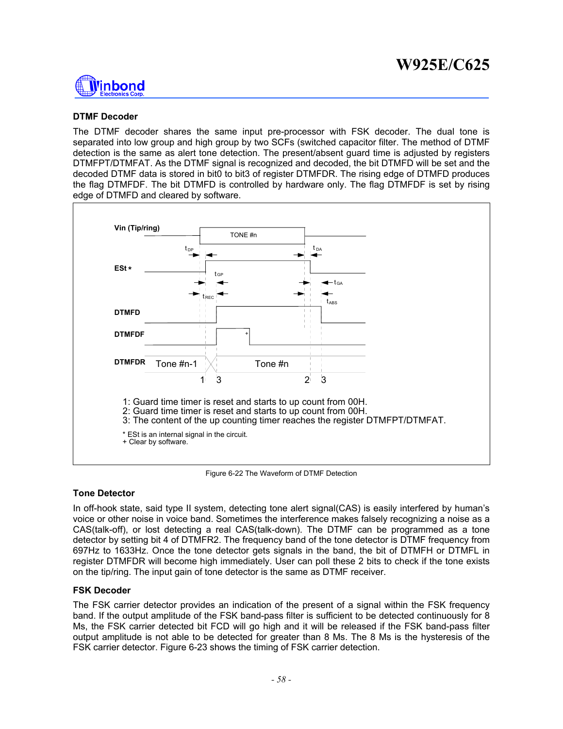### DTMF Decoder

The DTMF decoder shares the same input pre-processor with FSK decoder. The dual tone is separated into low group and high group by two SCFs (switched capacitor filter. The method of DTMF detection is the same as alert tone detection. The present/absent guard time is adjusted by registers DTMFPT/DTMFAT. As the DTMF signal is recognized and decoded, the bit DTMFD will be set and the decoded DTMF data is stored in bit0 to bit3 of register DTMFDR. The rising edge of DTMFD produces the flag DTMFDF. The bit DTMFD is controlled by hardware only. The flag DTMFDF is set by rising edge of DTMFD and cleared by software.

Vin (Tip/ring) — TONE #n

ESt * — $t_{DP}$, $t_{DA}$, $t_{GP}$, $t_{GA}$, $t_{REC}$, $t_{ABS}$

DTMFD

DTMFDF +

DTMFDR — Tone #n-1 — Tone #n

1 3 2 3

1: Guard time timer is reset and starts to up count from 00H.
2: Guard time timer is reset and starts to up count from 00H.
3: The content of the up counting timer reaches the register DTMFPT/DTMFAT.

* ESt is an internal signal in the circuit.
+ Clear by software.

Figure 6-22 The Waveform of DTMF Detection

### Tone Detector

In off-hook state, said type II system, detecting tone alert signal(CAS) is easily interfered by human's voice or other noise in voice band. Sometimes the interference makes falsely recognizing a noise as a CAS(talk-off), or lost detecting a real CAS(talk-down). The DTMF can be programmed as a tone detector by setting bit 4 of DTMFR2. The frequency band of the tone detector is DTMF frequency from 697Hz to 1633Hz. Once the tone detector gets signals in the band, the bit of DTMFH or DTMFL in register DTMFDR will become high immediately. User can poll these 2 bits to check if the tone exists on the tip/ring. The input gain of tone detector is the same as DTMF receiver.

### FSK Decoder

The FSK carrier detector provides an indication of the present of a signal within the FSK frequency band. If the output amplitude of the FSK band-pass filter is sufficient to be detected continuously for 8 Ms, the FSK carrier detected bit FCD will go high and it will be released if the FSK band-pass filter output amplitude is not able to be detected for greater than 8 Ms. The 8 Ms is the hysteresis of the FSK carrier detector. Figure 6-23 shows the timing of FSK carrier detection.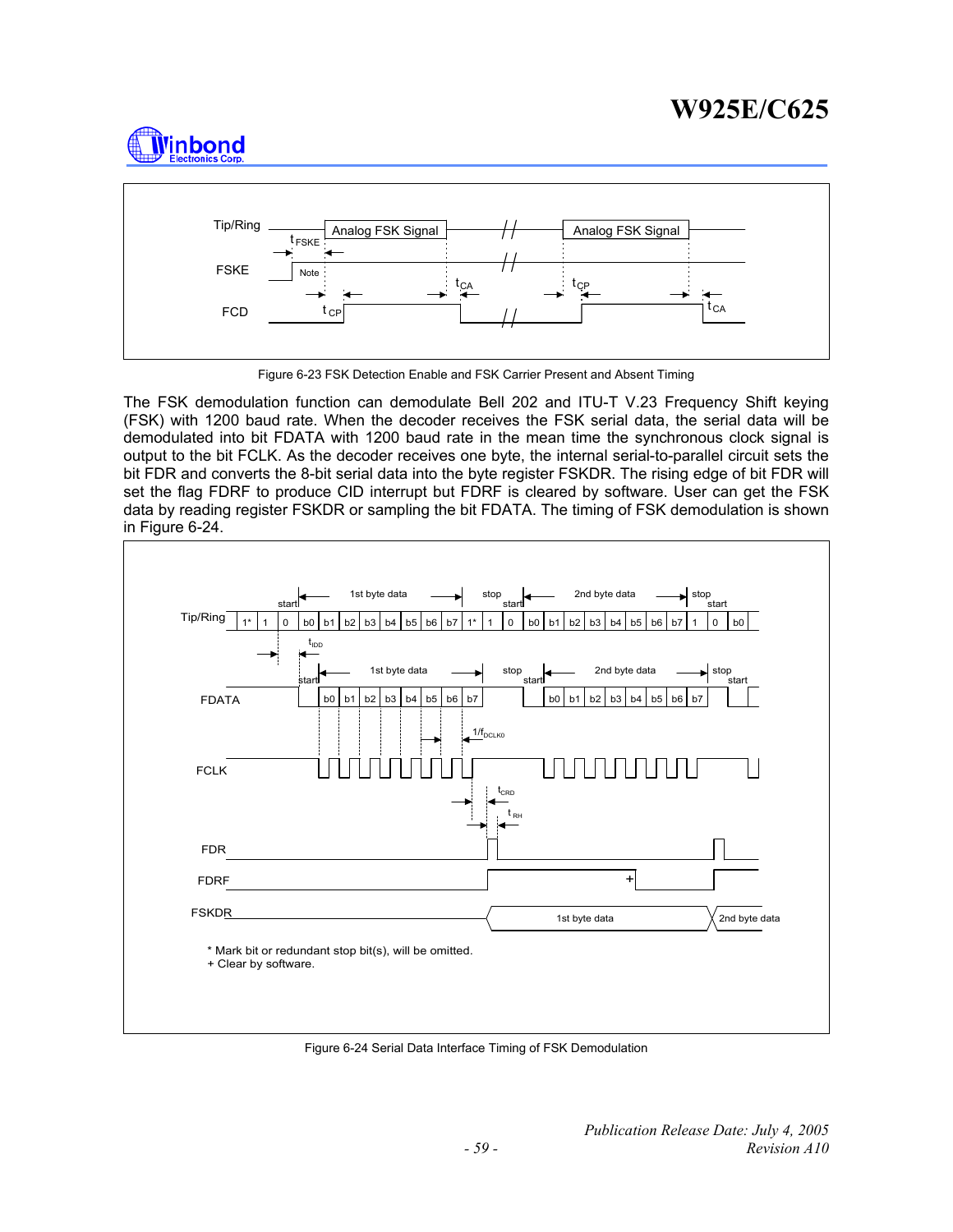Figure 6-23 FSK Detection Enable and FSK Carrier Present and Absent Timing

The FSK demodulation function can demodulate Bell 202 and ITU-T V.23 Frequency Shift keying (FSK) with 1200 baud rate. When the decoder receives the FSK serial data, the serial data will be demodulated into bit FDATA with 1200 baud rate in the mean time the synchronous clock signal is output to the bit FCLK. As the decoder receives one byte, the internal serial-to-parallel circuit sets the bit FDR and converts the 8-bit serial data into the byte register FSKDR. The rising edge of bit FDR will set the flag FDRF to produce CID interrupt but FDRF is cleared by software. User can get the FSK data by reading register FSKDR or sampling the bit FDATA. The timing of FSK demodulation is shown in Figure 6-24.

\* Mark bit or redundant stop bit(s), will be omitted.
\+ Clear by software.

Figure 6-24 Serial Data Interface Timing of FSK Demodulation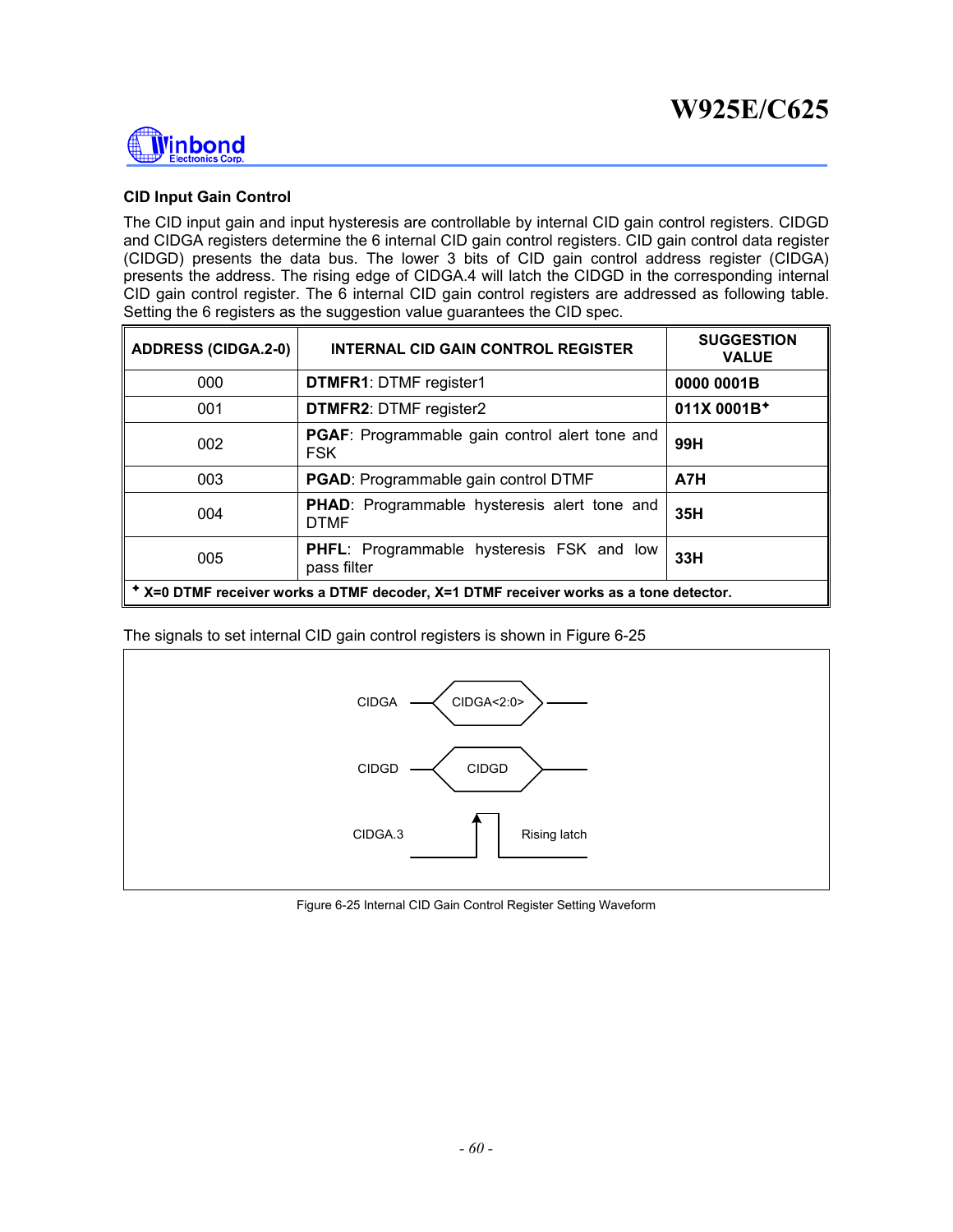### CID Input Gain Control

The CID input gain and input hysteresis are controllable by internal CID gain control registers. CIDGD and CIDGA registers determine the 6 internal CID gain control registers. CID gain control data register (CIDGD) presents the data bus. The lower 3 bits of CID gain control address register (CIDGA) presents the address. The rising edge of CIDGA.4 will latch the CIDGD in the corresponding internal CID gain control register. The 6 internal CID gain control registers are addressed as following table. Setting the 6 registers as the suggestion value guarantees the CID spec.

| ADDRESS (CIDGA.2-0) | INTERNAL CID GAIN CONTROL REGISTER | SUGGESTION VALUE |
|---|---|---|
| 000 | **DTMFR1**: DTMF register1 | **0000 0001B** |
| 001 | **DTMFR2**: DTMF register2 | **011X 0001B**✦ |
| 002 | **PGAF**: Programmable gain control alert tone and FSK | **99H** |
| 003 | **PGAD**: Programmable gain control DTMF | **A7H** |
| 004 | **PHAD**: Programmable hysteresis alert tone and DTMF | **35H** |
| 005 | **PHFL**: Programmable hysteresis FSK and low pass filter | **33H** |
| ✦ **X=0 DTMF receiver works a DTMF decoder, X=1 DTMF receiver works as a tone detector.** | | |

The signals to set internal CID gain control registers is shown in Figure 6-25

CIDGA — CIDGA<2:0>

CIDGD — CIDGD

CIDGA.3 — Rising latch

Figure 6-25 Internal CID Gain Control Register Setting Waveform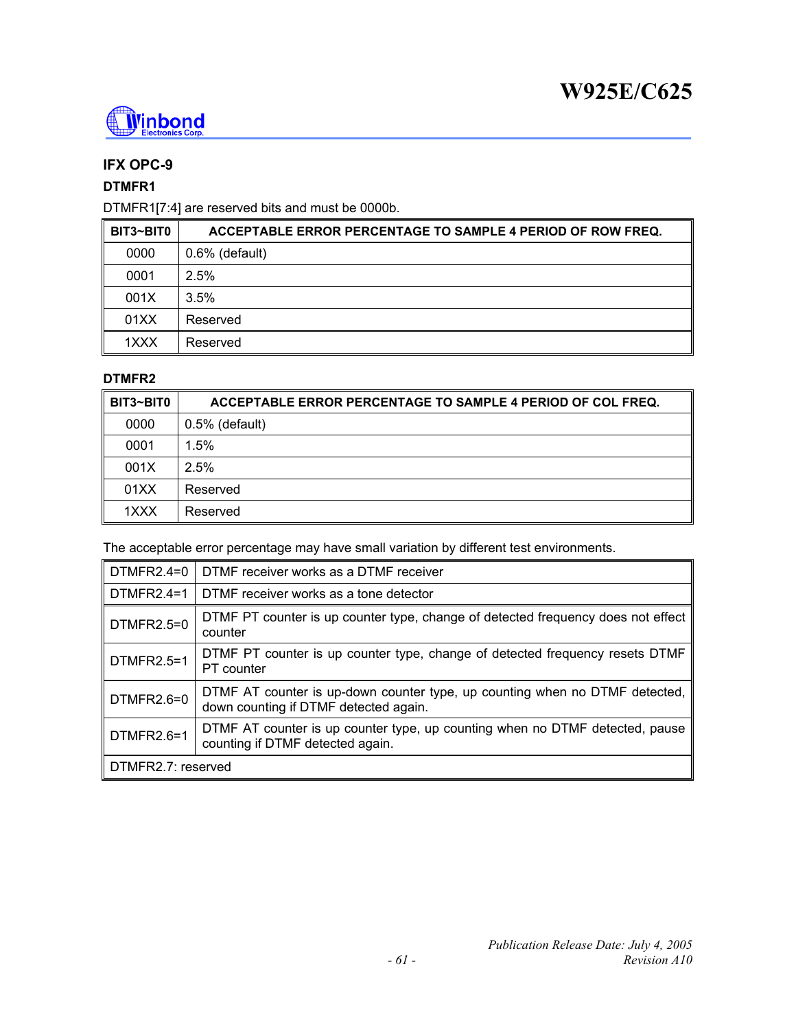### IFX OPC-9

#### DTMFR1

DTMFR1[7:4] are reserved bits and must be 0000b.

| BIT3~BIT0 | ACCEPTABLE ERROR PERCENTAGE TO SAMPLE 4 PERIOD OF ROW FREQ. |
|---|---|
| 0000 | 0.6% (default) |
| 0001 | 2.5% |
| 001X | 3.5% |
| 01XX | Reserved |
| 1XXX | Reserved |

#### DTMFR2

| BIT3~BIT0 | ACCEPTABLE ERROR PERCENTAGE TO SAMPLE 4 PERIOD OF COL FREQ. |
|---|---|
| 0000 | 0.5% (default) |
| 0001 | 1.5% |
| 001X | 2.5% |
| 01XX | Reserved |
| 1XXX | Reserved |

The acceptable error percentage may have small variation by different test environments.

| | |
|---|---|
| DTMFR2.4=0 | DTMF receiver works as a DTMF receiver |
| DTMFR2.4=1 | DTMF receiver works as a tone detector |
| DTMFR2.5=0 | DTMF PT counter is up counter type, change of detected frequency does not effect counter |
| DTMFR2.5=1 | DTMF PT counter is up counter type, change of detected frequency resets DTMF PT counter |
| DTMFR2.6=0 | DTMF AT counter is up-down counter type, up counting when no DTMF detected, down counting if DTMF detected again. |
| DTMFR2.6=1 | DTMF AT counter is up counter type, up counting when no DTMF detected, pause counting if DTMF detected again. |
| DTMFR2.7: reserved | |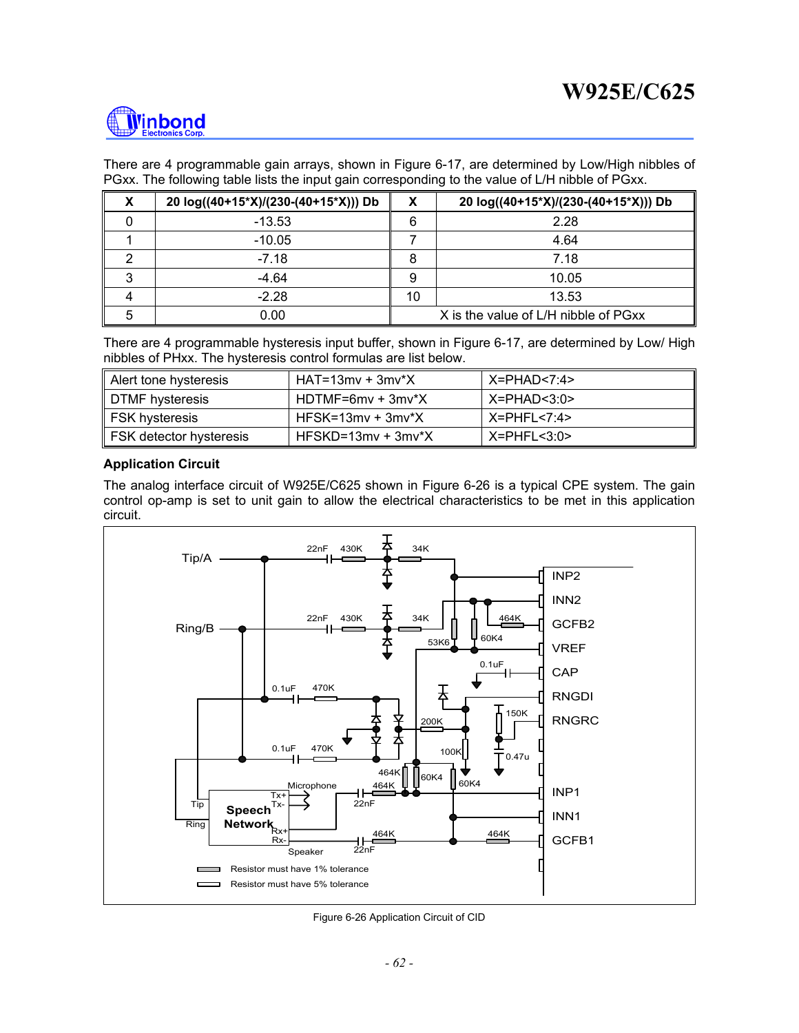There are 4 programmable gain arrays, shown in Figure 6-17, are determined by Low/High nibbles of PGxx. The following table lists the input gain corresponding to the value of L/H nibble of PGxx.

| X | 20 log((40+15*X)/(230-(40+15*X))) Db | X | 20 log((40+15*X)/(230-(40+15*X))) Db |
|---|---|---|---|
| 0 | -13.53 | 6 | 2.28 |
| 1 | -10.05 | 7 | 4.64 |
| 2 | -7.18 | 8 | 7.18 |
| 3 | -4.64 | 9 | 10.05 |
| 4 | -2.28 | 10 | 13.53 |
| 5 | 0.00 | X is the value of L/H nibble of PGxx | |

There are 4 programmable hysteresis input buffer, shown in Figure 6-17, are determined by Low/ High nibbles of PHxx. The hysteresis control formulas are list below.

| | | |
|---|---|---|
| Alert tone hysteresis | HAT=13mv + 3mv*X | X=PHAD<7:4> |
| DTMF hysteresis | HDTMF=6mv + 3mv*X | X=PHAD<3:0> |
| FSK hysteresis | HFSK=13mv + 3mv*X | X=PHFL<7:4> |
| FSK detector hysteresis | HFSKD=13mv + 3mv*X | X=PHFL<3:0> |

**Application Circuit**

The analog interface circuit of W925E/C625 shown in Figure 6-26 is a typical CPE system. The gain control op-amp is set to unit gain to allow the electrical characteristics to be met in this application circuit.

Figure 6-26 Application Circuit of CID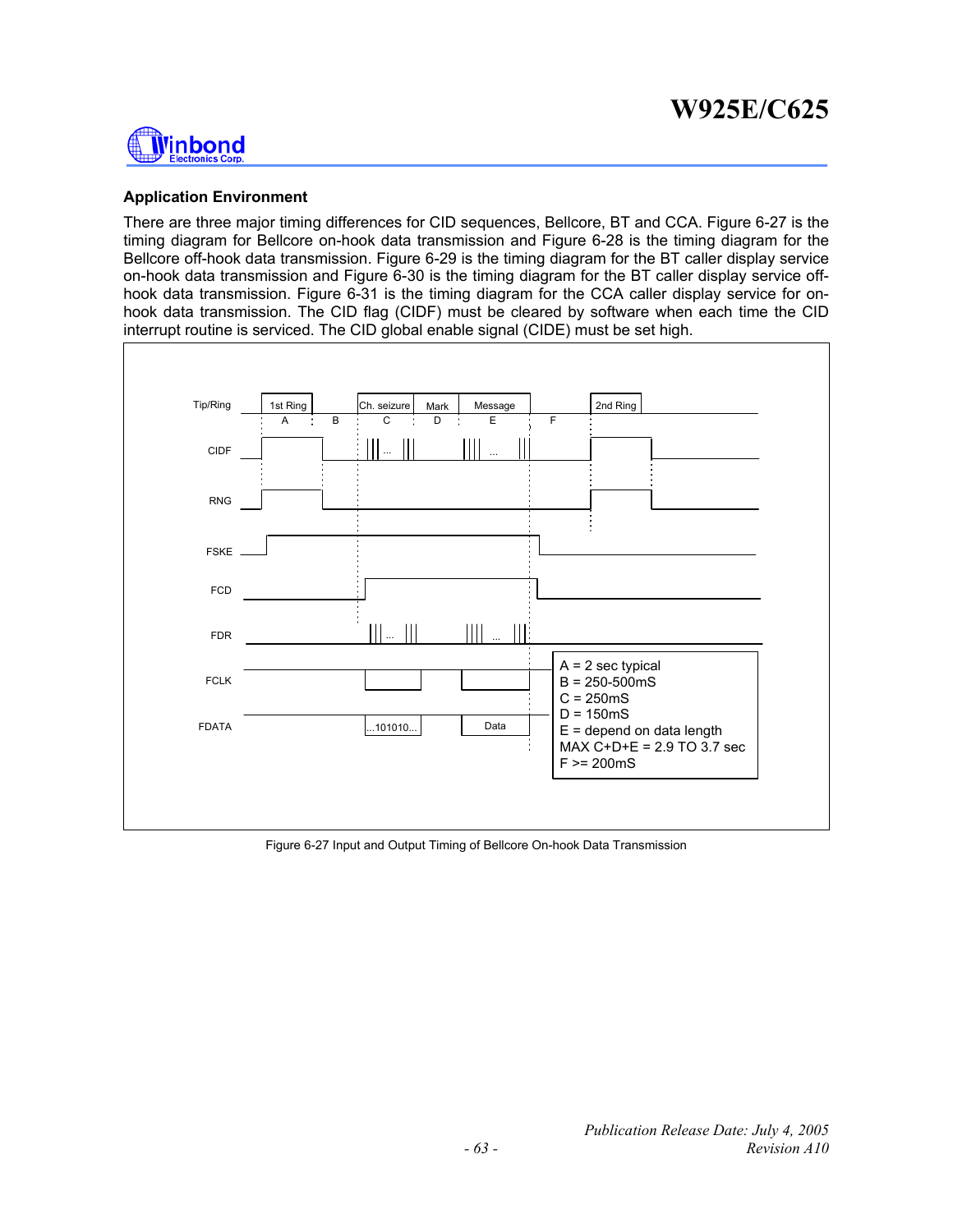### Application Environment

There are three major timing differences for CID sequences, Bellcore, BT and CCA. Figure 6-27 is the timing diagram for Bellcore on-hook data transmission and Figure 6-28 is the timing diagram for the Bellcore off-hook data transmission. Figure 6-29 is the timing diagram for the BT caller display service on-hook data transmission and Figure 6-30 is the timing diagram for the BT caller display service off-hook data transmission. Figure 6-31 is the timing diagram for the CCA caller display service for on-hook data transmission. The CID flag (CIDF) must be cleared by software when each time the CID interrupt routine is serviced. The CID global enable signal (CIDE) must be set high.

A = 2 sec typical
B = 250-500mS
C = 250mS
D = 150mS
E = depend on data length
MAX C+D+E = 2.9 TO 3.7 sec
F >= 200mS

Figure 6-27 Input and Output Timing of Bellcore On-hook Data Transmission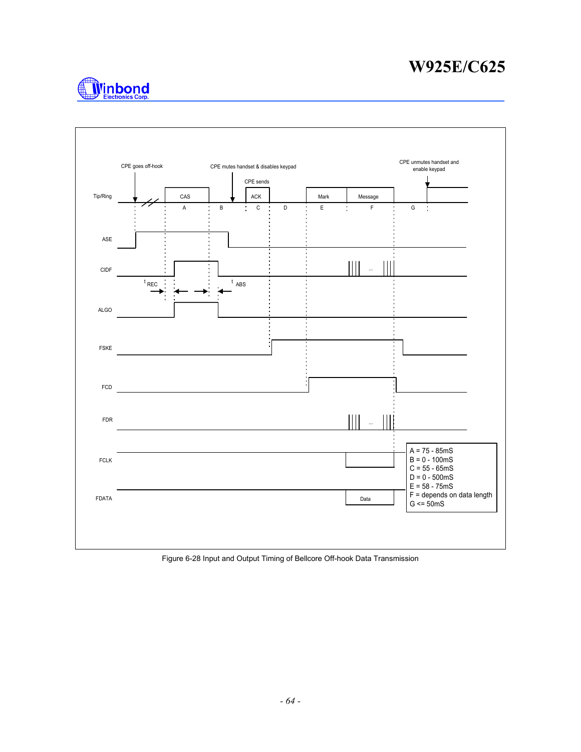CPE goes off-hook

CPE mutes handset & disables keypad

CPE unmutes handset and enable keypad

CPE sends

Tip/Ring — CAS, ACK, Mark, Message

A, B, C, D, E, F, G

ASE

CIDF

$t_{REC}$ $t_{ABS}$

ALGO

FSKE

FCD

FDR

FCLK

FDATA — Data

A = 75 - 85mS
B = 0 - 100mS
C = 55 - 65mS
D = 0 - 500mS
E = 58 - 75mS
F = depends on data length
G <= 50mS

Figure 6-28 Input and Output Timing of Bellcore Off-hook Data Transmission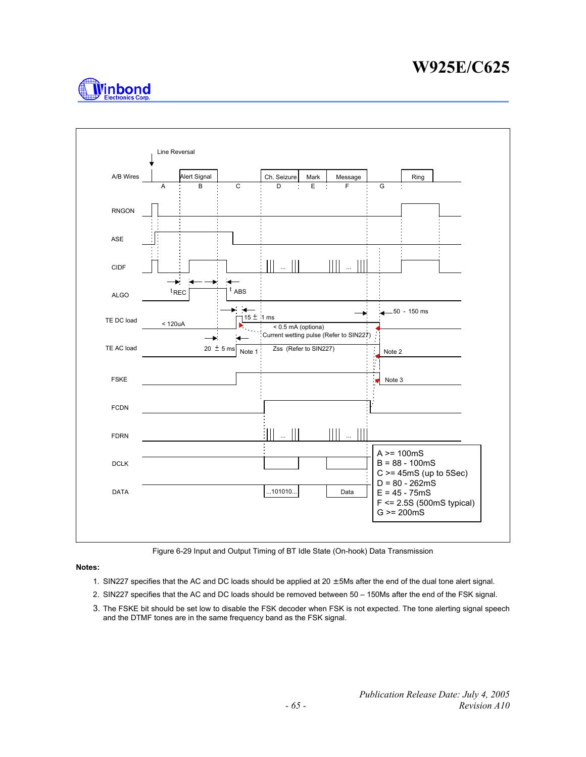Figure 6-29 Input and Output Timing of BT Idle State (On-hook) Data Transmission

**Notes:**

1. SIN227 specifies that the AC and DC loads should be applied at 20 ±5Ms after the end of the dual tone alert signal.
2. SIN227 specifies that the AC and DC loads should be removed between 50 – 150Ms after the end of the FSK signal.
3. The FSKE bit should be set low to disable the FSK decoder when FSK is not expected. The tone alerting signal speech and the DTMF tones are in the same frequency band as the FSK signal.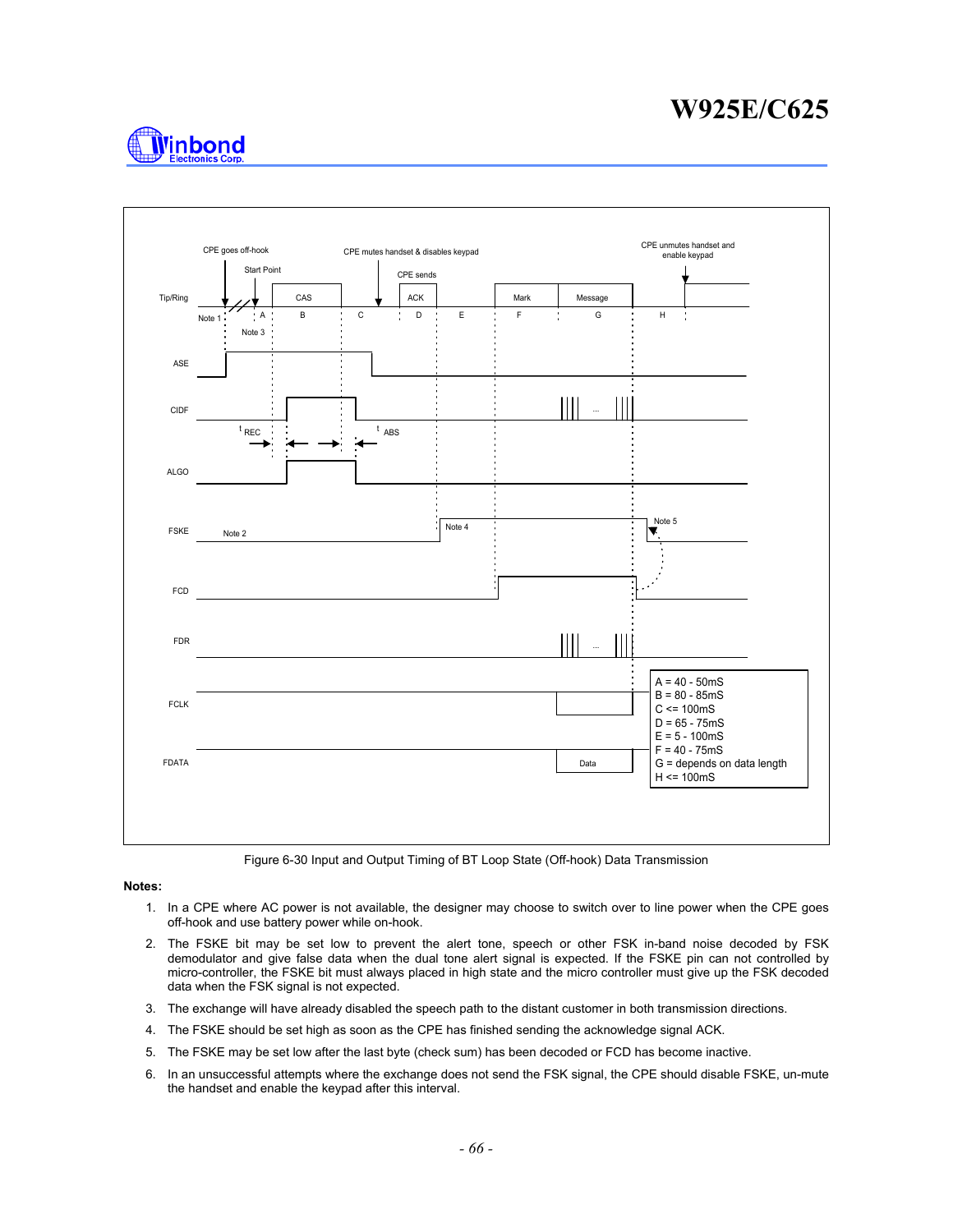A = 40 - 50mS
B = 80 - 85mS
C <= 100mS
D = 65 - 75mS
E = 5 - 100mS
F = 40 - 75mS
G = depends on data length
H <= 100mS

Figure 6-30 Input and Output Timing of BT Loop State (Off-hook) Data Transmission

**Notes:**

1. In a CPE where AC power is not available, the designer may choose to switch over to line power when the CPE goes off-hook and use battery power while on-hook.
2. The FSKE bit may be set low to prevent the alert tone, speech or other FSK in-band noise decoded by FSK demodulator and give false data when the dual tone alert signal is expected. If the FSKE pin can not controlled by micro-controller, the FSKE bit must always placed in high state and the micro controller must give up the FSK decoded data when the FSK signal is not expected.
3. The exchange will have already disabled the speech path to the distant customer in both transmission directions.
4. The FSKE should be set high as soon as the CPE has finished sending the acknowledge signal ACK.
5. The FSKE may be set low after the last byte (check sum) has been decoded or FCD has become inactive.
6. In an unsuccessful attempts where the exchange does not send the FSK signal, the CPE should disable FSKE, un-mute the handset and enable the keypad after this interval.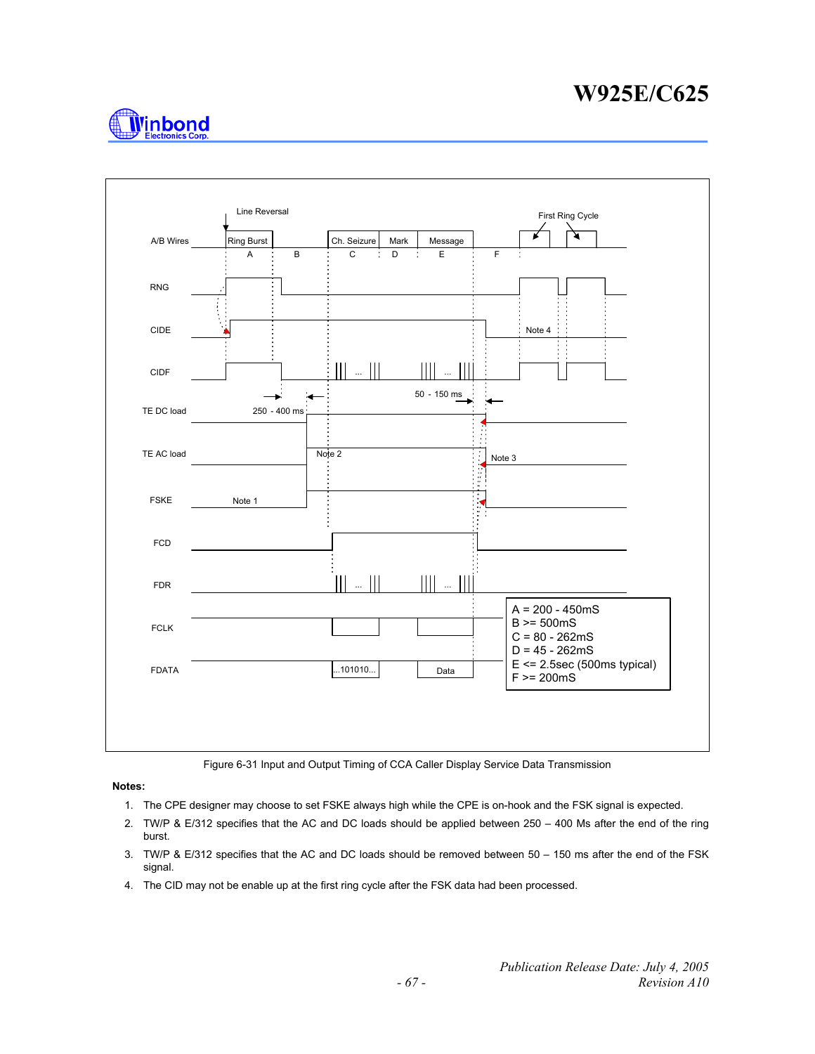Figure 6-31 Input and Output Timing of CCA Caller Display Service Data Transmission

A = 200 - 450mS
B >= 500mS
C = 80 - 262mS
D = 45 - 262mS
E <= 2.5sec (500ms typical)
F >= 200mS

**Notes:**

1. The CPE designer may choose to set FSKE always high while the CPE is on-hook and the FSK signal is expected.
2. TW/P & E/312 specifies that the AC and DC loads should be applied between 250 – 400 Ms after the end of the ring burst.
3. TW/P & E/312 specifies that the AC and DC loads should be removed between 50 – 150 ms after the end of the FSK signal.
4. The CID may not be enable up at the first ring cycle after the FSK data had been processed.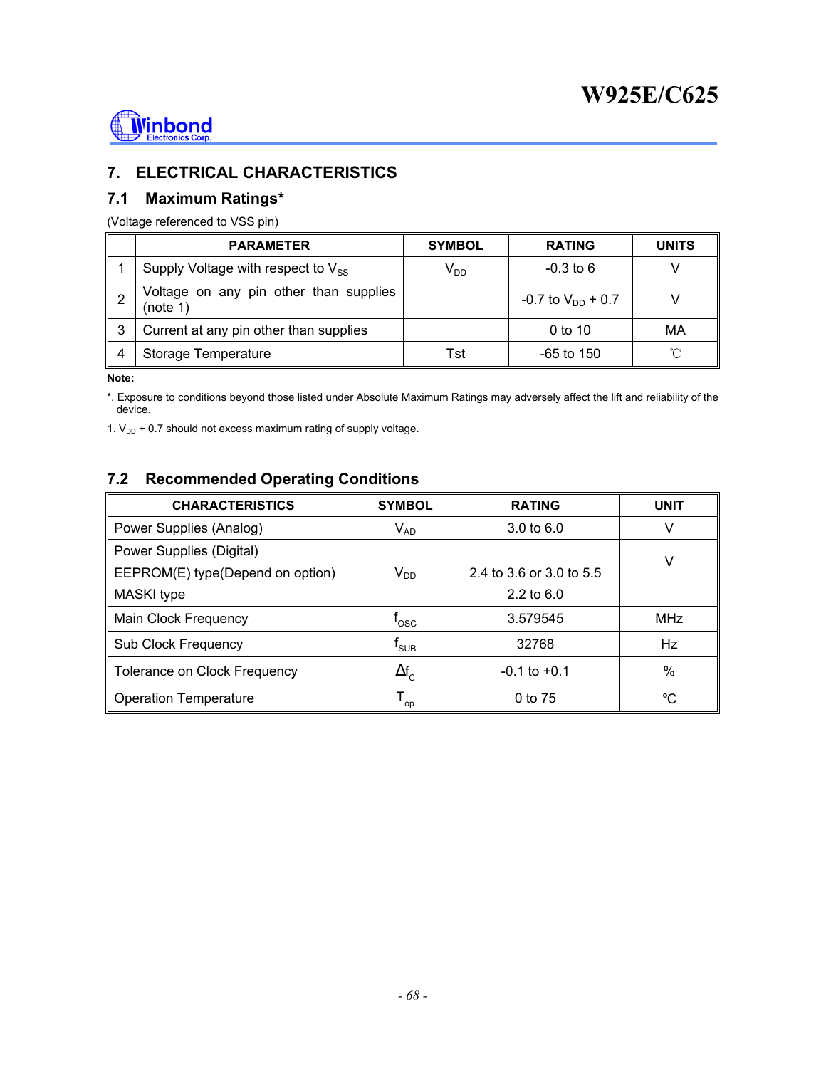## 7. ELECTRICAL CHARACTERISTICS

### 7.1 Maximum Ratings*

(Voltage referenced to VSS pin)

| | PARAMETER | SYMBOL | RATING | UNITS |
|---|---|---|---|---|
| 1 | Supply Voltage with respect to $V_{SS}$ | $V_{DD}$ | -0.3 to 6 | V |
| 2 | Voltage on any pin other than supplies (note 1) | | -0.7 to $V_{DD}$ + 0.7 | V |
| 3 | Current at any pin other than supplies | | 0 to 10 | MA |
| 4 | Storage Temperature | Tst | -65 to 150 | ℃ |

**Note:**

*. Exposure to conditions beyond those listed under Absolute Maximum Ratings may adversely affect the lift and reliability of the device.

1. $V_{DD}$ + 0.7 should not excess maximum rating of supply voltage.

### 7.2 Recommended Operating Conditions

| CHARACTERISTICS | SYMBOL | RATING | UNIT |
|---|---|---|---|
| Power Supplies (Analog) | $V_{AD}$ | 3.0 to 6.0 | V |
| Power Supplies (Digital)<br>EEPROM(E) type(Depend on option)<br>MASKI type | $V_{DD}$ | 2.4 to 3.6 or 3.0 to 5.5<br>2.2 to 6.0 | V |
| Main Clock Frequency | $f_{OSC}$ | 3.579545 | MHz |
| Sub Clock Frequency | $f_{SUB}$ | 32768 | Hz |
| Tolerance on Clock Frequency | $\Delta f_C$ | -0.1 to +0.1 | % |
| Operation Temperature | $T_{op}$ | 0 to 75 | ℃ |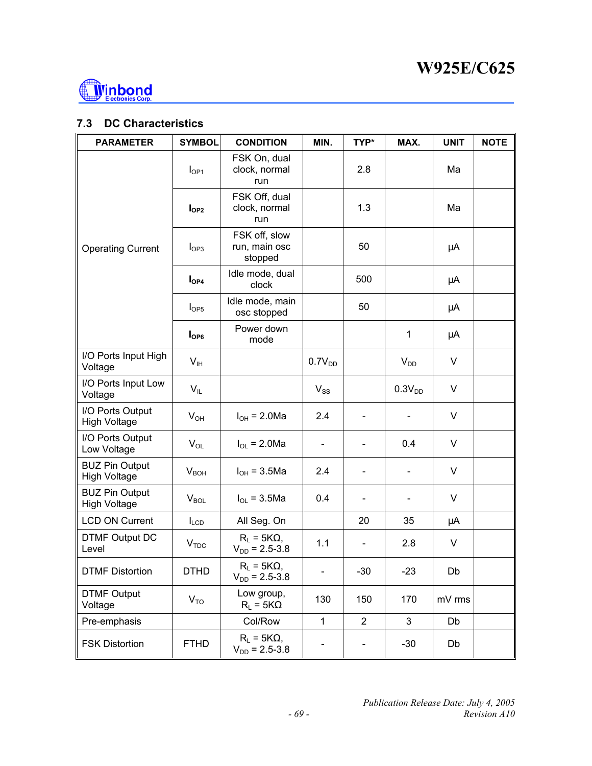## 7.3 DC Characteristics

| PARAMETER | SYMBOL | CONDITION | MIN. | TYP* | MAX. | UNIT | NOTE |
|---|---|---|---|---|---|---|---|
| Operating Current | $I_{OP1}$ | FSK On, dual clock, normal run | | 2.8 | | Ma | |
| | $I_{OP2}$ | FSK Off, dual clock, normal run | | 1.3 | | Ma | |
| | $I_{OP3}$ | FSK off, slow run, main osc stopped | | 50 | | µA | |
| | $I_{OP4}$ | Idle mode, dual clock | | 500 | | µA | |
| | $I_{OP5}$ | Idle mode, main osc stopped | | 50 | | µA | |
| | $I_{OP6}$ | Power down mode | | | 1 | µA | |
| I/O Ports Input High Voltage | $V_{IH}$ | | $0.7V_{DD}$ | | $V_{DD}$ | V | |
| I/O Ports Input Low Voltage | $V_{IL}$ | | $V_{SS}$ | | $0.3V_{DD}$ | V | |
| I/O Ports Output High Voltage | $V_{OH}$ | $I_{OH}$ = 2.0Ma | 2.4 | - | - | V | |
| I/O Ports Output Low Voltage | $V_{OL}$ | $I_{OL}$ = 2.0Ma | - | - | 0.4 | V | |
| BUZ Pin Output High Voltage | $V_{BOH}$ | $I_{OH}$ = 3.5Ma | 2.4 | - | - | V | |
| BUZ Pin Output High Voltage | $V_{BOL}$ | $I_{OL}$ = 3.5Ma | 0.4 | - | - | V | |
| LCD ON Current | $I_{LCD}$ | All Seg. On | | 20 | 35 | µA | |
| DTMF Output DC Level | $V_{TDC}$ | $R_L$ = 5KΩ, $V_{DD}$ = 2.5-3.8 | 1.1 | - | 2.8 | V | |
| DTMF Distortion | DTHD | $R_L$ = 5KΩ, $V_{DD}$ = 2.5-3.8 | - | -30 | -23 | Db | |
| DTMF Output Voltage | $V_{TO}$ | Low group, $R_L$ = 5KΩ | 130 | 150 | 170 | mV rms | |
| Pre-emphasis | | Col/Row | 1 | 2 | 3 | Db | |
| FSK Distortion | FTHD | $R_L$ = 5KΩ, $V_{DD}$ = 2.5-3.8 | - | - | -30 | Db | |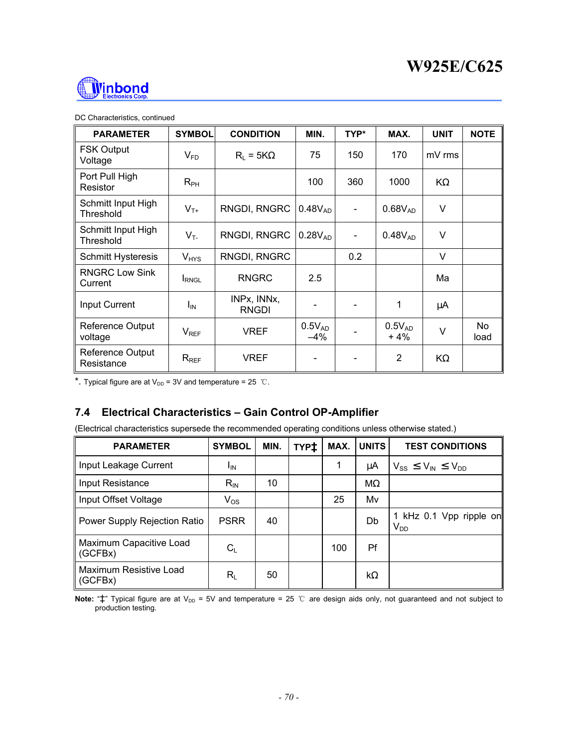DC Characteristics, continued

| PARAMETER | SYMBOL | CONDITION | MIN. | TYP* | MAX. | UNIT | NOTE |
|---|---|---|---|---|---|---|---|
| FSK Output Voltage | $V_{FD}$ | $R_L$ = 5KΩ | 75 | 150 | 170 | mV rms | |
| Port Pull High Resistor | $R_{PH}$ | | 100 | 360 | 1000 | KΩ | |
| Schmitt Input High Threshold | $V_{T+}$ | RNGDI, RNGRC | $0.48V_{AD}$ | - | $0.68V_{AD}$ | V | |
| Schmitt Input High Threshold | $V_{T-}$ | RNGDI, RNGRC | $0.28V_{AD}$ | - | $0.48V_{AD}$ | V | |
| Schmitt Hysteresis | $V_{HYS}$ | RNGDI, RNGRC | | 0.2 | | V | |
| RNGRC Low Sink Current | $I_{RNGL}$ | RNGRC | 2.5 | | | Ma | |
| Input Current | $I_{IN}$ | INPx, INNx, RNGDI | - | - | 1 | µA | |
| Reference Output voltage | $V_{REF}$ | VREF | $0.5V_{AD}$ –4% | - | $0.5V_{AD}$ + 4% | V | No load |
| Reference Output Resistance | $R_{REF}$ | VREF | - | - | 2 | KΩ | |

*. Typical figure are at $V_{DD}$ = 3V and temperature = 25 ℃.

## 7.4 Electrical Characteristics – Gain Control OP-Amplifier

(Electrical characteristics supersede the recommended operating conditions unless otherwise stated.)

| PARAMETER | SYMBOL | MIN. | TYP‡ | MAX. | UNITS | TEST CONDITIONS |
|---|---|---|---|---|---|---|
| Input Leakage Current | $I_{IN}$ | | | 1 | µA | $V_{SS} \leq V_{IN} \leq V_{DD}$ |
| Input Resistance | $R_{IN}$ | 10 | | | MΩ | |
| Input Offset Voltage | $V_{OS}$ | | | 25 | Mv | |
| Power Supply Rejection Ratio | PSRR | 40 | | | Db | 1 kHz 0.1 Vpp ripple on $V_{DD}$ |
| Maximum Capacitive Load (GCFBx) | $C_L$ | | | 100 | Pf | |
| Maximum Resistive Load (GCFBx) | $R_L$ | 50 | | | kΩ | |

**Note:** "‡" Typical figure are at $V_{DD}$ = 5V and temperature = 25 ℃ are design aids only, not guaranteed and not subject to production testing.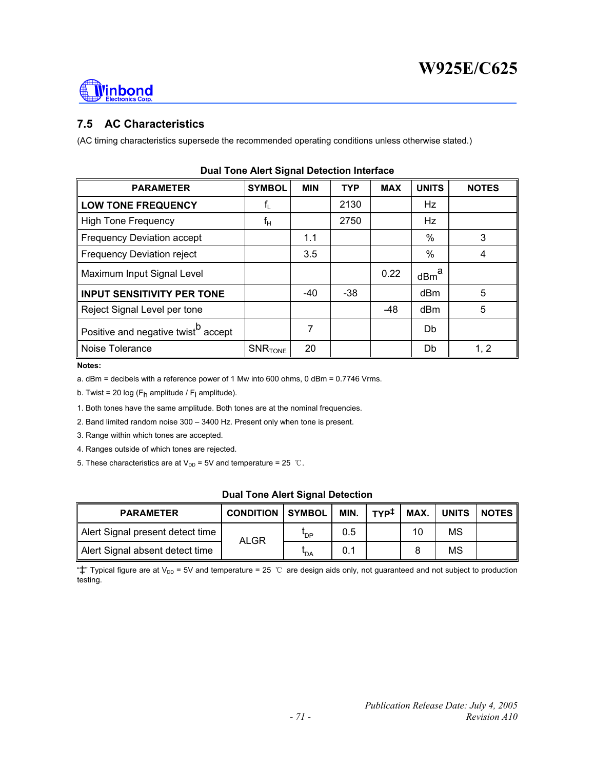## 7.5 AC Characteristics

(AC timing characteristics supersede the recommended operating conditions unless otherwise stated.)

**Dual Tone Alert Signal Detection Interface**

| PARAMETER | SYMBOL | MIN | TYP | MAX | UNITS | NOTES |
|---|---|---|---|---|---|---|
| **LOW TONE FREQUENCY** | $f_L$ | | 2130 | | Hz | |
| High Tone Frequency | $f_H$ | | 2750 | | Hz | |
| Frequency Deviation accept | | 1.1 | | | % | 3 |
| Frequency Deviation reject | | 3.5 | | | % | 4 |
| Maximum Input Signal Level | | | | 0.22 | dBm[a] | |
| **INPUT SENSITIVITY PER TONE** | | -40 | -38 | | dBm | 5 |
| Reject Signal Level per tone | | | | -48 | dBm | 5 |
| Positive and negative twist[b] accept | | 7 | | | Db | |
| Noise Tolerance | $SNR_{TONE}$ | 20 | | | Db | 1, 2 |

**Notes:**

a. dBm = decibels with a reference power of 1 Mw into 600 ohms, 0 dBm = 0.7746 Vrms.

b. Twist = 20 log ($F_h$ amplitude / $F_l$ amplitude).

1. Both tones have the same amplitude. Both tones are at the nominal frequencies.
2. Band limited random noise 300 – 3400 Hz. Present only when tone is present.
3. Range within which tones are accepted.
4. Ranges outside of which tones are rejected.
5. These characteristics are at $V_{DD}$ = 5V and temperature = 25 ℃.

**Dual Tone Alert Signal Detection**

| PARAMETER | CONDITION | SYMBOL | MIN. | TYP‡ | MAX. | UNITS | NOTES |
|---|---|---|---|---|---|---|---|
| Alert Signal present detect time | ALGR | $t_{DP}$ | 0.5 | | 10 | MS | |
| Alert Signal absent detect time | | $t_{DA}$ | 0.1 | | 8 | MS | |

"‡" Typical figure are at $V_{DD}$ = 5V and temperature = 25 ℃ are design aids only, not guaranteed and not subject to production testing.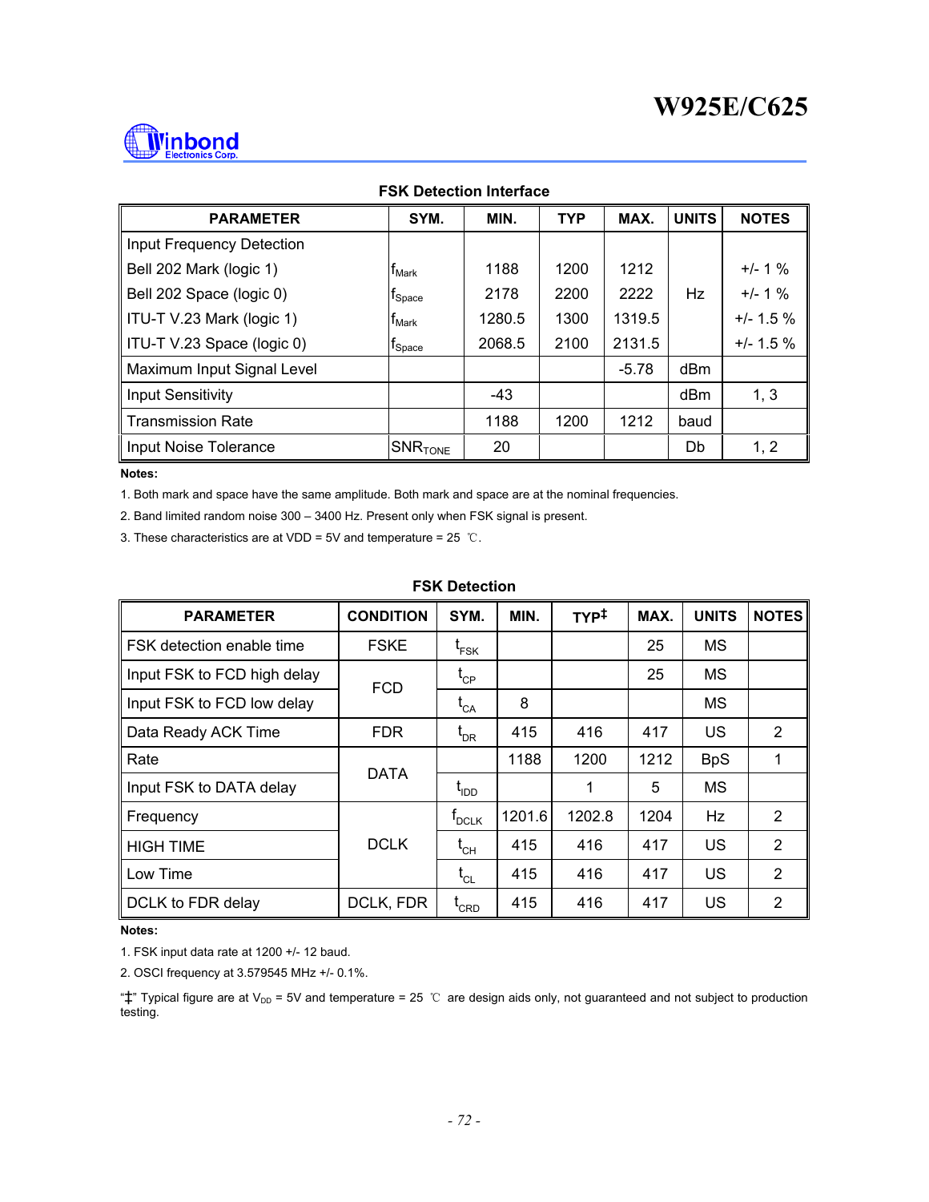### FSK Detection Interface

| PARAMETER | SYM. | MIN. | TYP | MAX. | UNITS | NOTES |
|---|---|---|---|---|---|---|
| Input Frequency Detection | | | | | | |
| Bell 202 Mark (logic 1) | $f_{Mark}$ | 1188 | 1200 | 1212 | Hz | +/- 1 % |
| Bell 202 Space (logic 0) | $f_{Space}$ | 2178 | 2200 | 2222 | Hz | +/- 1 % |
| ITU-T V.23 Mark (logic 1) | $f_{Mark}$ | 1280.5 | 1300 | 1319.5 | Hz | +/- 1.5 % |
| ITU-T V.23 Space (logic 0) | $f_{Space}$ | 2068.5 | 2100 | 2131.5 | Hz | +/- 1.5 % |
| Maximum Input Signal Level | | | | -5.78 | dBm | |
| Input Sensitivity | | -43 | | | dBm | 1, 3 |
| Transmission Rate | | 1188 | 1200 | 1212 | baud | |
| Input Noise Tolerance | $SNR_{TONE}$ | 20 | | | Db | 1, 2 |

**Notes:**

1. Both mark and space have the same amplitude. Both mark and space are at the nominal frequencies.
2. Band limited random noise 300 – 3400 Hz. Present only when FSK signal is present.
3. These characteristics are at VDD = 5V and temperature = 25 ℃.

### FSK Detection

| PARAMETER | CONDITION | SYM. | MIN. | TYP‡ | MAX. | UNITS | NOTES |
|---|---|---|---|---|---|---|---|
| FSK detection enable time | FSKE | $t_{FSK}$ | | | 25 | MS | |
| Input FSK to FCD high delay | FCD | $t_{CP}$ | | | 25 | MS | |
| Input FSK to FCD low delay | FCD | $t_{CA}$ | 8 | | | MS | |
| Data Ready ACK Time | FDR | $t_{DR}$ | 415 | 416 | 417 | US | 2 |
| Rate | DATA | | 1188 | 1200 | 1212 | BpS | 1 |
| Input FSK to DATA delay | DATA | $t_{IDD}$ | | 1 | 5 | MS | |
| Frequency | DCLK | $f_{DCLK}$ | 1201.6 | 1202.8 | 1204 | Hz | 2 |
| HIGH TIME | DCLK | $t_{CH}$ | 415 | 416 | 417 | US | 2 |
| Low Time | DCLK | $t_{CL}$ | 415 | 416 | 417 | US | 2 |
| DCLK to FDR delay | DCLK, FDR | $t_{CRD}$ | 415 | 416 | 417 | US | 2 |

**Notes:**

1. FSK input data rate at 1200 +/- 12 baud.
2. OSCI frequency at 3.579545 MHz +/- 0.1%.

"‡" Typical figure are at $V_{DD}$ = 5V and temperature = 25 ℃ are design aids only, not guaranteed and not subject to production testing.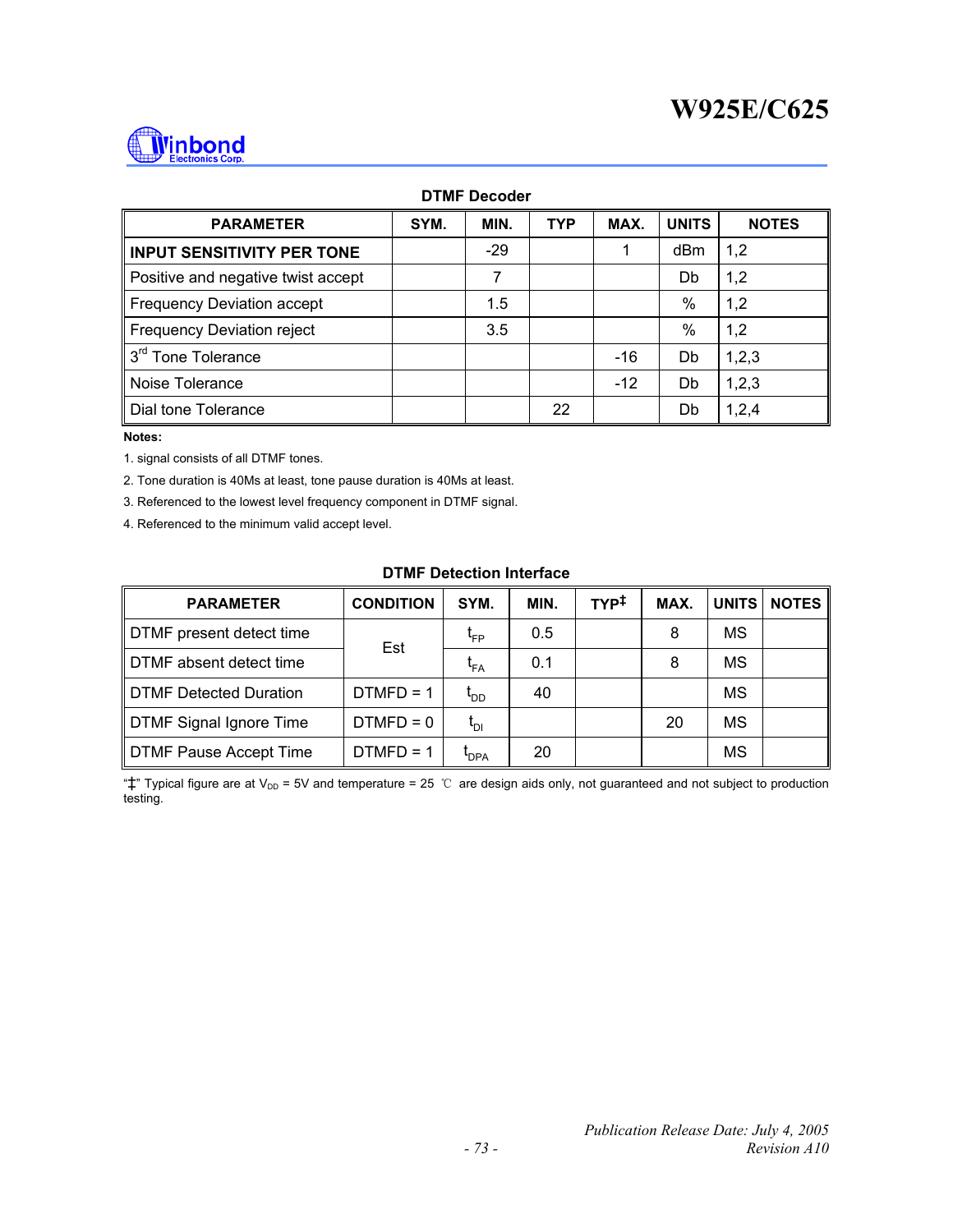### DTMF Decoder

| PARAMETER | SYM. | MIN. | TYP | MAX. | UNITS | NOTES |
|---|---|---|---|---|---|---|
| **INPUT SENSITIVITY PER TONE** | | -29 | | 1 | dBm | 1,2 |
| Positive and negative twist accept | | 7 | | | Db | 1,2 |
| Frequency Deviation accept | | 1.5 | | | % | 1,2 |
| Frequency Deviation reject | | 3.5 | | | % | 1,2 |
| 3rd Tone Tolerance | | | | -16 | Db | 1,2,3 |
| Noise Tolerance | | | | -12 | Db | 1,2,3 |
| Dial tone Tolerance | | | 22 | | Db | 1,2,4 |

**Notes:**

1. signal consists of all DTMF tones.
2. Tone duration is 40Ms at least, tone pause duration is 40Ms at least.
3. Referenced to the lowest level frequency component in DTMF signal.
4. Referenced to the minimum valid accept level.

### DTMF Detection Interface

| PARAMETER | CONDITION | SYM. | MIN. | TYP‡ | MAX. | UNITS | NOTES |
|---|---|---|---|---|---|---|---|
| DTMF present detect time | Est | $t_{FP}$ | 0.5 | | 8 | MS | |
| DTMF absent detect time | | $t_{FA}$ | 0.1 | | 8 | MS | |
| DTMF Detected Duration | DTMFD = 1 | $t_{DD}$ | 40 | | | MS | |
| DTMF Signal Ignore Time | DTMFD = 0 | $t_{DI}$ | | | 20 | MS | |
| DTMF Pause Accept Time | DTMFD = 1 | $t_{DPA}$ | 20 | | | MS | |

"‡" Typical figure are at $V_{DD}$ = 5V and temperature = 25 ℃ are design aids only, not guaranteed and not subject to production testing.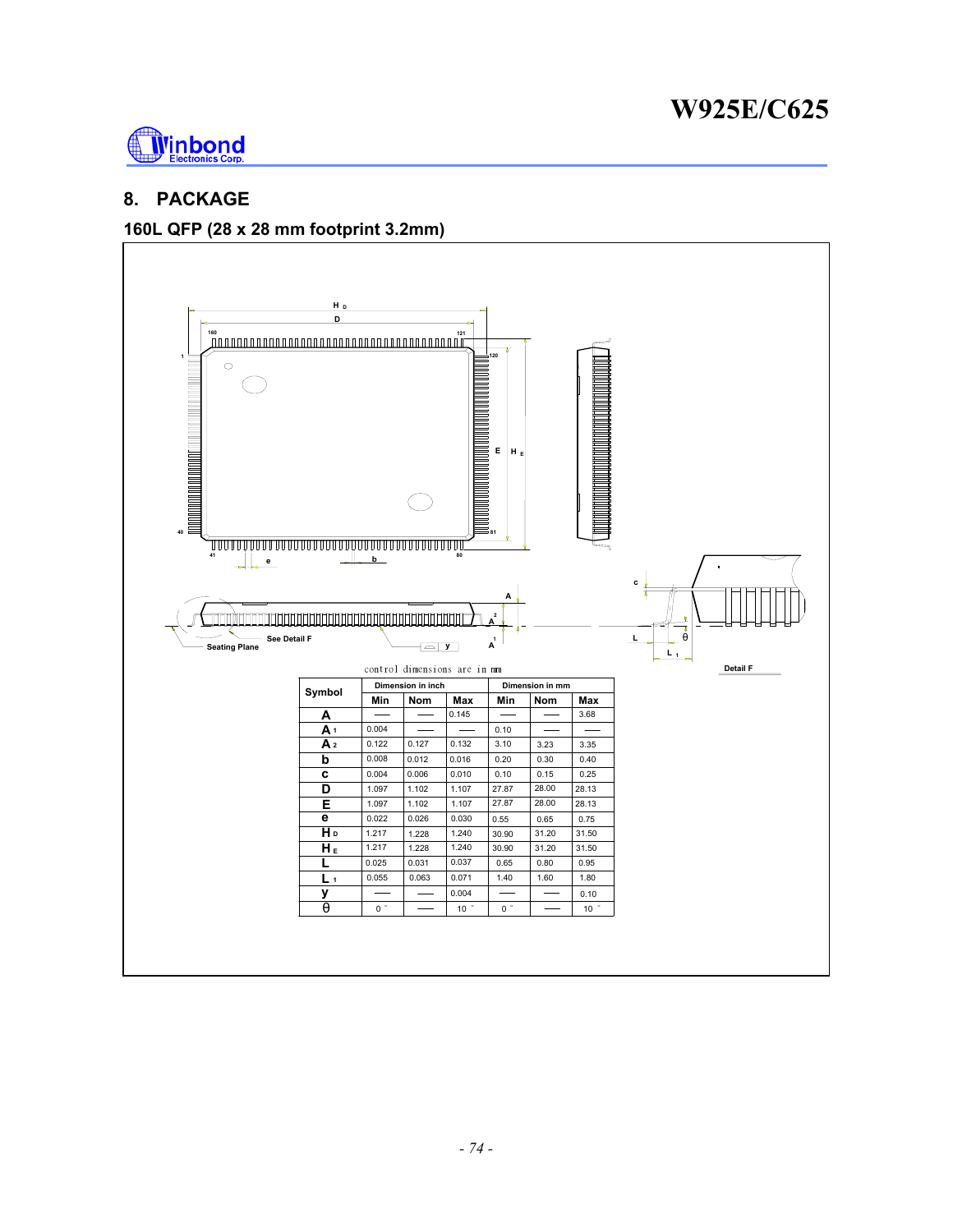## 8. PACKAGE

### 160L QFP (28 x 28 mm footprint 3.2mm)

control dimensions are in mm

| Symbol | Dimension in inch | | | Dimension in mm | | |
|---|---|---|---|---|---|---|
| | Min | Nom | Max | Min | Nom | Max |
| A | — | — | 0.145 | — | — | 3.68 |
| $A_1$ | 0.004 | — | — | 0.10 | — | — |
| $A_2$ | 0.122 | 0.127 | 0.132 | 3.10 | 3.23 | 3.35 |
| b | 0.008 | 0.012 | 0.016 | 0.20 | 0.30 | 0.40 |
| c | 0.004 | 0.006 | 0.010 | 0.10 | 0.15 | 0.25 |
| D | 1.097 | 1.102 | 1.107 | 27.87 | 28.00 | 28.13 |
| E | 1.097 | 1.102 | 1.107 | 27.87 | 28.00 | 28.13 |
| e | 0.022 | 0.026 | 0.030 | 0.55 | 0.65 | 0.75 |
| $H_D$ | 1.217 | 1.228 | 1.240 | 30.90 | 31.20 | 31.50 |
| $H_E$ | 1.217 | 1.228 | 1.240 | 30.90 | 31.20 | 31.50 |
| L | 0.025 | 0.031 | 0.037 | 0.65 | 0.80 | 0.95 |
| $L_1$ | 0.055 | 0.063 | 0.071 | 1.40 | 1.60 | 1.80 |
| y | — | — | 0.004 | — | — | 0.10 |
| θ | 0° | — | 10° | 0° | — | 10° |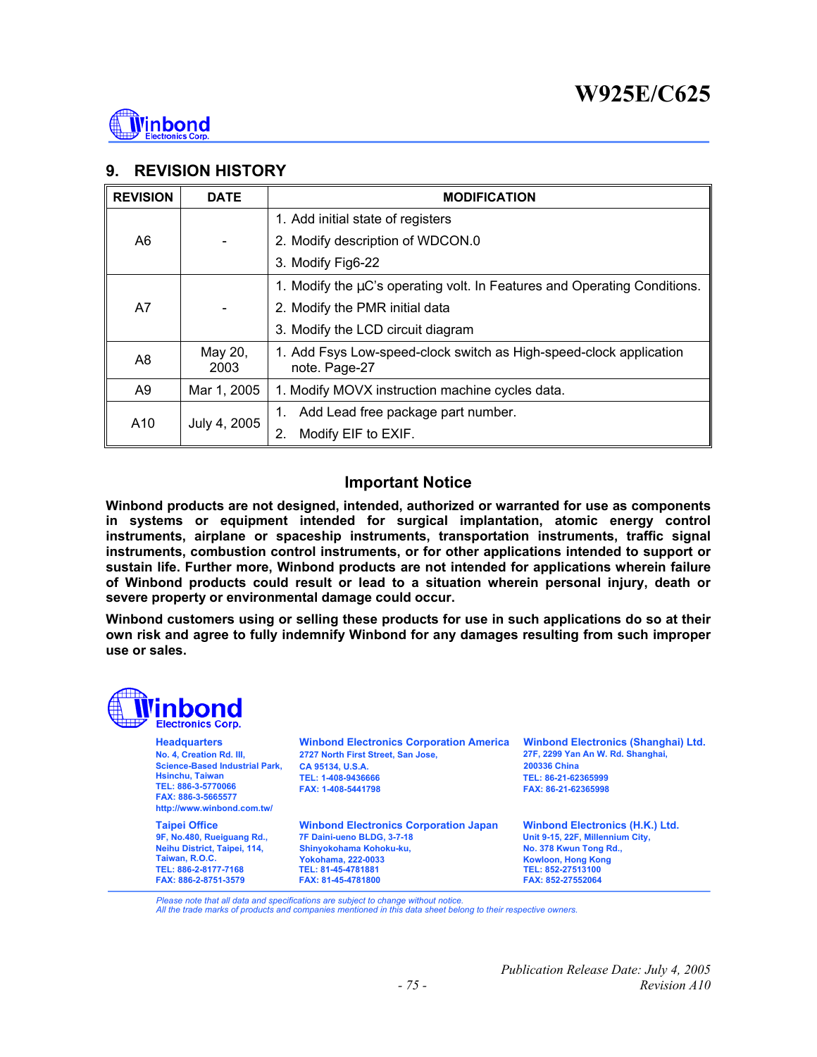## 9. REVISION HISTORY

| REVISION | DATE | MODIFICATION |
|---|---|---|
| A6 | - | 1. Add initial state of registers<br>2. Modify description of WDCON.0<br>3. Modify Fig6-22 |
| A7 | - | 1. Modify the µC's operating volt. In Features and Operating Conditions.<br>2. Modify the PMR initial data<br>3. Modify the LCD circuit diagram |
| A8 | May 20, 2003 | 1. Add Fsys Low-speed-clock switch as High-speed-clock application note. Page-27 |
| A9 | Mar 1, 2005 | 1. Modify MOVX instruction machine cycles data. |
| A10 | July 4, 2005 | 1. Add Lead free package part number.<br>2. Modify EIF to EXIF. |

### Important Notice

**Winbond products are not designed, intended, authorized or warranted for use as components in systems or equipment intended for surgical implantation, atomic energy control instruments, airplane or spaceship instruments, transportation instruments, traffic signal instruments, combustion control instruments, or for other applications intended to support or sustain life. Further more, Winbond products are not intended for applications wherein failure of Winbond products could result or lead to a situation wherein personal injury, death or severe property or environmental damage could occur.**

**Winbond customers using or selling these products for use in such applications do so at their own risk and agree to fully indemnify Winbond for any damages resulting from such improper use or sales.**

**Winbond Electronics Corp.**

**Headquarters**
No. 4, Creation Rd. III,
Science-Based Industrial Park,
Hsinchu, Taiwan
TEL: 886-3-5770066
FAX: 886-3-5665577
http://www.winbond.com.tw/

**Taipei Office**
9F, No.480, Rueiguang Rd.,
Neihu District, Taipei, 114,
Taiwan, R.O.C.
TEL: 886-2-8177-7168
FAX: 886-2-8751-3579

**Winbond Electronics Corporation America**
2727 North First Street, San Jose,
CA 95134, U.S.A.
TEL: 1-408-9436666
FAX: 1-408-5441798

**Winbond Electronics Corporation Japan**
7F Daini-ueno BLDG, 3-7-18
Shinyokohama Kohoku-ku,
Yokohama, 222-0033
TEL: 81-45-4781881
FAX: 81-45-4781800

**Winbond Electronics (Shanghai) Ltd.**
27F, 2299 Yan An W. Rd. Shanghai,
200336 China
TEL: 86-21-62365999
FAX: 86-21-62365998

**Winbond Electronics (H.K.) Ltd.**
Unit 9-15, 22F, Millennium City,
No. 378 Kwun Tong Rd.,
Kowloon, Hong Kong
TEL: 852-27513100
FAX: 852-27552064

*Please note that all data and specifications are subject to change without notice.*
*All the trade marks of products and companies mentioned in this data sheet belong to their respective owners.*